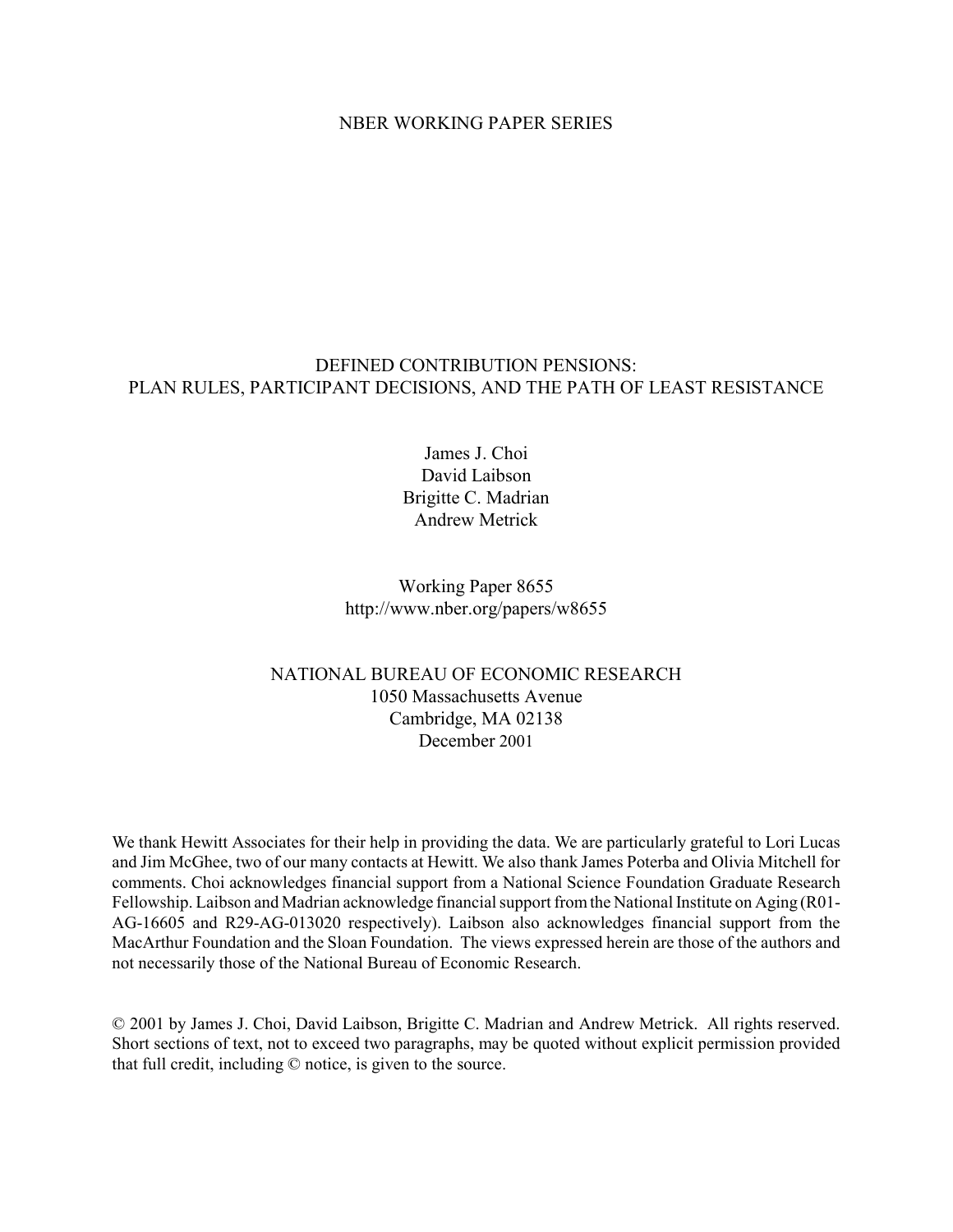NBER WORKING PAPER SERIES

# DEFINED CONTRIBUTION PENSIONS: PLAN RULES, PARTICIPANT DECISIONS, AND THE PATH OF LEAST RESISTANCE

James J. Choi
David Laibson
Brigitte C. Madrian
Andrew Metrick

Working Paper 8655
http://www.nber.org/papers/w8655

NATIONAL BUREAU OF ECONOMIC RESEARCH
1050 Massachusetts Avenue
Cambridge, MA 02138
December 2001

We thank Hewitt Associates for their help in providing the data. We are particularly grateful to Lori Lucas and Jim McGhee, two of our many contacts at Hewitt. We also thank James Poterba and Olivia Mitchell for comments. Choi acknowledges financial support from a National Science Foundation Graduate Research Fellowship. Laibson and Madrian acknowledge financial support from the National Institute on Aging (R01-AG-16605 and R29-AG-013020 respectively). Laibson also acknowledges financial support from the MacArthur Foundation and the Sloan Foundation. The views expressed herein are those of the authors and not necessarily those of the National Bureau of Economic Research.

© 2001 by James J. Choi, David Laibson, Brigitte C. Madrian and Andrew Metrick. All rights reserved. Short sections of text, not to exceed two paragraphs, may be quoted without explicit permission provided that full credit, including © notice, is given to the source.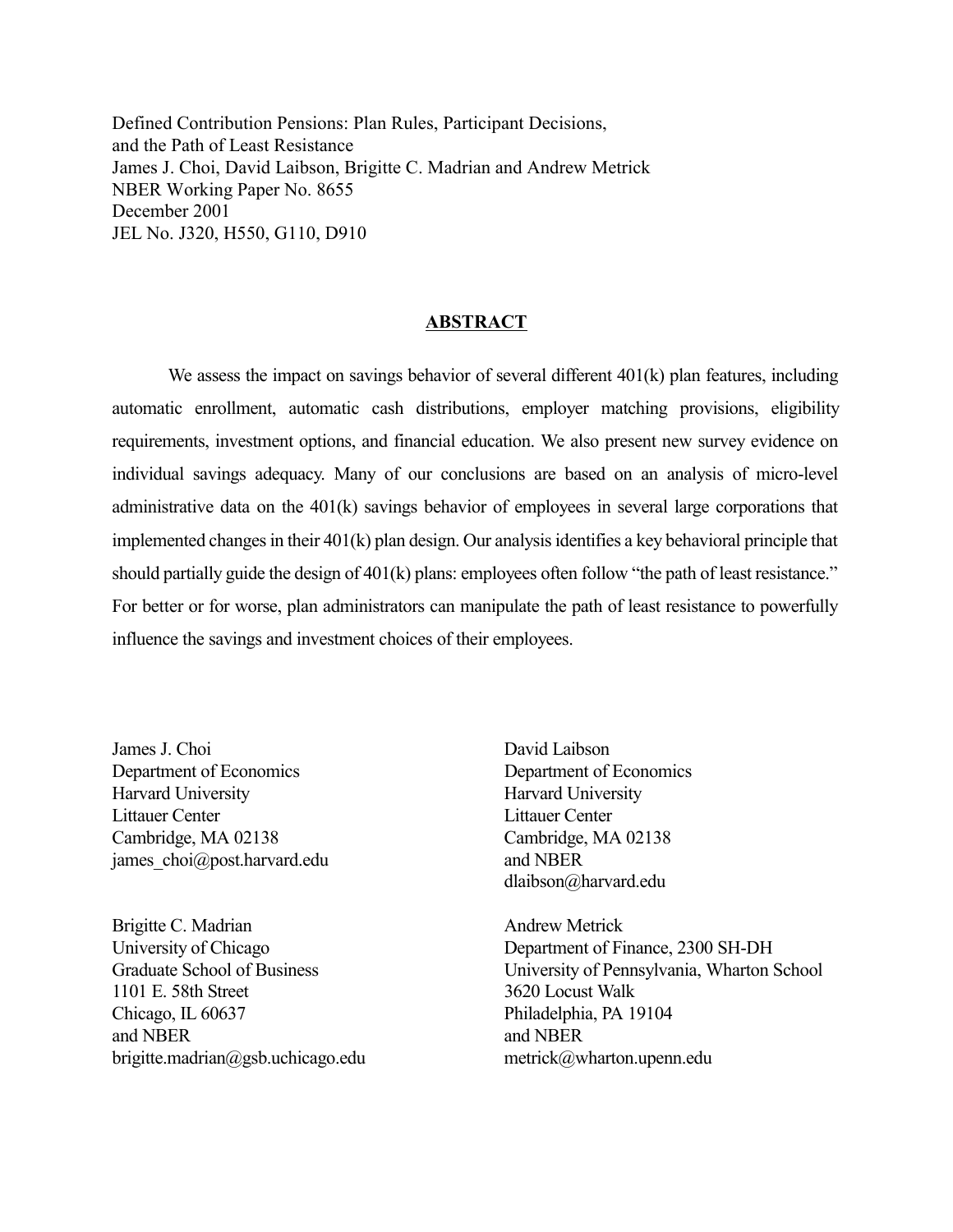Defined Contribution Pensions: Plan Rules, Participant Decisions,
and the Path of Least Resistance
James J. Choi, David Laibson, Brigitte C. Madrian and Andrew Metrick
NBER Working Paper No. 8655
December 2001
JEL No. J320, H550, G110, D910

## ABSTRACT

We assess the impact on savings behavior of several different 401(k) plan features, including automatic enrollment, automatic cash distributions, employer matching provisions, eligibility requirements, investment options, and financial education. We also present new survey evidence on individual savings adequacy. Many of our conclusions are based on an analysis of micro-level administrative data on the 401(k) savings behavior of employees in several large corporations that implemented changes in their 401(k) plan design. Our analysis identifies a key behavioral principle that should partially guide the design of 401(k) plans: employees often follow "the path of least resistance." For better or for worse, plan administrators can manipulate the path of least resistance to powerfully influence the savings and investment choices of their employees.

James J. Choi
Department of Economics
Harvard University
Littauer Center
Cambridge, MA 02138
james_choi@post.harvard.edu

David Laibson
Department of Economics
Harvard University
Littauer Center
Cambridge, MA 02138
and NBER
dlaibson@harvard.edu

Brigitte C. Madrian
University of Chicago
Graduate School of Business
1101 E. 58th Street
Chicago, IL 60637
and NBER
brigitte.madrian@gsb.uchicago.edu

Andrew Metrick
Department of Finance, 2300 SH-DH
University of Pennsylvania, Wharton School
3620 Locust Walk
Philadelphia, PA 19104
and NBER
metrick@wharton.upenn.edu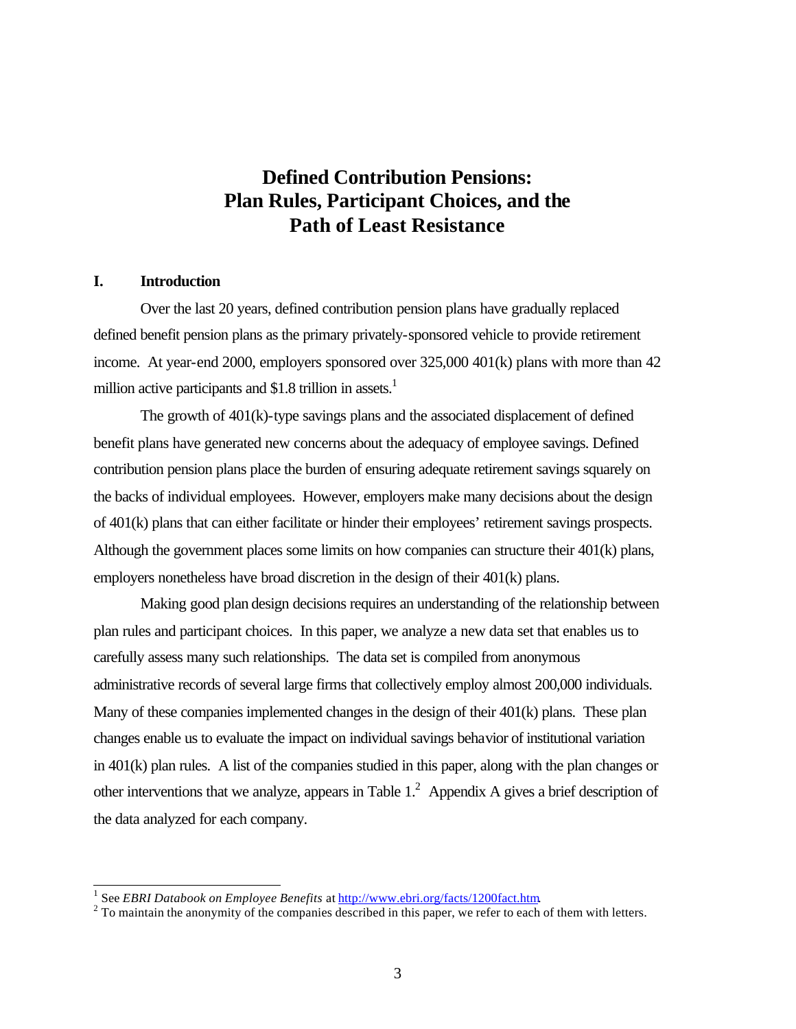# Defined Contribution Pensions: Plan Rules, Participant Choices, and the Path of Least Resistance

## I. Introduction

Over the last 20 years, defined contribution pension plans have gradually replaced defined benefit pension plans as the primary privately-sponsored vehicle to provide retirement income. At year-end 2000, employers sponsored over 325,000 401(k) plans with more than 42 million active participants and $1.8 trillion in assets.[1]

The growth of 401(k)-type savings plans and the associated displacement of defined benefit plans have generated new concerns about the adequacy of employee savings. Defined contribution pension plans place the burden of ensuring adequate retirement savings squarely on the backs of individual employees. However, employers make many decisions about the design of 401(k) plans that can either facilitate or hinder their employees' retirement savings prospects. Although the government places some limits on how companies can structure their 401(k) plans, employers nonetheless have broad discretion in the design of their 401(k) plans.

Making good plan design decisions requires an understanding of the relationship between plan rules and participant choices. In this paper, we analyze a new data set that enables us to carefully assess many such relationships. The data set is compiled from anonymous administrative records of several large firms that collectively employ almost 200,000 individuals. Many of these companies implemented changes in the design of their 401(k) plans. These plan changes enable us to evaluate the impact on individual savings behavior of institutional variation in 401(k) plan rules. A list of the companies studied in this paper, along with the plan changes or other interventions that we analyze, appears in Table 1.[2] Appendix A gives a brief description of the data analyzed for each company.

---

[1] See *EBRI Databook on Employee Benefits* at http://www.ebri.org/facts/1200fact.htm.

[2] To maintain the anonymity of the companies described in this paper, we refer to each of them with letters.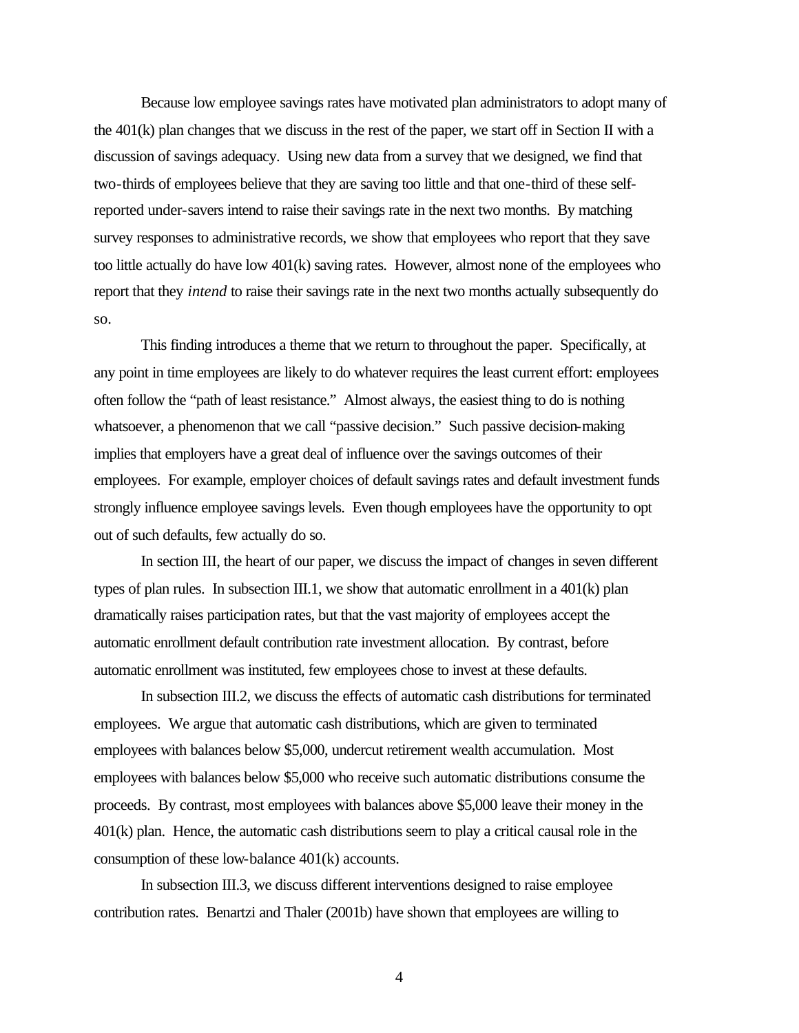Because low employee savings rates have motivated plan administrators to adopt many of the 401(k) plan changes that we discuss in the rest of the paper, we start off in Section II with a discussion of savings adequacy. Using new data from a survey that we designed, we find that two-thirds of employees believe that they are saving too little and that one-third of these self-reported under-savers intend to raise their savings rate in the next two months. By matching survey responses to administrative records, we show that employees who report that they save too little actually do have low 401(k) saving rates. However, almost none of the employees who report that they *intend* to raise their savings rate in the next two months actually subsequently do so.

This finding introduces a theme that we return to throughout the paper. Specifically, at any point in time employees are likely to do whatever requires the least current effort: employees often follow the "path of least resistance." Almost always, the easiest thing to do is nothing whatsoever, a phenomenon that we call "passive decision." Such passive decision-making implies that employers have a great deal of influence over the savings outcomes of their employees. For example, employer choices of default savings rates and default investment funds strongly influence employee savings levels. Even though employees have the opportunity to opt out of such defaults, few actually do so.

In section III, the heart of our paper, we discuss the impact of changes in seven different types of plan rules. In subsection III.1, we show that automatic enrollment in a 401(k) plan dramatically raises participation rates, but that the vast majority of employees accept the automatic enrollment default contribution rate investment allocation. By contrast, before automatic enrollment was instituted, few employees chose to invest at these defaults.

In subsection III.2, we discuss the effects of automatic cash distributions for terminated employees. We argue that automatic cash distributions, which are given to terminated employees with balances below $5,000, undercut retirement wealth accumulation. Most employees with balances below $5,000 who receive such automatic distributions consume the proceeds. By contrast, most employees with balances above $5,000 leave their money in the 401(k) plan. Hence, the automatic cash distributions seem to play a critical causal role in the consumption of these low-balance 401(k) accounts.

In subsection III.3, we discuss different interventions designed to raise employee contribution rates. Benartzi and Thaler (2001b) have shown that employees are willing to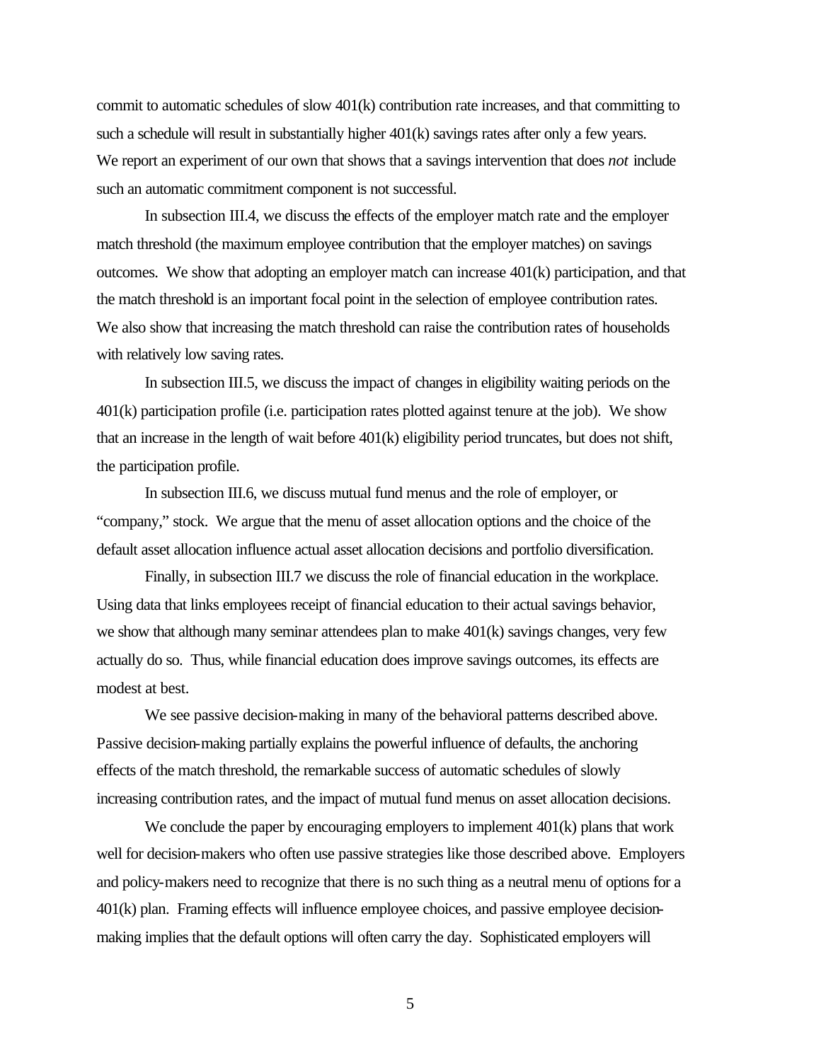commit to automatic schedules of slow 401(k) contribution rate increases, and that committing to such a schedule will result in substantially higher 401(k) savings rates after only a few years. We report an experiment of our own that shows that a savings intervention that does *not* include such an automatic commitment component is not successful.

In subsection III.4, we discuss the effects of the employer match rate and the employer match threshold (the maximum employee contribution that the employer matches) on savings outcomes. We show that adopting an employer match can increase 401(k) participation, and that the match threshold is an important focal point in the selection of employee contribution rates. We also show that increasing the match threshold can raise the contribution rates of households with relatively low saving rates.

In subsection III.5, we discuss the impact of changes in eligibility waiting periods on the 401(k) participation profile (i.e. participation rates plotted against tenure at the job). We show that an increase in the length of wait before 401(k) eligibility period truncates, but does not shift, the participation profile.

In subsection III.6, we discuss mutual fund menus and the role of employer, or "company," stock. We argue that the menu of asset allocation options and the choice of the default asset allocation influence actual asset allocation decisions and portfolio diversification.

Finally, in subsection III.7 we discuss the role of financial education in the workplace. Using data that links employees receipt of financial education to their actual savings behavior, we show that although many seminar attendees plan to make 401(k) savings changes, very few actually do so. Thus, while financial education does improve savings outcomes, its effects are modest at best.

We see passive decision-making in many of the behavioral patterns described above. Passive decision-making partially explains the powerful influence of defaults, the anchoring effects of the match threshold, the remarkable success of automatic schedules of slowly increasing contribution rates, and the impact of mutual fund menus on asset allocation decisions.

We conclude the paper by encouraging employers to implement 401(k) plans that work well for decision-makers who often use passive strategies like those described above. Employers and policy-makers need to recognize that there is no such thing as a neutral menu of options for a 401(k) plan. Framing effects will influence employee choices, and passive employee decision-making implies that the default options will often carry the day. Sophisticated employers will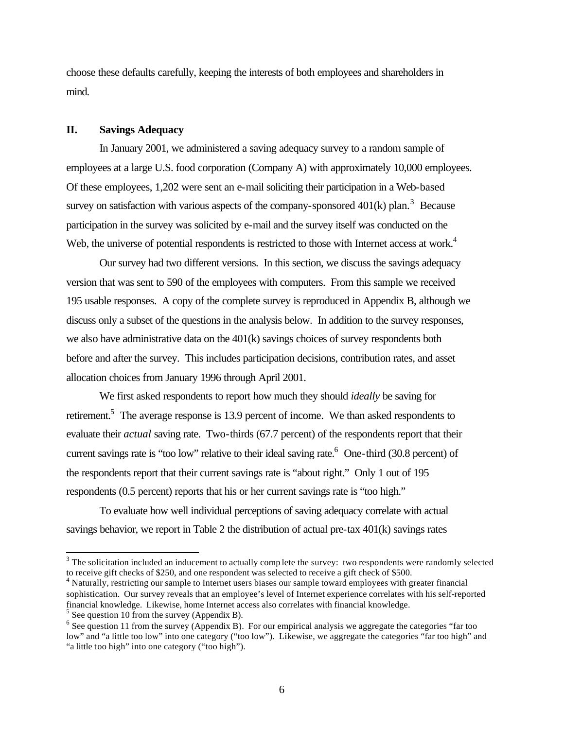choose these defaults carefully, keeping the interests of both employees and shareholders in mind.

## II. Savings Adequacy

In January 2001, we administered a saving adequacy survey to a random sample of employees at a large U.S. food corporation (Company A) with approximately 10,000 employees. Of these employees, 1,202 were sent an e-mail soliciting their participation in a Web-based survey on satisfaction with various aspects of the company-sponsored 401(k) plan.[3] Because participation in the survey was solicited by e-mail and the survey itself was conducted on the Web, the universe of potential respondents is restricted to those with Internet access at work.[4]

Our survey had two different versions. In this section, we discuss the savings adequacy version that was sent to 590 of the employees with computers. From this sample we received 195 usable responses. A copy of the complete survey is reproduced in Appendix B, although we discuss only a subset of the questions in the analysis below. In addition to the survey responses, we also have administrative data on the 401(k) savings choices of survey respondents both before and after the survey. This includes participation decisions, contribution rates, and asset allocation choices from January 1996 through April 2001.

We first asked respondents to report how much they should *ideally* be saving for retirement.[5] The average response is 13.9 percent of income. We than asked respondents to evaluate their *actual* saving rate. Two-thirds (67.7 percent) of the respondents report that their current savings rate is "too low" relative to their ideal saving rate.[6] One-third (30.8 percent) of the respondents report that their current savings rate is "about right." Only 1 out of 195 respondents (0.5 percent) reports that his or her current savings rate is "too high."

To evaluate how well individual perceptions of saving adequacy correlate with actual savings behavior, we report in Table 2 the distribution of actual pre-tax 401(k) savings rates

---

[3] The solicitation included an inducement to actually complete the survey: two respondents were randomly selected to receive gift checks of $250, and one respondent was selected to receive a gift check of $500.

[4] Naturally, restricting our sample to Internet users biases our sample toward employees with greater financial sophistication. Our survey reveals that an employee's level of Internet experience correlates with his self-reported financial knowledge. Likewise, home Internet access also correlates with financial knowledge.

[5] See question 10 from the survey (Appendix B).

[6] See question 11 from the survey (Appendix B). For our empirical analysis we aggregate the categories "far too low" and "a little too low" into one category ("too low"). Likewise, we aggregate the categories "far too high" and "a little too high" into one category ("too high").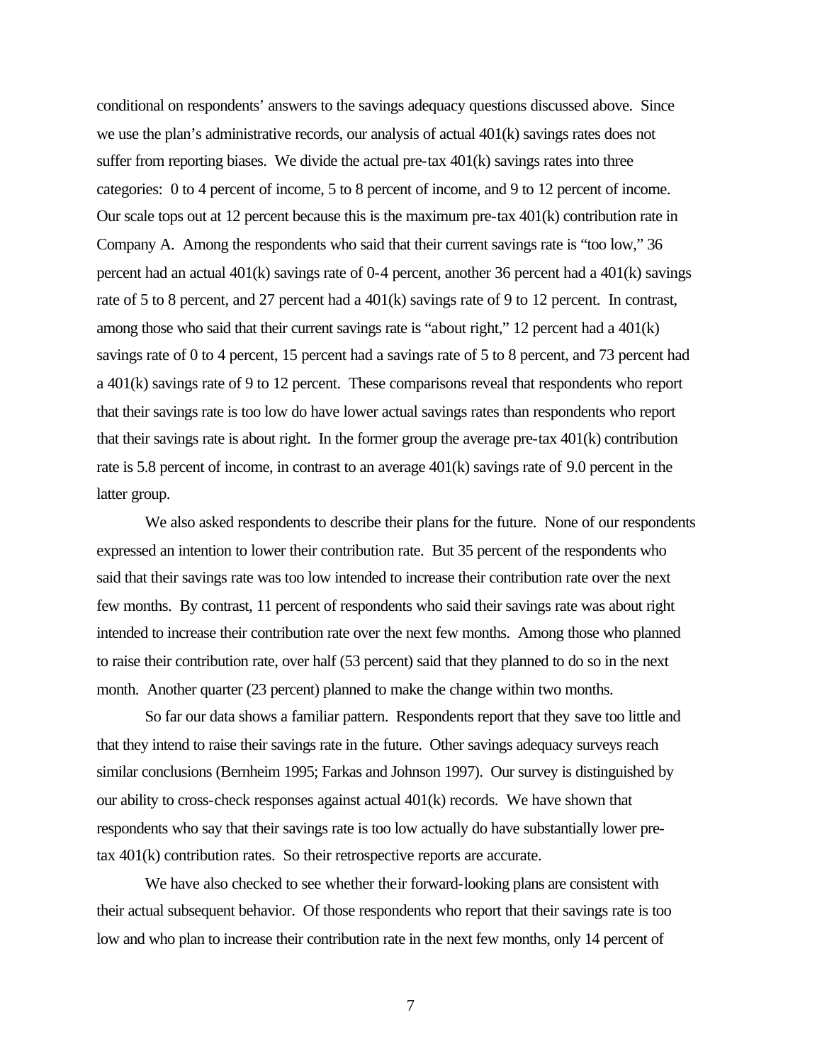conditional on respondents' answers to the savings adequacy questions discussed above. Since we use the plan's administrative records, our analysis of actual 401(k) savings rates does not suffer from reporting biases. We divide the actual pre-tax 401(k) savings rates into three categories: 0 to 4 percent of income, 5 to 8 percent of income, and 9 to 12 percent of income. Our scale tops out at 12 percent because this is the maximum pre-tax 401(k) contribution rate in Company A. Among the respondents who said that their current savings rate is "too low," 36 percent had an actual 401(k) savings rate of 0-4 percent, another 36 percent had a 401(k) savings rate of 5 to 8 percent, and 27 percent had a 401(k) savings rate of 9 to 12 percent. In contrast, among those who said that their current savings rate is "about right," 12 percent had a 401(k) savings rate of 0 to 4 percent, 15 percent had a savings rate of 5 to 8 percent, and 73 percent had a 401(k) savings rate of 9 to 12 percent. These comparisons reveal that respondents who report that their savings rate is too low do have lower actual savings rates than respondents who report that their savings rate is about right. In the former group the average pre-tax 401(k) contribution rate is 5.8 percent of income, in contrast to an average 401(k) savings rate of 9.0 percent in the latter group.

We also asked respondents to describe their plans for the future. None of our respondents expressed an intention to lower their contribution rate. But 35 percent of the respondents who said that their savings rate was too low intended to increase their contribution rate over the next few months. By contrast, 11 percent of respondents who said their savings rate was about right intended to increase their contribution rate over the next few months. Among those who planned to raise their contribution rate, over half (53 percent) said that they planned to do so in the next month. Another quarter (23 percent) planned to make the change within two months.

So far our data shows a familiar pattern. Respondents report that they save too little and that they intend to raise their savings rate in the future. Other savings adequacy surveys reach similar conclusions (Bernheim 1995; Farkas and Johnson 1997). Our survey is distinguished by our ability to cross-check responses against actual 401(k) records. We have shown that respondents who say that their savings rate is too low actually do have substantially lower pre-tax 401(k) contribution rates. So their retrospective reports are accurate.

We have also checked to see whether their forward-looking plans are consistent with their actual subsequent behavior. Of those respondents who report that their savings rate is too low and who plan to increase their contribution rate in the next few months, only 14 percent of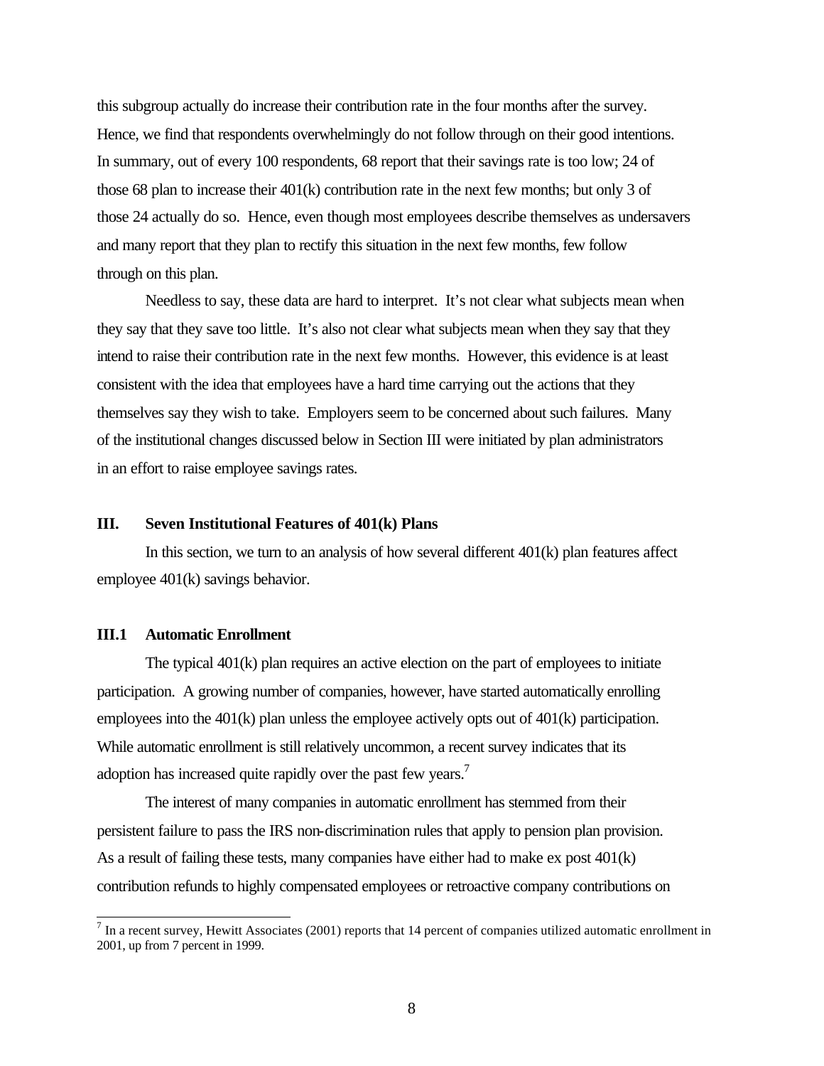this subgroup actually do increase their contribution rate in the four months after the survey. Hence, we find that respondents overwhelmingly do not follow through on their good intentions. In summary, out of every 100 respondents, 68 report that their savings rate is too low; 24 of those 68 plan to increase their 401(k) contribution rate in the next few months; but only 3 of those 24 actually do so. Hence, even though most employees describe themselves as undersavers and many report that they plan to rectify this situation in the next few months, few follow through on this plan.

Needless to say, these data are hard to interpret. It's not clear what subjects mean when they say that they save too little. It's also not clear what subjects mean when they say that they intend to raise their contribution rate in the next few months. However, this evidence is at least consistent with the idea that employees have a hard time carrying out the actions that they themselves say they wish to take. Employers seem to be concerned about such failures. Many of the institutional changes discussed below in Section III were initiated by plan administrators in an effort to raise employee savings rates.

## III. Seven Institutional Features of 401(k) Plans

In this section, we turn to an analysis of how several different 401(k) plan features affect employee 401(k) savings behavior.

### III.1 Automatic Enrollment

The typical 401(k) plan requires an active election on the part of employees to initiate participation. A growing number of companies, however, have started automatically enrolling employees into the 401(k) plan unless the employee actively opts out of 401(k) participation. While automatic enrollment is still relatively uncommon, a recent survey indicates that its adoption has increased quite rapidly over the past few years.[7]

The interest of many companies in automatic enrollment has stemmed from their persistent failure to pass the IRS non-discrimination rules that apply to pension plan provision. As a result of failing these tests, many companies have either had to make ex post 401(k) contribution refunds to highly compensated employees or retroactive company contributions on

[7] In a recent survey, Hewitt Associates (2001) reports that 14 percent of companies utilized automatic enrollment in 2001, up from 7 percent in 1999.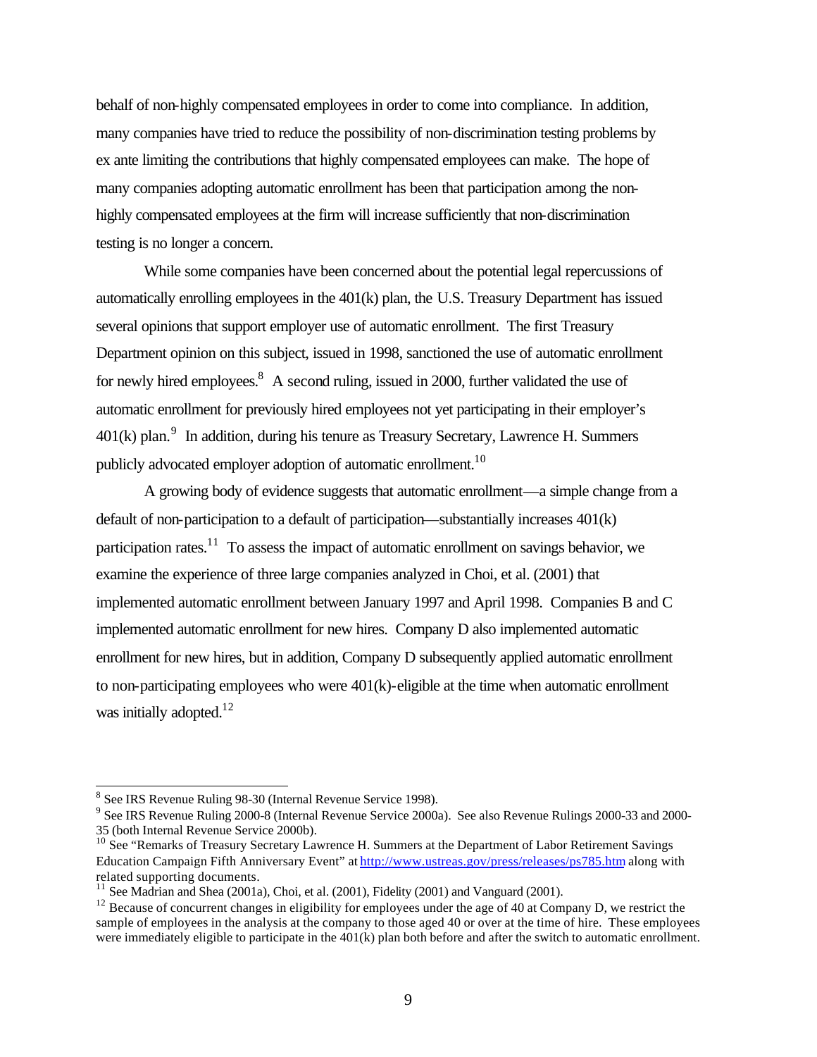behalf of non-highly compensated employees in order to come into compliance. In addition, many companies have tried to reduce the possibility of non-discrimination testing problems by ex ante limiting the contributions that highly compensated employees can make. The hope of many companies adopting automatic enrollment has been that participation among the non-highly compensated employees at the firm will increase sufficiently that non-discrimination testing is no longer a concern.

While some companies have been concerned about the potential legal repercussions of automatically enrolling employees in the 401(k) plan, the U.S. Treasury Department has issued several opinions that support employer use of automatic enrollment. The first Treasury Department opinion on this subject, issued in 1998, sanctioned the use of automatic enrollment for newly hired employees.[8] A second ruling, issued in 2000, further validated the use of automatic enrollment for previously hired employees not yet participating in their employer's 401(k) plan.[9] In addition, during his tenure as Treasury Secretary, Lawrence H. Summers publicly advocated employer adoption of automatic enrollment.[10]

A growing body of evidence suggests that automatic enrollment—a simple change from a default of non-participation to a default of participation—substantially increases 401(k) participation rates.[11] To assess the impact of automatic enrollment on savings behavior, we examine the experience of three large companies analyzed in Choi, et al. (2001) that implemented automatic enrollment between January 1997 and April 1998. Companies B and C implemented automatic enrollment for new hires. Company D also implemented automatic enrollment for new hires, but in addition, Company D subsequently applied automatic enrollment to non-participating employees who were 401(k)-eligible at the time when automatic enrollment was initially adopted.[12]

---

[8] See IRS Revenue Ruling 98-30 (Internal Revenue Service 1998).

[9] See IRS Revenue Ruling 2000-8 (Internal Revenue Service 2000a). See also Revenue Rulings 2000-33 and 2000-35 (both Internal Revenue Service 2000b).

[10] See "Remarks of Treasury Secretary Lawrence H. Summers at the Department of Labor Retirement Savings Education Campaign Fifth Anniversary Event" at http://www.ustreas.gov/press/releases/ps785.htm along with related supporting documents.

[11] See Madrian and Shea (2001a), Choi, et al. (2001), Fidelity (2001) and Vanguard (2001).

[12] Because of concurrent changes in eligibility for employees under the age of 40 at Company D, we restrict the sample of employees in the analysis at the company to those aged 40 or over at the time of hire. These employees were immediately eligible to participate in the 401(k) plan both before and after the switch to automatic enrollment.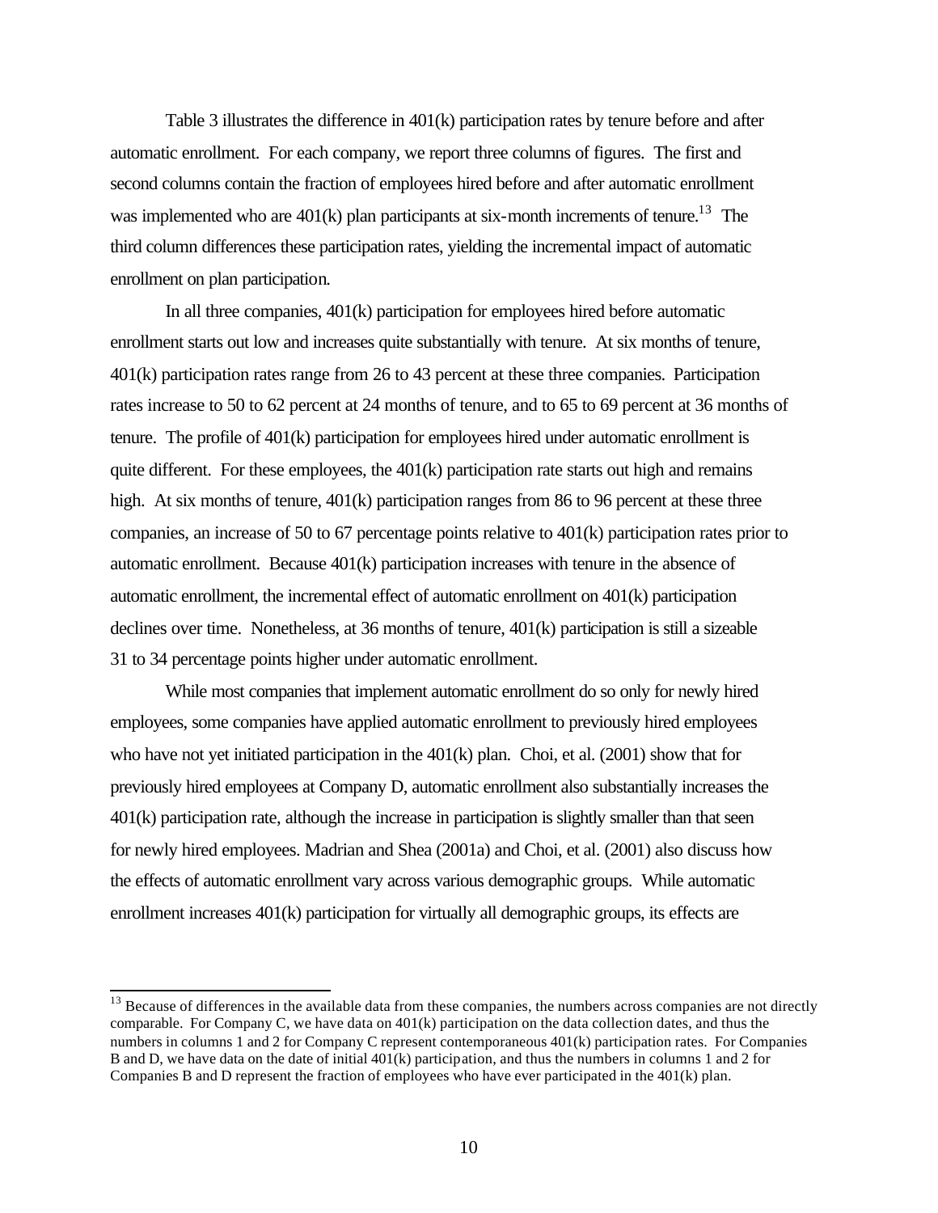Table 3 illustrates the difference in 401(k) participation rates by tenure before and after automatic enrollment. For each company, we report three columns of figures. The first and second columns contain the fraction of employees hired before and after automatic enrollment was implemented who are 401(k) plan participants at six-month increments of tenure.[13] The third column differences these participation rates, yielding the incremental impact of automatic enrollment on plan participation.

In all three companies, 401(k) participation for employees hired before automatic enrollment starts out low and increases quite substantially with tenure. At six months of tenure, 401(k) participation rates range from 26 to 43 percent at these three companies. Participation rates increase to 50 to 62 percent at 24 months of tenure, and to 65 to 69 percent at 36 months of tenure. The profile of 401(k) participation for employees hired under automatic enrollment is quite different. For these employees, the 401(k) participation rate starts out high and remains high. At six months of tenure, 401(k) participation ranges from 86 to 96 percent at these three companies, an increase of 50 to 67 percentage points relative to 401(k) participation rates prior to automatic enrollment. Because 401(k) participation increases with tenure in the absence of automatic enrollment, the incremental effect of automatic enrollment on 401(k) participation declines over time. Nonetheless, at 36 months of tenure, 401(k) participation is still a sizeable 31 to 34 percentage points higher under automatic enrollment.

While most companies that implement automatic enrollment do so only for newly hired employees, some companies have applied automatic enrollment to previously hired employees who have not yet initiated participation in the 401(k) plan. Choi, et al. (2001) show that for previously hired employees at Company D, automatic enrollment also substantially increases the 401(k) participation rate, although the increase in participation is slightly smaller than that seen for newly hired employees. Madrian and Shea (2001a) and Choi, et al. (2001) also discuss how the effects of automatic enrollment vary across various demographic groups. While automatic enrollment increases 401(k) participation for virtually all demographic groups, its effects are

[13] Because of differences in the available data from these companies, the numbers across companies are not directly comparable. For Company C, we have data on 401(k) participation on the data collection dates, and thus the numbers in columns 1 and 2 for Company C represent contemporaneous 401(k) participation rates. For Companies B and D, we have data on the date of initial 401(k) participation, and thus the numbers in columns 1 and 2 for Companies B and D represent the fraction of employees who have ever participated in the 401(k) plan.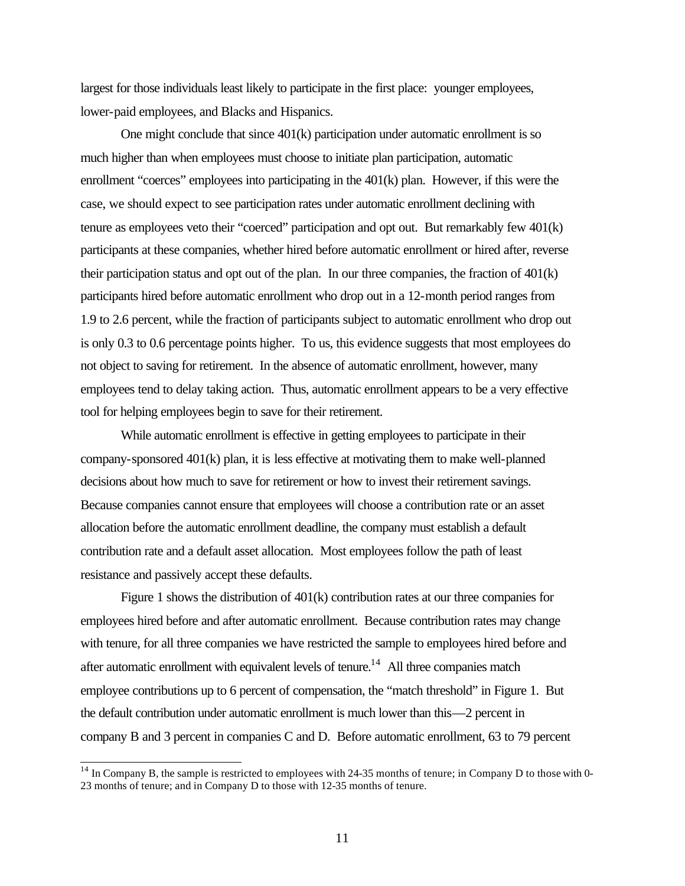largest for those individuals least likely to participate in the first place: younger employees, lower-paid employees, and Blacks and Hispanics.

One might conclude that since 401(k) participation under automatic enrollment is so much higher than when employees must choose to initiate plan participation, automatic enrollment "coerces" employees into participating in the 401(k) plan. However, if this were the case, we should expect to see participation rates under automatic enrollment declining with tenure as employees veto their "coerced" participation and opt out. But remarkably few 401(k) participants at these companies, whether hired before automatic enrollment or hired after, reverse their participation status and opt out of the plan. In our three companies, the fraction of 401(k) participants hired before automatic enrollment who drop out in a 12-month period ranges from 1.9 to 2.6 percent, while the fraction of participants subject to automatic enrollment who drop out is only 0.3 to 0.6 percentage points higher. To us, this evidence suggests that most employees do not object to saving for retirement. In the absence of automatic enrollment, however, many employees tend to delay taking action. Thus, automatic enrollment appears to be a very effective tool for helping employees begin to save for their retirement.

While automatic enrollment is effective in getting employees to participate in their company-sponsored 401(k) plan, it is less effective at motivating them to make well-planned decisions about how much to save for retirement or how to invest their retirement savings. Because companies cannot ensure that employees will choose a contribution rate or an asset allocation before the automatic enrollment deadline, the company must establish a default contribution rate and a default asset allocation. Most employees follow the path of least resistance and passively accept these defaults.

Figure 1 shows the distribution of 401(k) contribution rates at our three companies for employees hired before and after automatic enrollment. Because contribution rates may change with tenure, for all three companies we have restricted the sample to employees hired before and after automatic enrollment with equivalent levels of tenure.[14] All three companies match employee contributions up to 6 percent of compensation, the "match threshold" in Figure 1. But the default contribution under automatic enrollment is much lower than this—2 percent in company B and 3 percent in companies C and D. Before automatic enrollment, 63 to 79 percent

[14] In Company B, the sample is restricted to employees with 24-35 months of tenure; in Company D to those with 0-23 months of tenure; and in Company D to those with 12-35 months of tenure.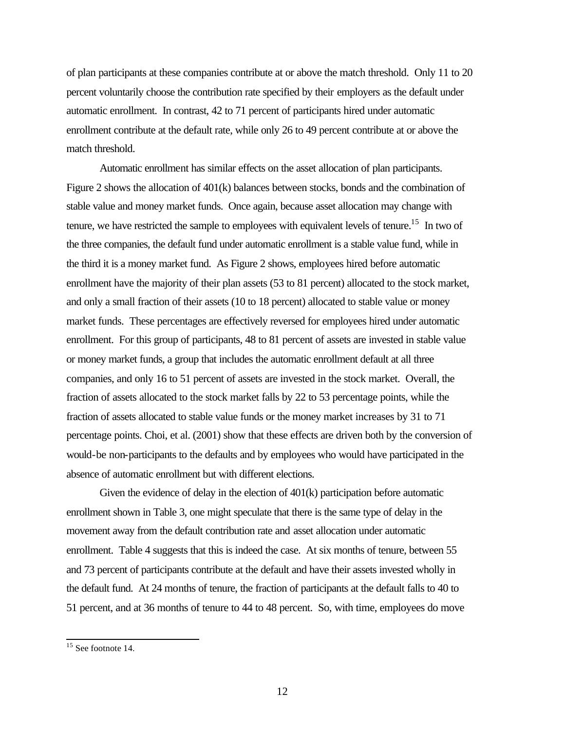of plan participants at these companies contribute at or above the match threshold. Only 11 to 20 percent voluntarily choose the contribution rate specified by their employers as the default under automatic enrollment. In contrast, 42 to 71 percent of participants hired under automatic enrollment contribute at the default rate, while only 26 to 49 percent contribute at or above the match threshold.

Automatic enrollment has similar effects on the asset allocation of plan participants. Figure 2 shows the allocation of 401(k) balances between stocks, bonds and the combination of stable value and money market funds. Once again, because asset allocation may change with tenure, we have restricted the sample to employees with equivalent levels of tenure.[15] In two of the three companies, the default fund under automatic enrollment is a stable value fund, while in the third it is a money market fund. As Figure 2 shows, employees hired before automatic enrollment have the majority of their plan assets (53 to 81 percent) allocated to the stock market, and only a small fraction of their assets (10 to 18 percent) allocated to stable value or money market funds. These percentages are effectively reversed for employees hired under automatic enrollment. For this group of participants, 48 to 81 percent of assets are invested in stable value or money market funds, a group that includes the automatic enrollment default at all three companies, and only 16 to 51 percent of assets are invested in the stock market. Overall, the fraction of assets allocated to the stock market falls by 22 to 53 percentage points, while the fraction of assets allocated to stable value funds or the money market increases by 31 to 71 percentage points. Choi, et al. (2001) show that these effects are driven both by the conversion of would-be non-participants to the defaults and by employees who would have participated in the absence of automatic enrollment but with different elections.

Given the evidence of delay in the election of 401(k) participation before automatic enrollment shown in Table 3, one might speculate that there is the same type of delay in the movement away from the default contribution rate and asset allocation under automatic enrollment. Table 4 suggests that this is indeed the case. At six months of tenure, between 55 and 73 percent of participants contribute at the default and have their assets invested wholly in the default fund. At 24 months of tenure, the fraction of participants at the default falls to 40 to 51 percent, and at 36 months of tenure to 44 to 48 percent. So, with time, employees do move

[15] See footnote 14.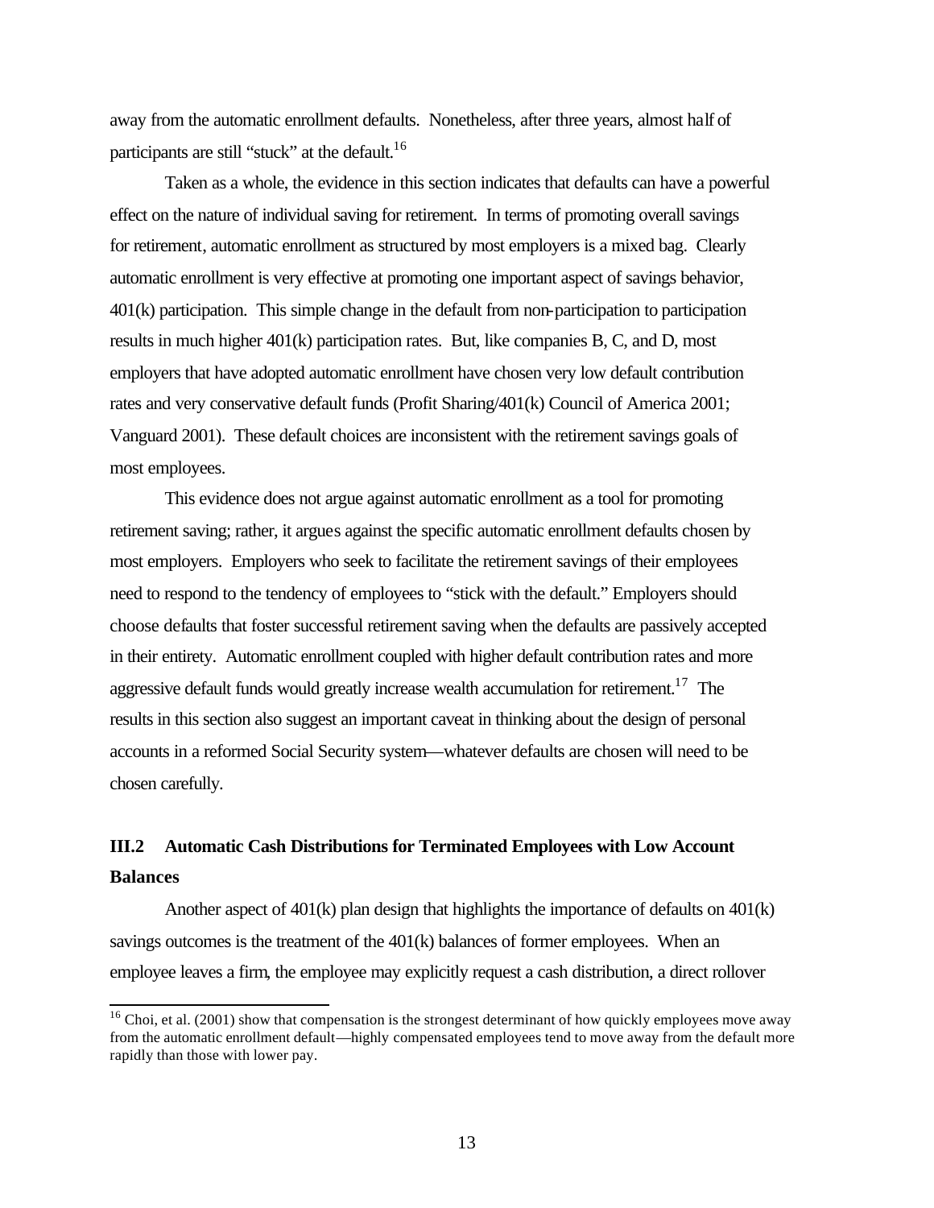away from the automatic enrollment defaults. Nonetheless, after three years, almost half of participants are still "stuck" at the default.[16]

Taken as a whole, the evidence in this section indicates that defaults can have a powerful effect on the nature of individual saving for retirement. In terms of promoting overall savings for retirement, automatic enrollment as structured by most employers is a mixed bag. Clearly automatic enrollment is very effective at promoting one important aspect of savings behavior, 401(k) participation. This simple change in the default from non-participation to participation results in much higher 401(k) participation rates. But, like companies B, C, and D, most employers that have adopted automatic enrollment have chosen very low default contribution rates and very conservative default funds (Profit Sharing/401(k) Council of America 2001; Vanguard 2001). These default choices are inconsistent with the retirement savings goals of most employees.

This evidence does not argue against automatic enrollment as a tool for promoting retirement saving; rather, it argues against the specific automatic enrollment defaults chosen by most employers. Employers who seek to facilitate the retirement savings of their employees need to respond to the tendency of employees to "stick with the default." Employers should choose defaults that foster successful retirement saving when the defaults are passively accepted in their entirety. Automatic enrollment coupled with higher default contribution rates and more aggressive default funds would greatly increase wealth accumulation for retirement.[17] The results in this section also suggest an important caveat in thinking about the design of personal accounts in a reformed Social Security system—whatever defaults are chosen will need to be chosen carefully.

## III.2 Automatic Cash Distributions for Terminated Employees with Low Account Balances

Another aspect of 401(k) plan design that highlights the importance of defaults on 401(k) savings outcomes is the treatment of the 401(k) balances of former employees. When an employee leaves a firm, the employee may explicitly request a cash distribution, a direct rollover

---

[16] Choi, et al. (2001) show that compensation is the strongest determinant of how quickly employees move away from the automatic enrollment default—highly compensated employees tend to move away from the default more rapidly than those with lower pay.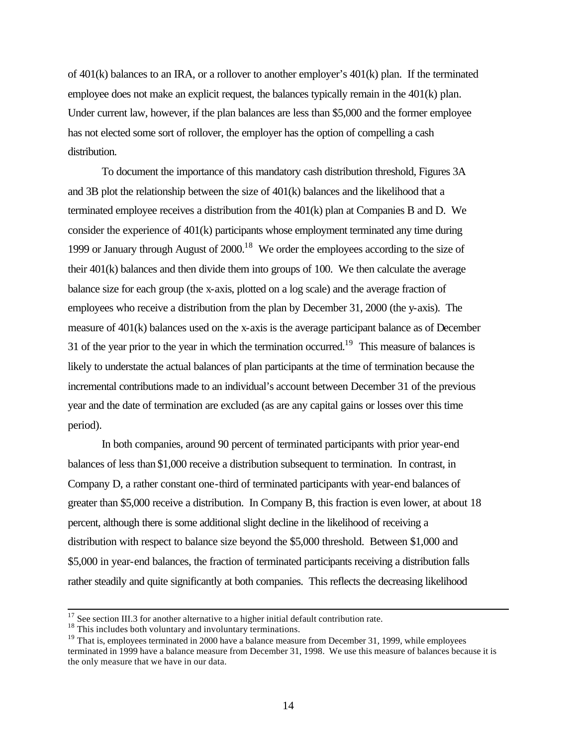of 401(k) balances to an IRA, or a rollover to another employer's 401(k) plan. If the terminated employee does not make an explicit request, the balances typically remain in the 401(k) plan. Under current law, however, if the plan balances are less than $5,000 and the former employee has not elected some sort of rollover, the employer has the option of compelling a cash distribution.

To document the importance of this mandatory cash distribution threshold, Figures 3A and 3B plot the relationship between the size of 401(k) balances and the likelihood that a terminated employee receives a distribution from the 401(k) plan at Companies B and D. We consider the experience of 401(k) participants whose employment terminated any time during 1999 or January through August of 2000.[18] We order the employees according to the size of their 401(k) balances and then divide them into groups of 100. We then calculate the average balance size for each group (the x-axis, plotted on a log scale) and the average fraction of employees who receive a distribution from the plan by December 31, 2000 (the y-axis). The measure of 401(k) balances used on the x-axis is the average participant balance as of December 31 of the year prior to the year in which the termination occurred.[19] This measure of balances is likely to understate the actual balances of plan participants at the time of termination because the incremental contributions made to an individual's account between December 31 of the previous year and the date of termination are excluded (as are any capital gains or losses over this time period).

In both companies, around 90 percent of terminated participants with prior year-end balances of less than $1,000 receive a distribution subsequent to termination. In contrast, in Company D, a rather constant one-third of terminated participants with year-end balances of greater than $5,000 receive a distribution. In Company B, this fraction is even lower, at about 18 percent, although there is some additional slight decline in the likelihood of receiving a distribution with respect to balance size beyond the $5,000 threshold. Between $1,000 and $5,000 in year-end balances, the fraction of terminated participants receiving a distribution falls rather steadily and quite significantly at both companies. This reflects the decreasing likelihood

---

[17] See section III.3 for another alternative to a higher initial default contribution rate.

[18] This includes both voluntary and involuntary terminations.

[19] That is, employees terminated in 2000 have a balance measure from December 31, 1999, while employees terminated in 1999 have a balance measure from December 31, 1998. We use this measure of balances because it is the only measure that we have in our data.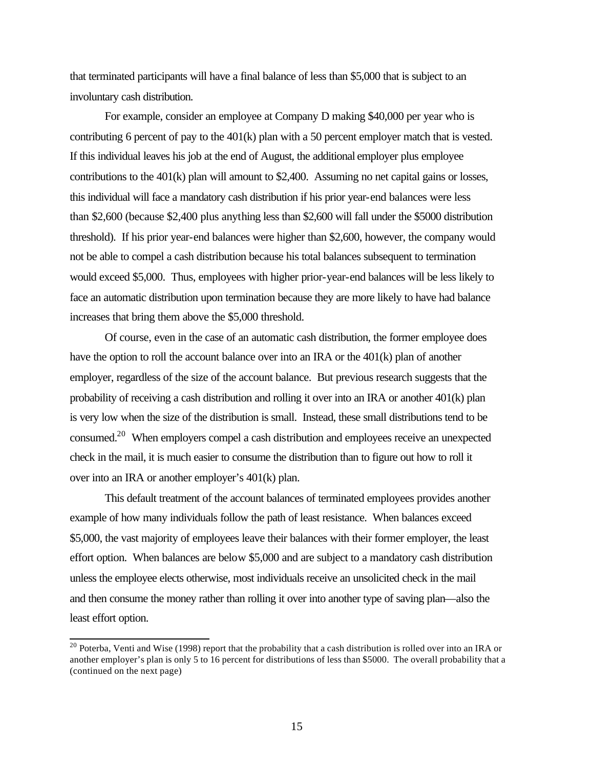that terminated participants will have a final balance of less than \$5,000 that is subject to an involuntary cash distribution.

For example, consider an employee at Company D making \$40,000 per year who is contributing 6 percent of pay to the 401(k) plan with a 50 percent employer match that is vested. If this individual leaves his job at the end of August, the additional employer plus employee contributions to the 401(k) plan will amount to \$2,400. Assuming no net capital gains or losses, this individual will face a mandatory cash distribution if his prior year-end balances were less than \$2,600 (because \$2,400 plus anything less than \$2,600 will fall under the \$5000 distribution threshold). If his prior year-end balances were higher than \$2,600, however, the company would not be able to compel a cash distribution because his total balances subsequent to termination would exceed \$5,000. Thus, employees with higher prior-year-end balances will be less likely to face an automatic distribution upon termination because they are more likely to have had balance increases that bring them above the \$5,000 threshold.

Of course, even in the case of an automatic cash distribution, the former employee does have the option to roll the account balance over into an IRA or the 401(k) plan of another employer, regardless of the size of the account balance. But previous research suggests that the probability of receiving a cash distribution and rolling it over into an IRA or another 401(k) plan is very low when the size of the distribution is small. Instead, these small distributions tend to be consumed.[20] When employers compel a cash distribution and employees receive an unexpected check in the mail, it is much easier to consume the distribution than to figure out how to roll it over into an IRA or another employer's 401(k) plan.

This default treatment of the account balances of terminated employees provides another example of how many individuals follow the path of least resistance. When balances exceed \$5,000, the vast majority of employees leave their balances with their former employer, the least effort option. When balances are below \$5,000 and are subject to a mandatory cash distribution unless the employee elects otherwise, most individuals receive an unsolicited check in the mail and then consume the money rather than rolling it over into another type of saving plan—also the least effort option.

---

[20] Poterba, Venti and Wise (1998) report that the probability that a cash distribution is rolled over into an IRA or another employer's plan is only 5 to 16 percent for distributions of less than \$5000. The overall probability that a (continued on the next page)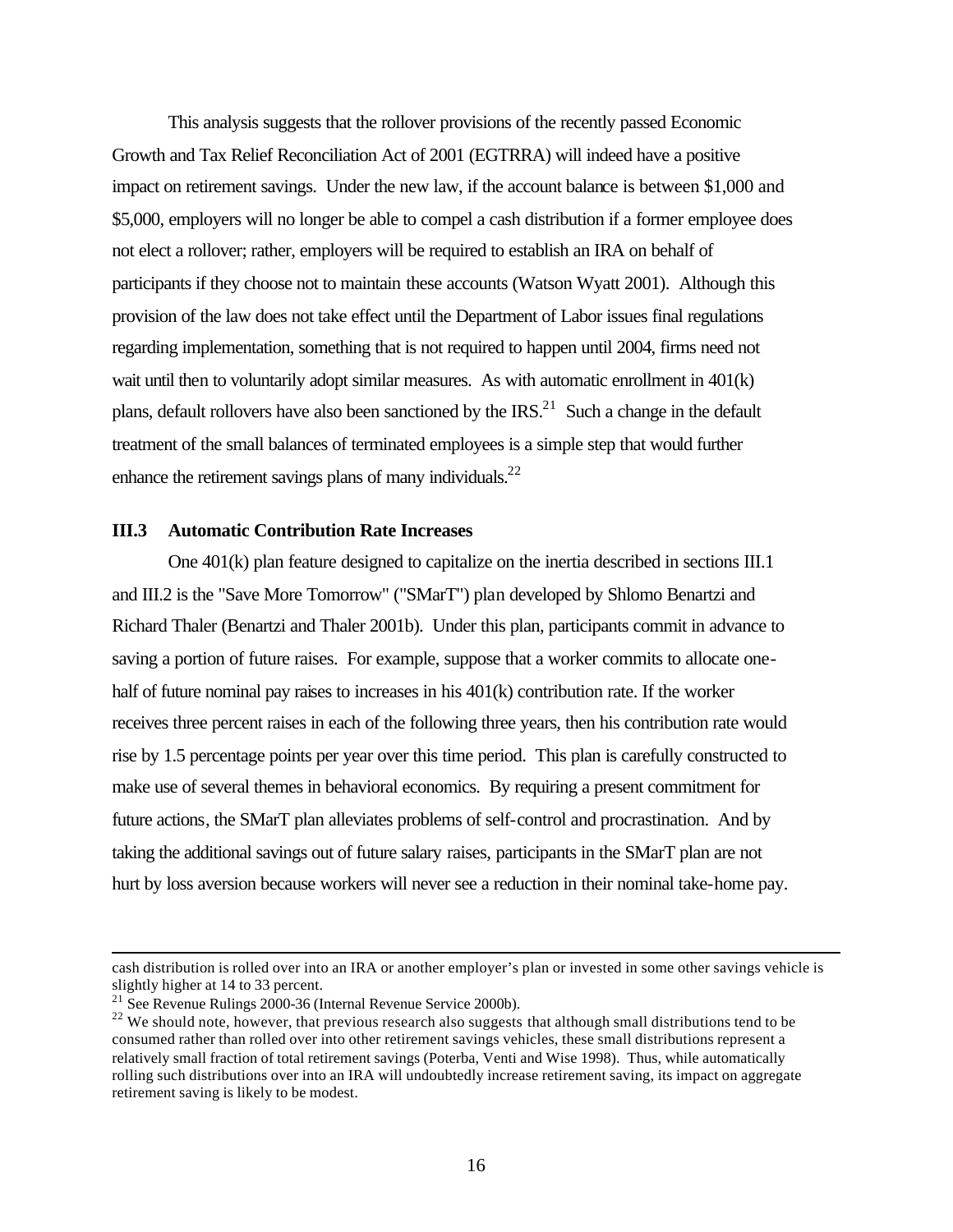This analysis suggests that the rollover provisions of the recently passed Economic Growth and Tax Relief Reconciliation Act of 2001 (EGTRRA) will indeed have a positive impact on retirement savings. Under the new law, if the account balance is between $1,000 and $5,000, employers will no longer be able to compel a cash distribution if a former employee does not elect a rollover; rather, employers will be required to establish an IRA on behalf of participants if they choose not to maintain these accounts (Watson Wyatt 2001). Although this provision of the law does not take effect until the Department of Labor issues final regulations regarding implementation, something that is not required to happen until 2004, firms need not wait until then to voluntarily adopt similar measures. As with automatic enrollment in 401(k) plans, default rollovers have also been sanctioned by the IRS.[21] Such a change in the default treatment of the small balances of terminated employees is a simple step that would further enhance the retirement savings plans of many individuals.[22]

### III.3 Automatic Contribution Rate Increases

One 401(k) plan feature designed to capitalize on the inertia described in sections III.1 and III.2 is the "Save More Tomorrow" ("SMarT") plan developed by Shlomo Benartzi and Richard Thaler (Benartzi and Thaler 2001b). Under this plan, participants commit in advance to saving a portion of future raises. For example, suppose that a worker commits to allocate one-half of future nominal pay raises to increases in his 401(k) contribution rate. If the worker receives three percent raises in each of the following three years, then his contribution rate would rise by 1.5 percentage points per year over this time period. This plan is carefully constructed to make use of several themes in behavioral economics. By requiring a present commitment for future actions, the SMarT plan alleviates problems of self-control and procrastination. And by taking the additional savings out of future salary raises, participants in the SMarT plan are not hurt by loss aversion because workers will never see a reduction in their nominal take-home pay.

---

cash distribution is rolled over into an IRA or another employer's plan or invested in some other savings vehicle is slightly higher at 14 to 33 percent.

[21] See Revenue Rulings 2000-36 (Internal Revenue Service 2000b).

[22] We should note, however, that previous research also suggests that although small distributions tend to be consumed rather than rolled over into other retirement savings vehicles, these small distributions represent a relatively small fraction of total retirement savings (Poterba, Venti and Wise 1998). Thus, while automatically rolling such distributions over into an IRA will undoubtedly increase retirement saving, its impact on aggregate retirement saving is likely to be modest.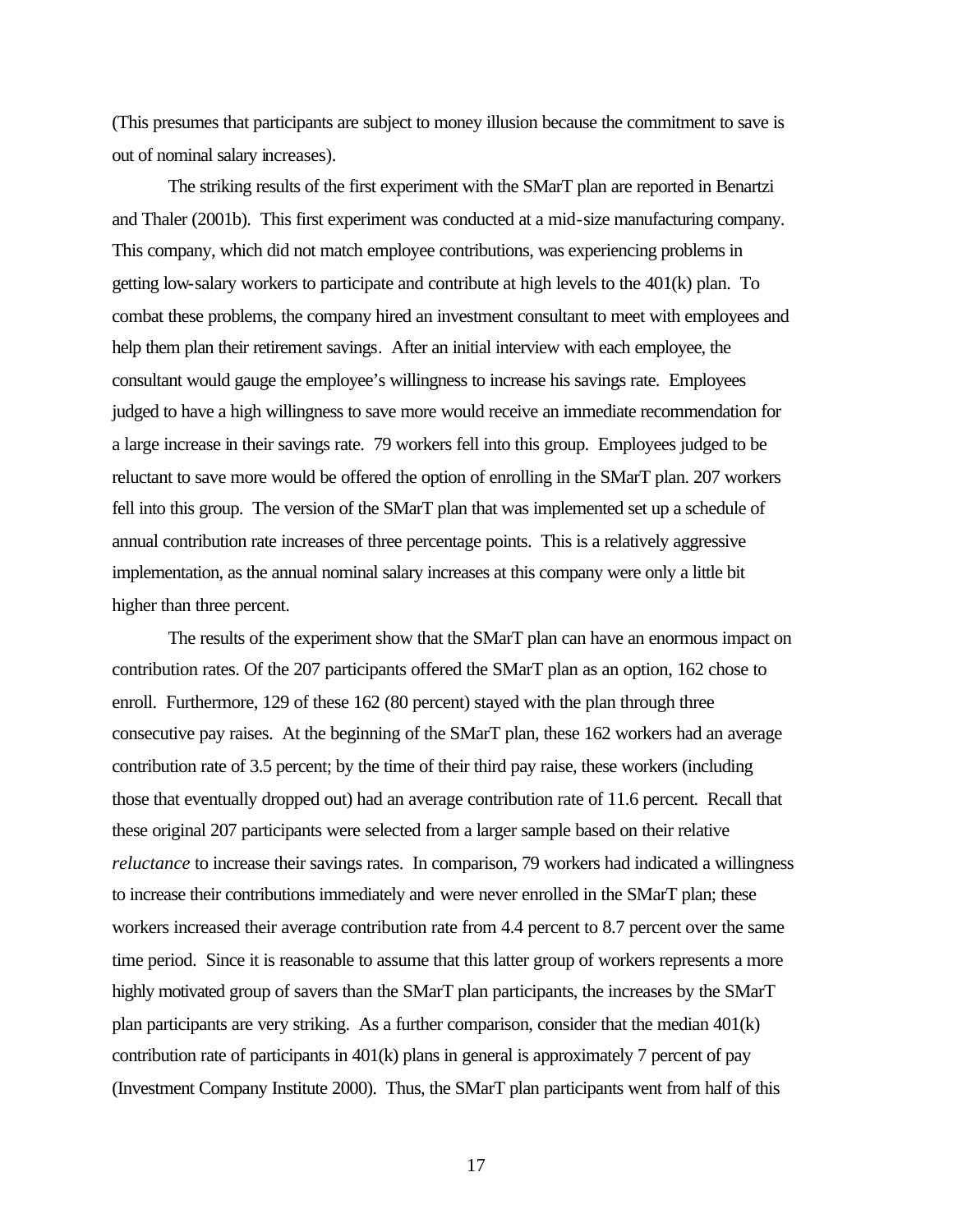(This presumes that participants are subject to money illusion because the commitment to save is out of nominal salary increases).

The striking results of the first experiment with the SMarT plan are reported in Benartzi and Thaler (2001b). This first experiment was conducted at a mid-size manufacturing company. This company, which did not match employee contributions, was experiencing problems in getting low-salary workers to participate and contribute at high levels to the 401(k) plan. To combat these problems, the company hired an investment consultant to meet with employees and help them plan their retirement savings. After an initial interview with each employee, the consultant would gauge the employee's willingness to increase his savings rate. Employees judged to have a high willingness to save more would receive an immediate recommendation for a large increase in their savings rate. 79 workers fell into this group. Employees judged to be reluctant to save more would be offered the option of enrolling in the SMarT plan. 207 workers fell into this group. The version of the SMarT plan that was implemented set up a schedule of annual contribution rate increases of three percentage points. This is a relatively aggressive implementation, as the annual nominal salary increases at this company were only a little bit higher than three percent.

The results of the experiment show that the SMarT plan can have an enormous impact on contribution rates. Of the 207 participants offered the SMarT plan as an option, 162 chose to enroll. Furthermore, 129 of these 162 (80 percent) stayed with the plan through three consecutive pay raises. At the beginning of the SMarT plan, these 162 workers had an average contribution rate of 3.5 percent; by the time of their third pay raise, these workers (including those that eventually dropped out) had an average contribution rate of 11.6 percent. Recall that these original 207 participants were selected from a larger sample based on their relative *reluctance* to increase their savings rates. In comparison, 79 workers had indicated a willingness to increase their contributions immediately and were never enrolled in the SMarT plan; these workers increased their average contribution rate from 4.4 percent to 8.7 percent over the same time period. Since it is reasonable to assume that this latter group of workers represents a more highly motivated group of savers than the SMarT plan participants, the increases by the SMarT plan participants are very striking. As a further comparison, consider that the median 401(k) contribution rate of participants in 401(k) plans in general is approximately 7 percent of pay (Investment Company Institute 2000). Thus, the SMarT plan participants went from half of this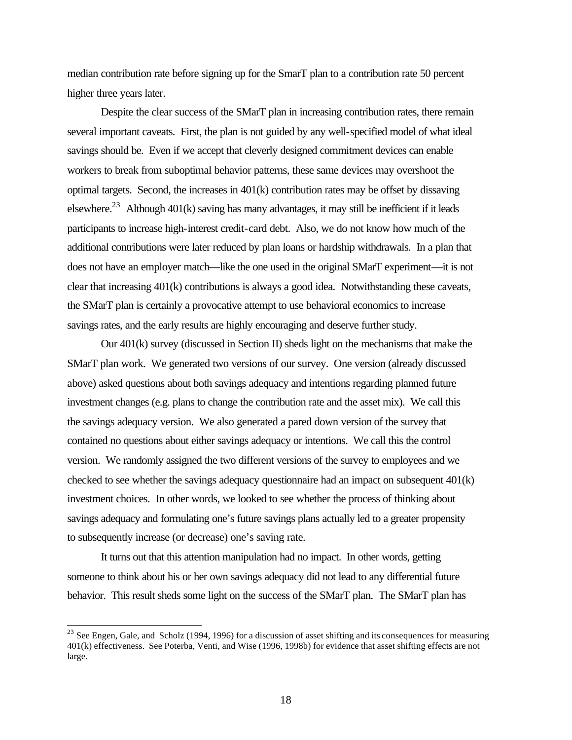median contribution rate before signing up for the SmarT plan to a contribution rate 50 percent higher three years later.

Despite the clear success of the SMarT plan in increasing contribution rates, there remain several important caveats. First, the plan is not guided by any well-specified model of what ideal savings should be. Even if we accept that cleverly designed commitment devices can enable workers to break from suboptimal behavior patterns, these same devices may overshoot the optimal targets. Second, the increases in 401(k) contribution rates may be offset by dissaving elsewhere.[23] Although 401(k) saving has many advantages, it may still be inefficient if it leads participants to increase high-interest credit-card debt. Also, we do not know how much of the additional contributions were later reduced by plan loans or hardship withdrawals. In a plan that does not have an employer match—like the one used in the original SMarT experiment—it is not clear that increasing 401(k) contributions is always a good idea. Notwithstanding these caveats, the SMarT plan is certainly a provocative attempt to use behavioral economics to increase savings rates, and the early results are highly encouraging and deserve further study.

Our 401(k) survey (discussed in Section II) sheds light on the mechanisms that make the SMarT plan work. We generated two versions of our survey. One version (already discussed above) asked questions about both savings adequacy and intentions regarding planned future investment changes (e.g. plans to change the contribution rate and the asset mix). We call this the savings adequacy version. We also generated a pared down version of the survey that contained no questions about either savings adequacy or intentions. We call this the control version. We randomly assigned the two different versions of the survey to employees and we checked to see whether the savings adequacy questionnaire had an impact on subsequent 401(k) investment choices. In other words, we looked to see whether the process of thinking about savings adequacy and formulating one's future savings plans actually led to a greater propensity to subsequently increase (or decrease) one's saving rate.

It turns out that this attention manipulation had no impact. In other words, getting someone to think about his or her own savings adequacy did not lead to any differential future behavior. This result sheds some light on the success of the SMarT plan. The SMarT plan has

---

[23] See Engen, Gale, and Scholz (1994, 1996) for a discussion of asset shifting and its consequences for measuring 401(k) effectiveness. See Poterba, Venti, and Wise (1996, 1998b) for evidence that asset shifting effects are not large.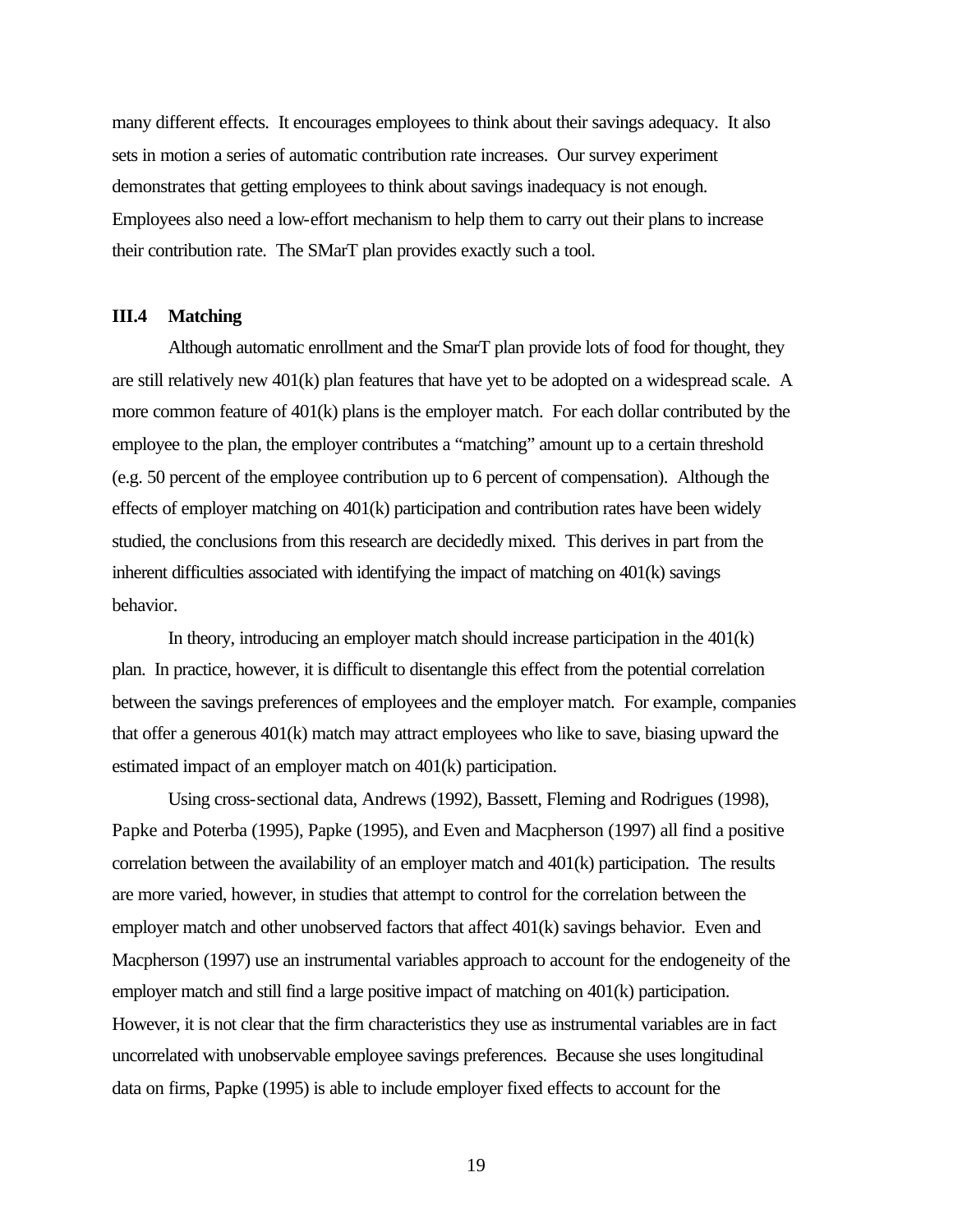many different effects. It encourages employees to think about their savings adequacy. It also sets in motion a series of automatic contribution rate increases. Our survey experiment demonstrates that getting employees to think about savings inadequacy is not enough. Employees also need a low-effort mechanism to help them to carry out their plans to increase their contribution rate. The SMarT plan provides exactly such a tool.

### III.4 Matching

Although automatic enrollment and the SmarT plan provide lots of food for thought, they are still relatively new 401(k) plan features that have yet to be adopted on a widespread scale. A more common feature of 401(k) plans is the employer match. For each dollar contributed by the employee to the plan, the employer contributes a "matching" amount up to a certain threshold (e.g. 50 percent of the employee contribution up to 6 percent of compensation). Although the effects of employer matching on 401(k) participation and contribution rates have been widely studied, the conclusions from this research are decidedly mixed. This derives in part from the inherent difficulties associated with identifying the impact of matching on 401(k) savings behavior.

In theory, introducing an employer match should increase participation in the 401(k) plan. In practice, however, it is difficult to disentangle this effect from the potential correlation between the savings preferences of employees and the employer match. For example, companies that offer a generous 401(k) match may attract employees who like to save, biasing upward the estimated impact of an employer match on 401(k) participation.

Using cross-sectional data, Andrews (1992), Bassett, Fleming and Rodrigues (1998), Papke and Poterba (1995), Papke (1995), and Even and Macpherson (1997) all find a positive correlation between the availability of an employer match and 401(k) participation. The results are more varied, however, in studies that attempt to control for the correlation between the employer match and other unobserved factors that affect 401(k) savings behavior. Even and Macpherson (1997) use an instrumental variables approach to account for the endogeneity of the employer match and still find a large positive impact of matching on 401(k) participation. However, it is not clear that the firm characteristics they use as instrumental variables are in fact uncorrelated with unobservable employee savings preferences. Because she uses longitudinal data on firms, Papke (1995) is able to include employer fixed effects to account for the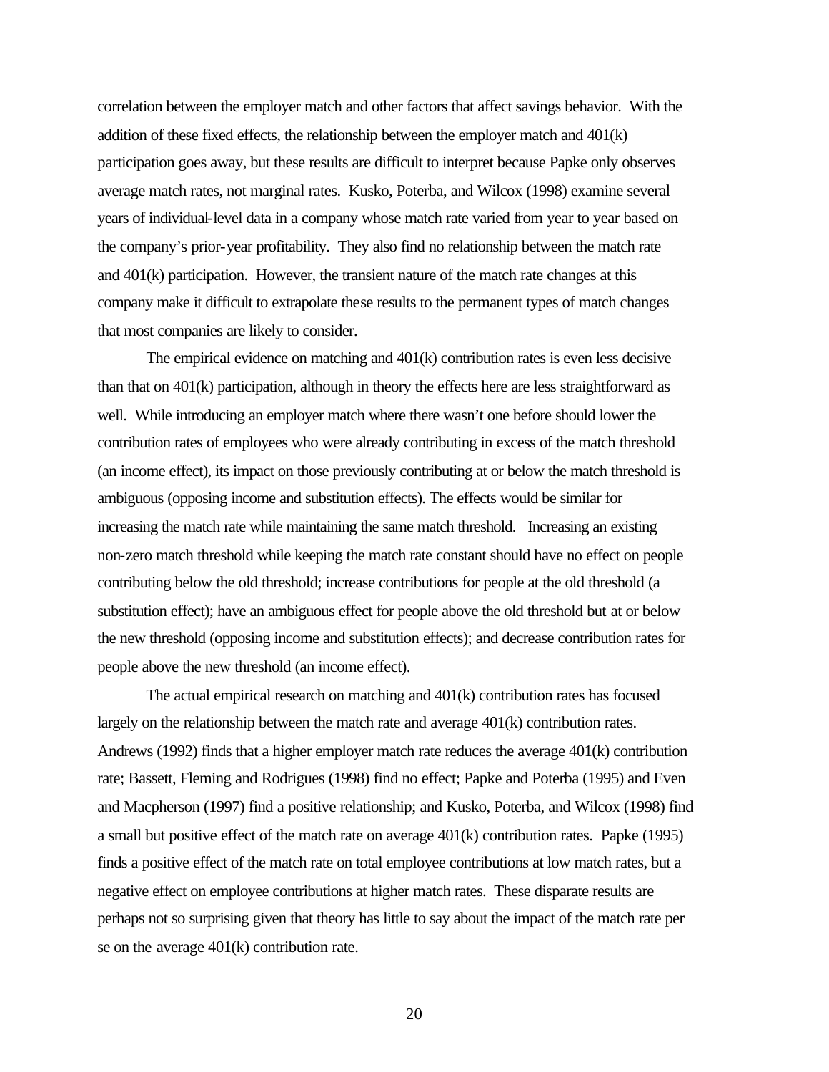correlation between the employer match and other factors that affect savings behavior. With the addition of these fixed effects, the relationship between the employer match and 401(k) participation goes away, but these results are difficult to interpret because Papke only observes average match rates, not marginal rates. Kusko, Poterba, and Wilcox (1998) examine several years of individual-level data in a company whose match rate varied from year to year based on the company's prior-year profitability. They also find no relationship between the match rate and 401(k) participation. However, the transient nature of the match rate changes at this company make it difficult to extrapolate these results to the permanent types of match changes that most companies are likely to consider.

The empirical evidence on matching and 401(k) contribution rates is even less decisive than that on 401(k) participation, although in theory the effects here are less straightforward as well. While introducing an employer match where there wasn't one before should lower the contribution rates of employees who were already contributing in excess of the match threshold (an income effect), its impact on those previously contributing at or below the match threshold is ambiguous (opposing income and substitution effects). The effects would be similar for increasing the match rate while maintaining the same match threshold. Increasing an existing non-zero match threshold while keeping the match rate constant should have no effect on people contributing below the old threshold; increase contributions for people at the old threshold (a substitution effect); have an ambiguous effect for people above the old threshold but at or below the new threshold (opposing income and substitution effects); and decrease contribution rates for people above the new threshold (an income effect).

The actual empirical research on matching and 401(k) contribution rates has focused largely on the relationship between the match rate and average 401(k) contribution rates. Andrews (1992) finds that a higher employer match rate reduces the average 401(k) contribution rate; Bassett, Fleming and Rodrigues (1998) find no effect; Papke and Poterba (1995) and Even and Macpherson (1997) find a positive relationship; and Kusko, Poterba, and Wilcox (1998) find a small but positive effect of the match rate on average 401(k) contribution rates. Papke (1995) finds a positive effect of the match rate on total employee contributions at low match rates, but a negative effect on employee contributions at higher match rates. These disparate results are perhaps not so surprising given that theory has little to say about the impact of the match rate per se on the average 401(k) contribution rate.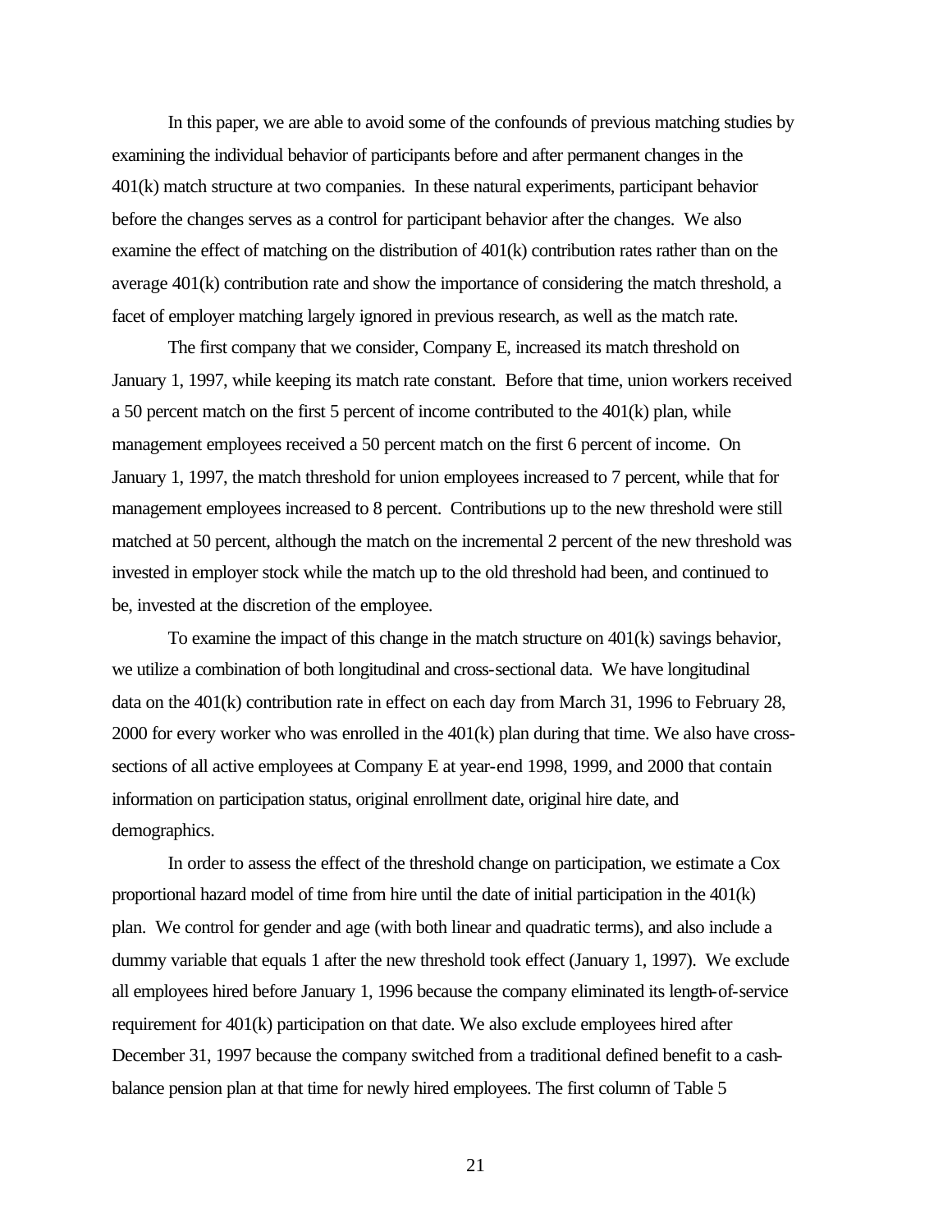In this paper, we are able to avoid some of the confounds of previous matching studies by examining the individual behavior of participants before and after permanent changes in the 401(k) match structure at two companies. In these natural experiments, participant behavior before the changes serves as a control for participant behavior after the changes. We also examine the effect of matching on the distribution of 401(k) contribution rates rather than on the average 401(k) contribution rate and show the importance of considering the match threshold, a facet of employer matching largely ignored in previous research, as well as the match rate.

The first company that we consider, Company E, increased its match threshold on January 1, 1997, while keeping its match rate constant. Before that time, union workers received a 50 percent match on the first 5 percent of income contributed to the 401(k) plan, while management employees received a 50 percent match on the first 6 percent of income. On January 1, 1997, the match threshold for union employees increased to 7 percent, while that for management employees increased to 8 percent. Contributions up to the new threshold were still matched at 50 percent, although the match on the incremental 2 percent of the new threshold was invested in employer stock while the match up to the old threshold had been, and continued to be, invested at the discretion of the employee.

To examine the impact of this change in the match structure on 401(k) savings behavior, we utilize a combination of both longitudinal and cross-sectional data. We have longitudinal data on the 401(k) contribution rate in effect on each day from March 31, 1996 to February 28, 2000 for every worker who was enrolled in the 401(k) plan during that time. We also have cross-sections of all active employees at Company E at year-end 1998, 1999, and 2000 that contain information on participation status, original enrollment date, original hire date, and demographics.

In order to assess the effect of the threshold change on participation, we estimate a Cox proportional hazard model of time from hire until the date of initial participation in the 401(k) plan. We control for gender and age (with both linear and quadratic terms), and also include a dummy variable that equals 1 after the new threshold took effect (January 1, 1997). We exclude all employees hired before January 1, 1996 because the company eliminated its length-of-service requirement for 401(k) participation on that date. We also exclude employees hired after December 31, 1997 because the company switched from a traditional defined benefit to a cash-balance pension plan at that time for newly hired employees. The first column of Table 5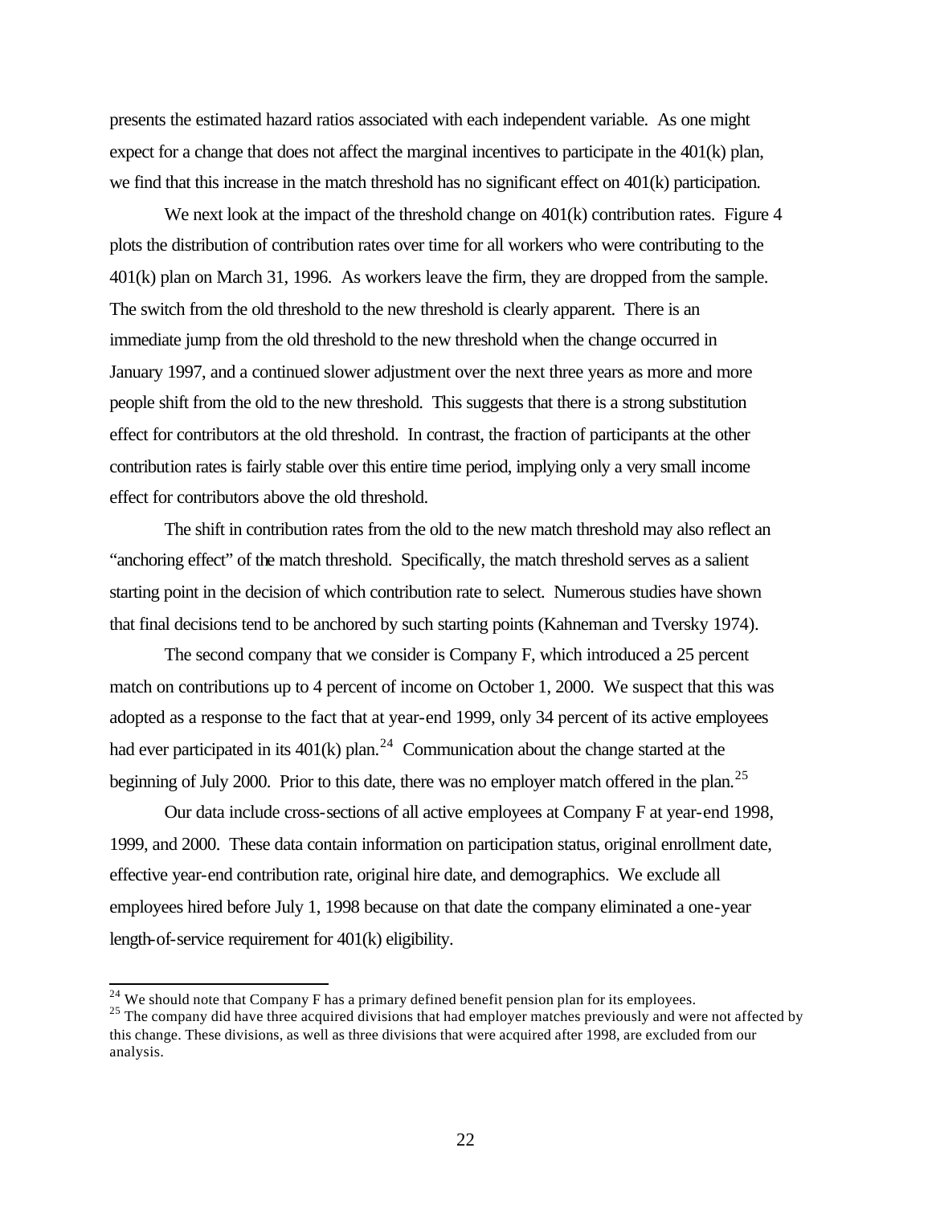presents the estimated hazard ratios associated with each independent variable. As one might expect for a change that does not affect the marginal incentives to participate in the 401(k) plan, we find that this increase in the match threshold has no significant effect on 401(k) participation.

We next look at the impact of the threshold change on 401(k) contribution rates. Figure 4 plots the distribution of contribution rates over time for all workers who were contributing to the 401(k) plan on March 31, 1996. As workers leave the firm, they are dropped from the sample. The switch from the old threshold to the new threshold is clearly apparent. There is an immediate jump from the old threshold to the new threshold when the change occurred in January 1997, and a continued slower adjustment over the next three years as more and more people shift from the old to the new threshold. This suggests that there is a strong substitution effect for contributors at the old threshold. In contrast, the fraction of participants at the other contribution rates is fairly stable over this entire time period, implying only a very small income effect for contributors above the old threshold.

The shift in contribution rates from the old to the new match threshold may also reflect an "anchoring effect" of the match threshold. Specifically, the match threshold serves as a salient starting point in the decision of which contribution rate to select. Numerous studies have shown that final decisions tend to be anchored by such starting points (Kahneman and Tversky 1974).

The second company that we consider is Company F, which introduced a 25 percent match on contributions up to 4 percent of income on October 1, 2000. We suspect that this was adopted as a response to the fact that at year-end 1999, only 34 percent of its active employees had ever participated in its 401(k) plan.[24] Communication about the change started at the beginning of July 2000. Prior to this date, there was no employer match offered in the plan.[25]

Our data include cross-sections of all active employees at Company F at year-end 1998, 1999, and 2000. These data contain information on participation status, original enrollment date, effective year-end contribution rate, original hire date, and demographics. We exclude all employees hired before July 1, 1998 because on that date the company eliminated a one-year length-of-service requirement for 401(k) eligibility.

---

[24] We should note that Company F has a primary defined benefit pension plan for its employees.

[25] The company did have three acquired divisions that had employer matches previously and were not affected by this change. These divisions, as well as three divisions that were acquired after 1998, are excluded from our analysis.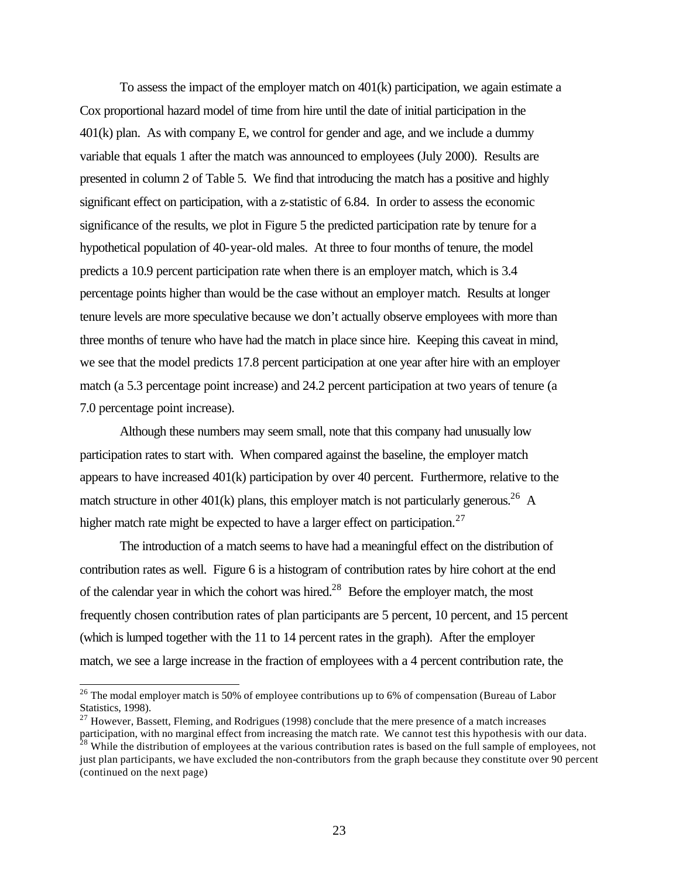To assess the impact of the employer match on 401(k) participation, we again estimate a Cox proportional hazard model of time from hire until the date of initial participation in the 401(k) plan. As with company E, we control for gender and age, and we include a dummy variable that equals 1 after the match was announced to employees (July 2000). Results are presented in column 2 of Table 5. We find that introducing the match has a positive and highly significant effect on participation, with a z-statistic of 6.84. In order to assess the economic significance of the results, we plot in Figure 5 the predicted participation rate by tenure for a hypothetical population of 40-year-old males. At three to four months of tenure, the model predicts a 10.9 percent participation rate when there is an employer match, which is 3.4 percentage points higher than would be the case without an employer match. Results at longer tenure levels are more speculative because we don't actually observe employees with more than three months of tenure who have had the match in place since hire. Keeping this caveat in mind, we see that the model predicts 17.8 percent participation at one year after hire with an employer match (a 5.3 percentage point increase) and 24.2 percent participation at two years of tenure (a 7.0 percentage point increase).

Although these numbers may seem small, note that this company had unusually low participation rates to start with. When compared against the baseline, the employer match appears to have increased 401(k) participation by over 40 percent. Furthermore, relative to the match structure in other 401(k) plans, this employer match is not particularly generous.[26] A higher match rate might be expected to have a larger effect on participation.[27]

The introduction of a match seems to have had a meaningful effect on the distribution of contribution rates as well. Figure 6 is a histogram of contribution rates by hire cohort at the end of the calendar year in which the cohort was hired.[28] Before the employer match, the most frequently chosen contribution rates of plan participants are 5 percent, 10 percent, and 15 percent (which is lumped together with the 11 to 14 percent rates in the graph). After the employer match, we see a large increase in the fraction of employees with a 4 percent contribution rate, the

---

[26] The modal employer match is 50% of employee contributions up to 6% of compensation (Bureau of Labor Statistics, 1998).

[27] However, Bassett, Fleming, and Rodrigues (1998) conclude that the mere presence of a match increases participation, with no marginal effect from increasing the match rate. We cannot test this hypothesis with our data.

[28] While the distribution of employees at the various contribution rates is based on the full sample of employees, not just plan participants, we have excluded the non-contributors from the graph because they constitute over 90 percent (continued on the next page)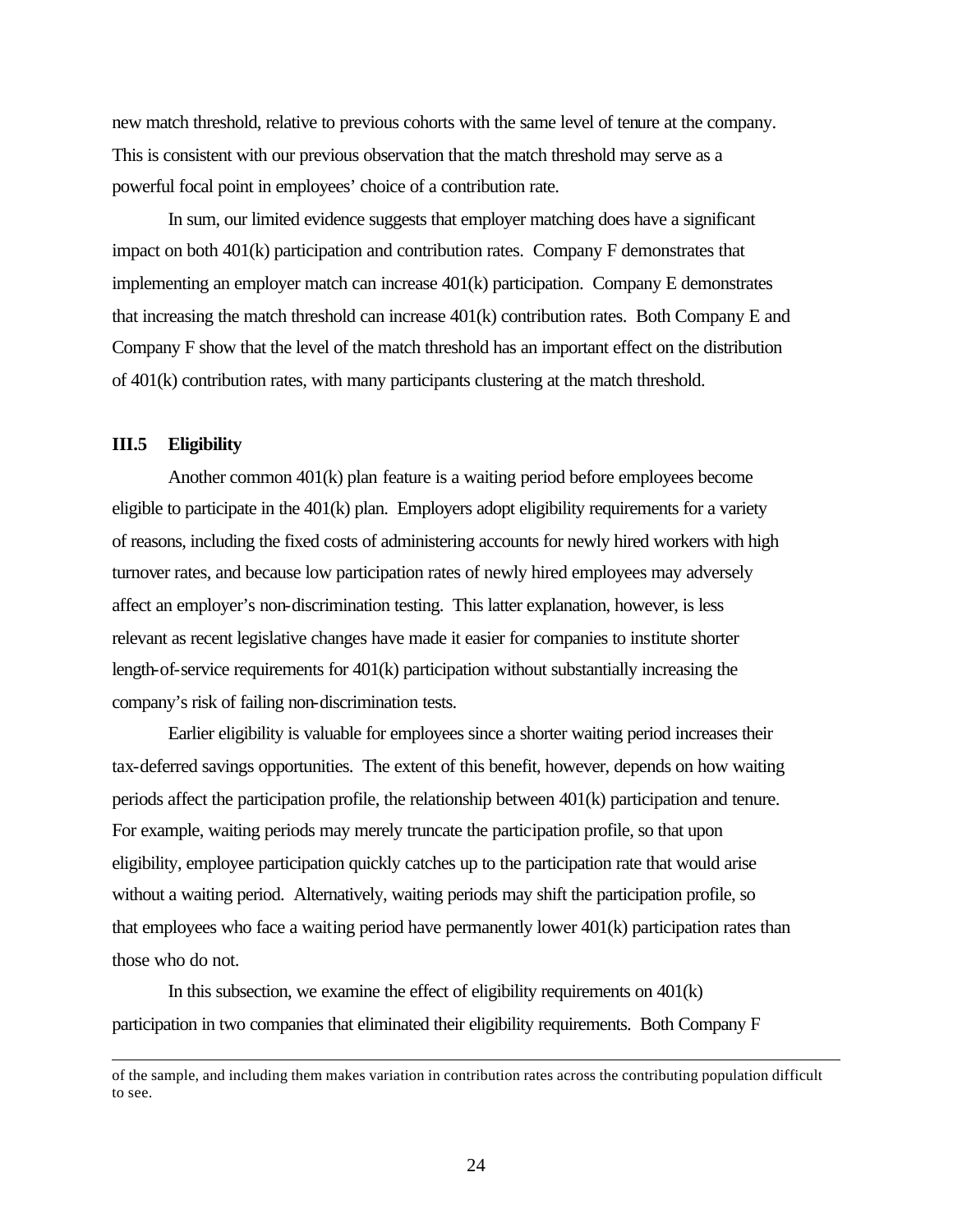new match threshold, relative to previous cohorts with the same level of tenure at the company. This is consistent with our previous observation that the match threshold may serve as a powerful focal point in employees' choice of a contribution rate.

In sum, our limited evidence suggests that employer matching does have a significant impact on both 401(k) participation and contribution rates. Company F demonstrates that implementing an employer match can increase 401(k) participation. Company E demonstrates that increasing the match threshold can increase 401(k) contribution rates. Both Company E and Company F show that the level of the match threshold has an important effect on the distribution of 401(k) contribution rates, with many participants clustering at the match threshold.

### III.5 Eligibility

Another common 401(k) plan feature is a waiting period before employees become eligible to participate in the 401(k) plan. Employers adopt eligibility requirements for a variety of reasons, including the fixed costs of administering accounts for newly hired workers with high turnover rates, and because low participation rates of newly hired employees may adversely affect an employer's non-discrimination testing. This latter explanation, however, is less relevant as recent legislative changes have made it easier for companies to institute shorter length-of-service requirements for 401(k) participation without substantially increasing the company's risk of failing non-discrimination tests.

Earlier eligibility is valuable for employees since a shorter waiting period increases their tax-deferred savings opportunities. The extent of this benefit, however, depends on how waiting periods affect the participation profile, the relationship between 401(k) participation and tenure. For example, waiting periods may merely truncate the participation profile, so that upon eligibility, employee participation quickly catches up to the participation rate that would arise without a waiting period. Alternatively, waiting periods may shift the participation profile, so that employees who face a waiting period have permanently lower 401(k) participation rates than those who do not.

In this subsection, we examine the effect of eligibility requirements on 401(k) participation in two companies that eliminated their eligibility requirements. Both Company F

---

of the sample, and including them makes variation in contribution rates across the contributing population difficult to see.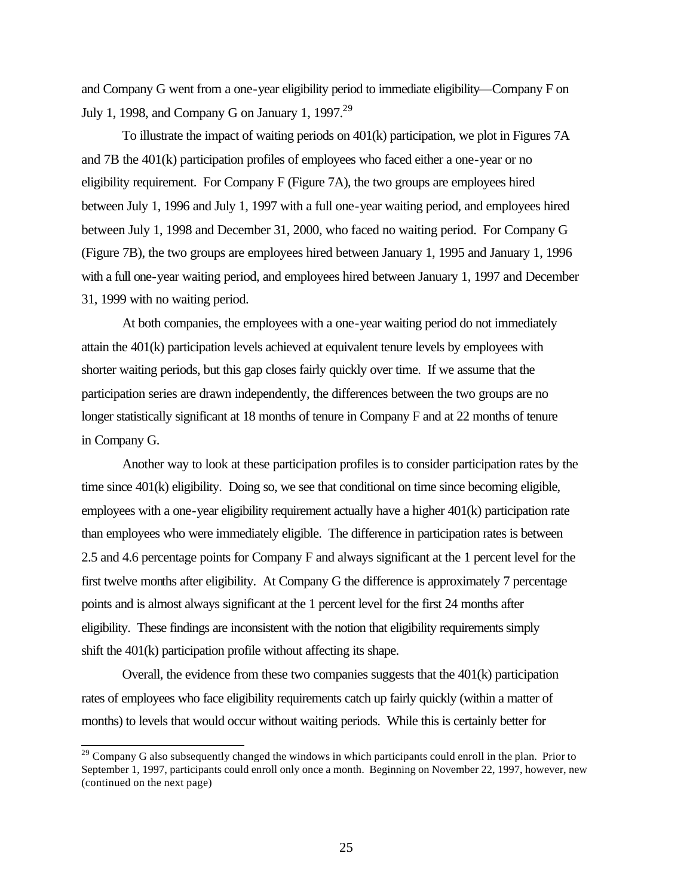and Company G went from a one-year eligibility period to immediate eligibility—Company F on July 1, 1998, and Company G on January 1, 1997.[29]

To illustrate the impact of waiting periods on 401(k) participation, we plot in Figures 7A and 7B the 401(k) participation profiles of employees who faced either a one-year or no eligibility requirement. For Company F (Figure 7A), the two groups are employees hired between July 1, 1996 and July 1, 1997 with a full one-year waiting period, and employees hired between July 1, 1998 and December 31, 2000, who faced no waiting period. For Company G (Figure 7B), the two groups are employees hired between January 1, 1995 and January 1, 1996 with a full one-year waiting period, and employees hired between January 1, 1997 and December 31, 1999 with no waiting period.

At both companies, the employees with a one-year waiting period do not immediately attain the 401(k) participation levels achieved at equivalent tenure levels by employees with shorter waiting periods, but this gap closes fairly quickly over time. If we assume that the participation series are drawn independently, the differences between the two groups are no longer statistically significant at 18 months of tenure in Company F and at 22 months of tenure in Company G.

Another way to look at these participation profiles is to consider participation rates by the time since 401(k) eligibility. Doing so, we see that conditional on time since becoming eligible, employees with a one-year eligibility requirement actually have a higher 401(k) participation rate than employees who were immediately eligible. The difference in participation rates is between 2.5 and 4.6 percentage points for Company F and always significant at the 1 percent level for the first twelve months after eligibility. At Company G the difference is approximately 7 percentage points and is almost always significant at the 1 percent level for the first 24 months after eligibility. These findings are inconsistent with the notion that eligibility requirements simply shift the 401(k) participation profile without affecting its shape.

Overall, the evidence from these two companies suggests that the 401(k) participation rates of employees who face eligibility requirements catch up fairly quickly (within a matter of months) to levels that would occur without waiting periods. While this is certainly better for

---

[29] Company G also subsequently changed the windows in which participants could enroll in the plan. Prior to September 1, 1997, participants could enroll only once a month. Beginning on November 22, 1997, however, new (continued on the next page)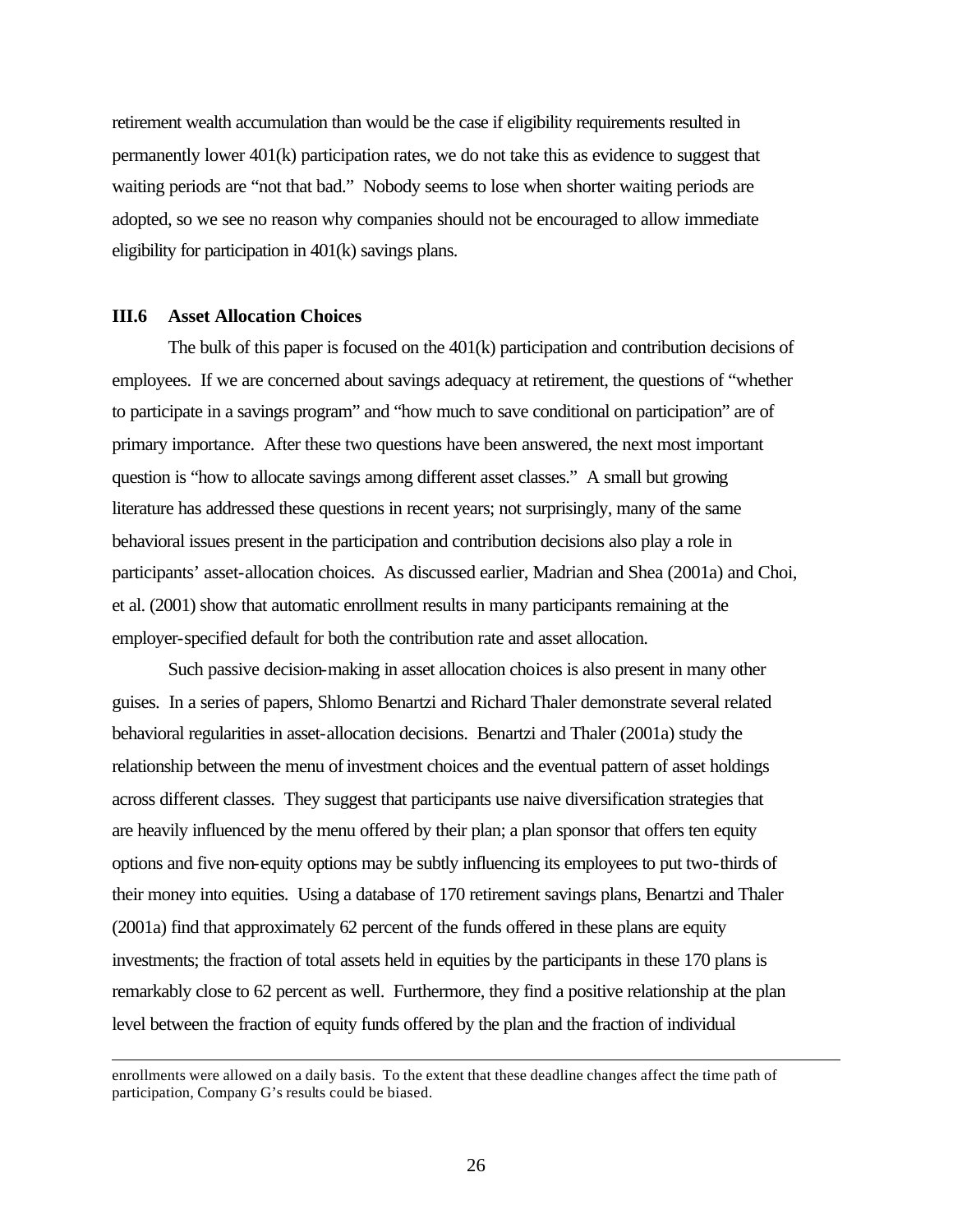retirement wealth accumulation than would be the case if eligibility requirements resulted in permanently lower 401(k) participation rates, we do not take this as evidence to suggest that waiting periods are "not that bad." Nobody seems to lose when shorter waiting periods are adopted, so we see no reason why companies should not be encouraged to allow immediate eligibility for participation in 401(k) savings plans.

### III.6 Asset Allocation Choices

The bulk of this paper is focused on the 401(k) participation and contribution decisions of employees. If we are concerned about savings adequacy at retirement, the questions of "whether to participate in a savings program" and "how much to save conditional on participation" are of primary importance. After these two questions have been answered, the next most important question is "how to allocate savings among different asset classes." A small but growing literature has addressed these questions in recent years; not surprisingly, many of the same behavioral issues present in the participation and contribution decisions also play a role in participants' asset-allocation choices. As discussed earlier, Madrian and Shea (2001a) and Choi, et al. (2001) show that automatic enrollment results in many participants remaining at the employer-specified default for both the contribution rate and asset allocation.

Such passive decision-making in asset allocation choices is also present in many other guises. In a series of papers, Shlomo Benartzi and Richard Thaler demonstrate several related behavioral regularities in asset-allocation decisions. Benartzi and Thaler (2001a) study the relationship between the menu of investment choices and the eventual pattern of asset holdings across different classes. They suggest that participants use naive diversification strategies that are heavily influenced by the menu offered by their plan; a plan sponsor that offers ten equity options and five non-equity options may be subtly influencing its employees to put two-thirds of their money into equities. Using a database of 170 retirement savings plans, Benartzi and Thaler (2001a) find that approximately 62 percent of the funds offered in these plans are equity investments; the fraction of total assets held in equities by the participants in these 170 plans is remarkably close to 62 percent as well. Furthermore, they find a positive relationship at the plan level between the fraction of equity funds offered by the plan and the fraction of individual

enrollments were allowed on a daily basis. To the extent that these deadline changes affect the time path of participation, Company G's results could be biased.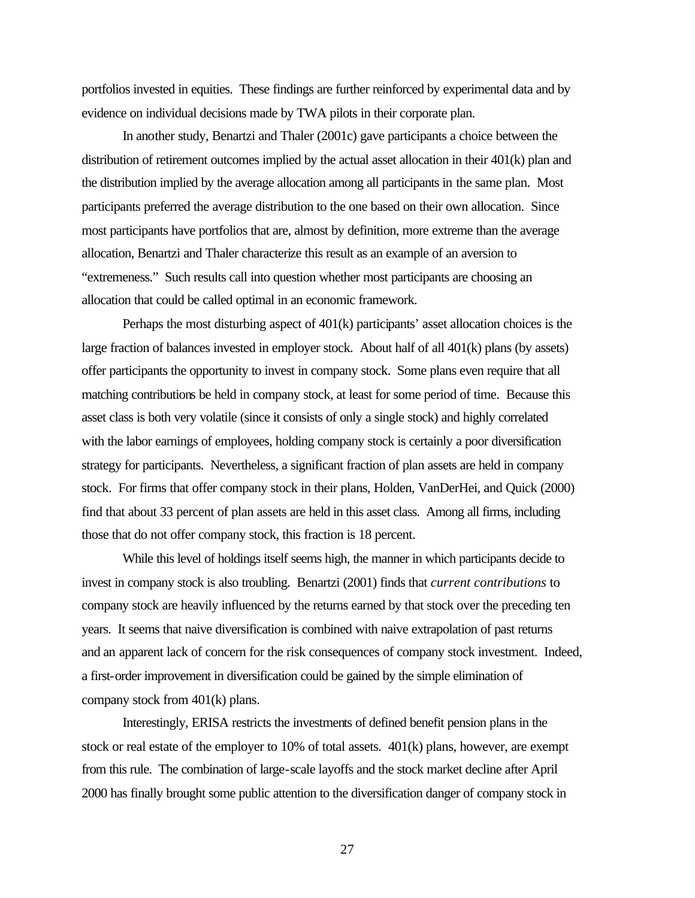portfolios invested in equities. These findings are further reinforced by experimental data and by evidence on individual decisions made by TWA pilots in their corporate plan.

In another study, Benartzi and Thaler (2001c) gave participants a choice between the distribution of retirement outcomes implied by the actual asset allocation in their 401(k) plan and the distribution implied by the average allocation among all participants in the same plan. Most participants preferred the average distribution to the one based on their own allocation. Since most participants have portfolios that are, almost by definition, more extreme than the average allocation, Benartzi and Thaler characterize this result as an example of an aversion to "extremeness." Such results call into question whether most participants are choosing an allocation that could be called optimal in an economic framework.

Perhaps the most disturbing aspect of 401(k) participants' asset allocation choices is the large fraction of balances invested in employer stock. About half of all 401(k) plans (by assets) offer participants the opportunity to invest in company stock. Some plans even require that all matching contributions be held in company stock, at least for some period of time. Because this asset class is both very volatile (since it consists of only a single stock) and highly correlated with the labor earnings of employees, holding company stock is certainly a poor diversification strategy for participants. Nevertheless, a significant fraction of plan assets are held in company stock. For firms that offer company stock in their plans, Holden, VanDerHei, and Quick (2000) find that about 33 percent of plan assets are held in this asset class. Among all firms, including those that do not offer company stock, this fraction is 18 percent.

While this level of holdings itself seems high, the manner in which participants decide to invest in company stock is also troubling. Benartzi (2001) finds that *current contributions* to company stock are heavily influenced by the returns earned by that stock over the preceding ten years. It seems that naive diversification is combined with naive extrapolation of past returns and an apparent lack of concern for the risk consequences of company stock investment. Indeed, a first-order improvement in diversification could be gained by the simple elimination of company stock from 401(k) plans.

Interestingly, ERISA restricts the investments of defined benefit pension plans in the stock or real estate of the employer to 10% of total assets. 401(k) plans, however, are exempt from this rule. The combination of large-scale layoffs and the stock market decline after April 2000 has finally brought some public attention to the diversification danger of company stock in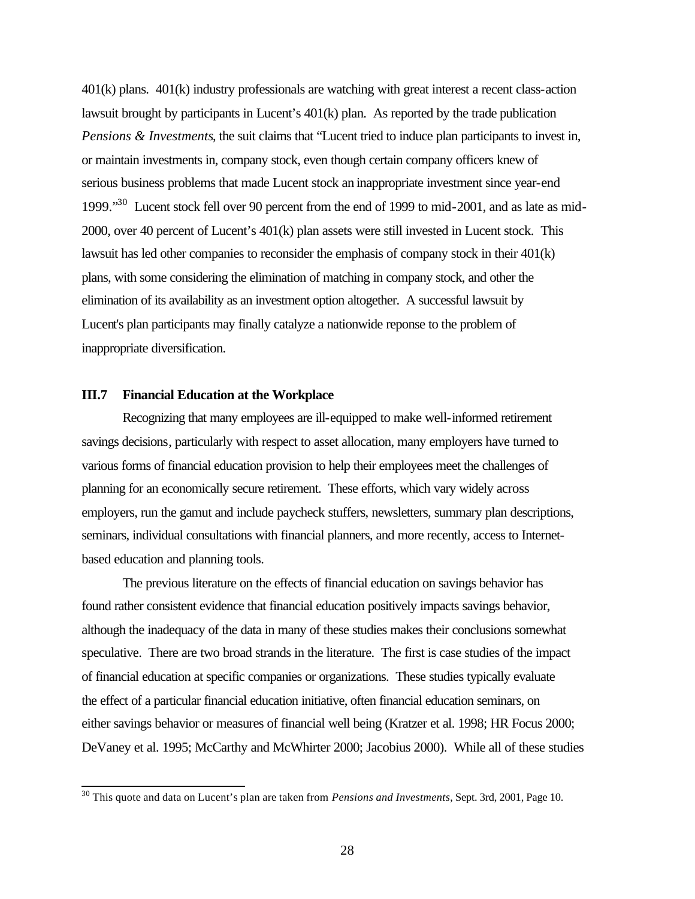401(k) plans. 401(k) industry professionals are watching with great interest a recent class-action lawsuit brought by participants in Lucent's 401(k) plan. As reported by the trade publication *Pensions & Investments*, the suit claims that "Lucent tried to induce plan participants to invest in, or maintain investments in, company stock, even though certain company officers knew of serious business problems that made Lucent stock an inappropriate investment since year-end 1999."[30] Lucent stock fell over 90 percent from the end of 1999 to mid-2001, and as late as mid-2000, over 40 percent of Lucent's 401(k) plan assets were still invested in Lucent stock. This lawsuit has led other companies to reconsider the emphasis of company stock in their 401(k) plans, with some considering the elimination of matching in company stock, and other the elimination of its availability as an investment option altogether. A successful lawsuit by Lucent's plan participants may finally catalyze a nationwide reponse to the problem of inappropriate diversification.

### III.7 Financial Education at the Workplace

Recognizing that many employees are ill-equipped to make well-informed retirement savings decisions, particularly with respect to asset allocation, many employers have turned to various forms of financial education provision to help their employees meet the challenges of planning for an economically secure retirement. These efforts, which vary widely across employers, run the gamut and include paycheck stuffers, newsletters, summary plan descriptions, seminars, individual consultations with financial planners, and more recently, access to Internet-based education and planning tools.

The previous literature on the effects of financial education on savings behavior has found rather consistent evidence that financial education positively impacts savings behavior, although the inadequacy of the data in many of these studies makes their conclusions somewhat speculative. There are two broad strands in the literature. The first is case studies of the impact of financial education at specific companies or organizations. These studies typically evaluate the effect of a particular financial education initiative, often financial education seminars, on either savings behavior or measures of financial well being (Kratzer et al. 1998; HR Focus 2000; DeVaney et al. 1995; McCarthy and McWhirter 2000; Jacobius 2000). While all of these studies

[30] This quote and data on Lucent's plan are taken from *Pensions and Investments*, Sept. 3rd, 2001, Page 10.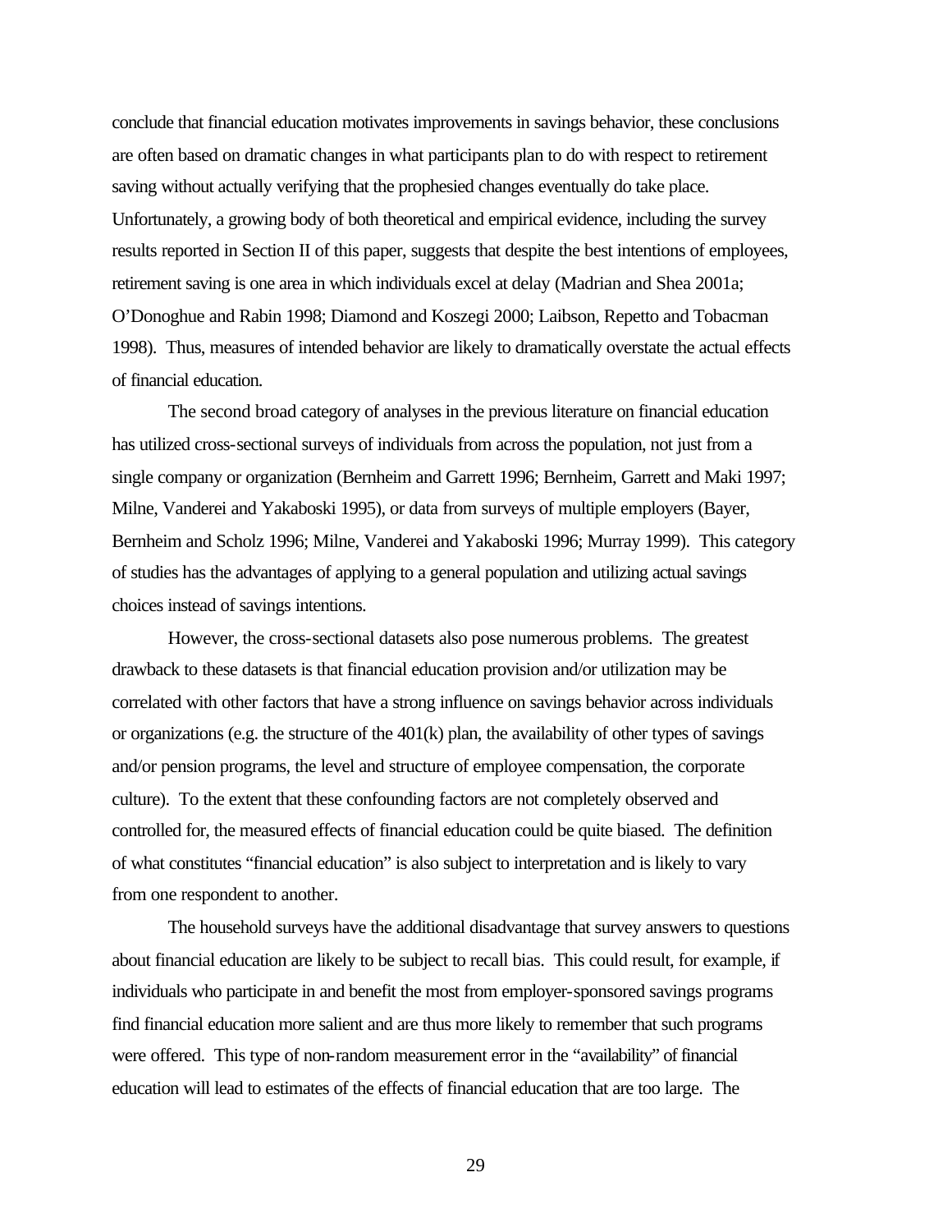conclude that financial education motivates improvements in savings behavior, these conclusions are often based on dramatic changes in what participants plan to do with respect to retirement saving without actually verifying that the prophesied changes eventually do take place. Unfortunately, a growing body of both theoretical and empirical evidence, including the survey results reported in Section II of this paper, suggests that despite the best intentions of employees, retirement saving is one area in which individuals excel at delay (Madrian and Shea 2001a; O'Donoghue and Rabin 1998; Diamond and Koszegi 2000; Laibson, Repetto and Tobacman 1998). Thus, measures of intended behavior are likely to dramatically overstate the actual effects of financial education.

The second broad category of analyses in the previous literature on financial education has utilized cross-sectional surveys of individuals from across the population, not just from a single company or organization (Bernheim and Garrett 1996; Bernheim, Garrett and Maki 1997; Milne, Vanderei and Yakaboski 1995), or data from surveys of multiple employers (Bayer, Bernheim and Scholz 1996; Milne, Vanderei and Yakaboski 1996; Murray 1999). This category of studies has the advantages of applying to a general population and utilizing actual savings choices instead of savings intentions.

However, the cross-sectional datasets also pose numerous problems. The greatest drawback to these datasets is that financial education provision and/or utilization may be correlated with other factors that have a strong influence on savings behavior across individuals or organizations (e.g. the structure of the 401(k) plan, the availability of other types of savings and/or pension programs, the level and structure of employee compensation, the corporate culture). To the extent that these confounding factors are not completely observed and controlled for, the measured effects of financial education could be quite biased. The definition of what constitutes "financial education" is also subject to interpretation and is likely to vary from one respondent to another.

The household surveys have the additional disadvantage that survey answers to questions about financial education are likely to be subject to recall bias. This could result, for example, if individuals who participate in and benefit the most from employer-sponsored savings programs find financial education more salient and are thus more likely to remember that such programs were offered. This type of non-random measurement error in the "availability" of financial education will lead to estimates of the effects of financial education that are too large. The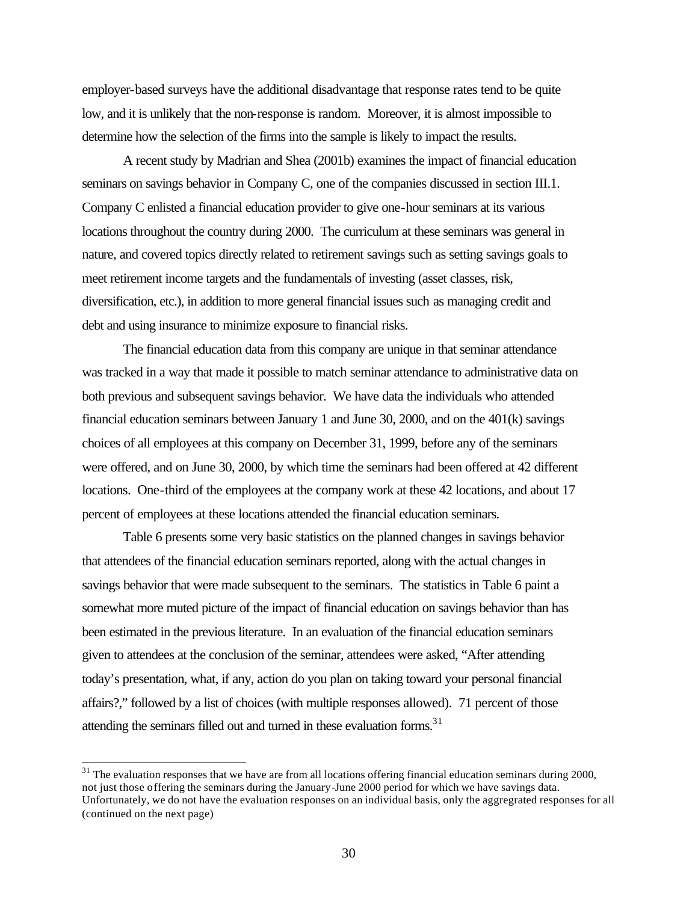employer-based surveys have the additional disadvantage that response rates tend to be quite low, and it is unlikely that the non-response is random. Moreover, it is almost impossible to determine how the selection of the firms into the sample is likely to impact the results.

A recent study by Madrian and Shea (2001b) examines the impact of financial education seminars on savings behavior in Company C, one of the companies discussed in section III.1. Company C enlisted a financial education provider to give one-hour seminars at its various locations throughout the country during 2000. The curriculum at these seminars was general in nature, and covered topics directly related to retirement savings such as setting savings goals to meet retirement income targets and the fundamentals of investing (asset classes, risk, diversification, etc.), in addition to more general financial issues such as managing credit and debt and using insurance to minimize exposure to financial risks.

The financial education data from this company are unique in that seminar attendance was tracked in a way that made it possible to match seminar attendance to administrative data on both previous and subsequent savings behavior. We have data the individuals who attended financial education seminars between January 1 and June 30, 2000, and on the 401(k) savings choices of all employees at this company on December 31, 1999, before any of the seminars were offered, and on June 30, 2000, by which time the seminars had been offered at 42 different locations. One-third of the employees at the company work at these 42 locations, and about 17 percent of employees at these locations attended the financial education seminars.

Table 6 presents some very basic statistics on the planned changes in savings behavior that attendees of the financial education seminars reported, along with the actual changes in savings behavior that were made subsequent to the seminars. The statistics in Table 6 paint a somewhat more muted picture of the impact of financial education on savings behavior than has been estimated in the previous literature. In an evaluation of the financial education seminars given to attendees at the conclusion of the seminar, attendees were asked, "After attending today's presentation, what, if any, action do you plan on taking toward your personal financial affairs?," followed by a list of choices (with multiple responses allowed). 71 percent of those attending the seminars filled out and turned in these evaluation forms.[31]

[31] The evaluation responses that we have are from all locations offering financial education seminars during 2000, not just those offering the seminars during the January-June 2000 period for which we have savings data. Unfortunately, we do not have the evaluation responses on an individual basis, only the aggregrated responses for all (continued on the next page)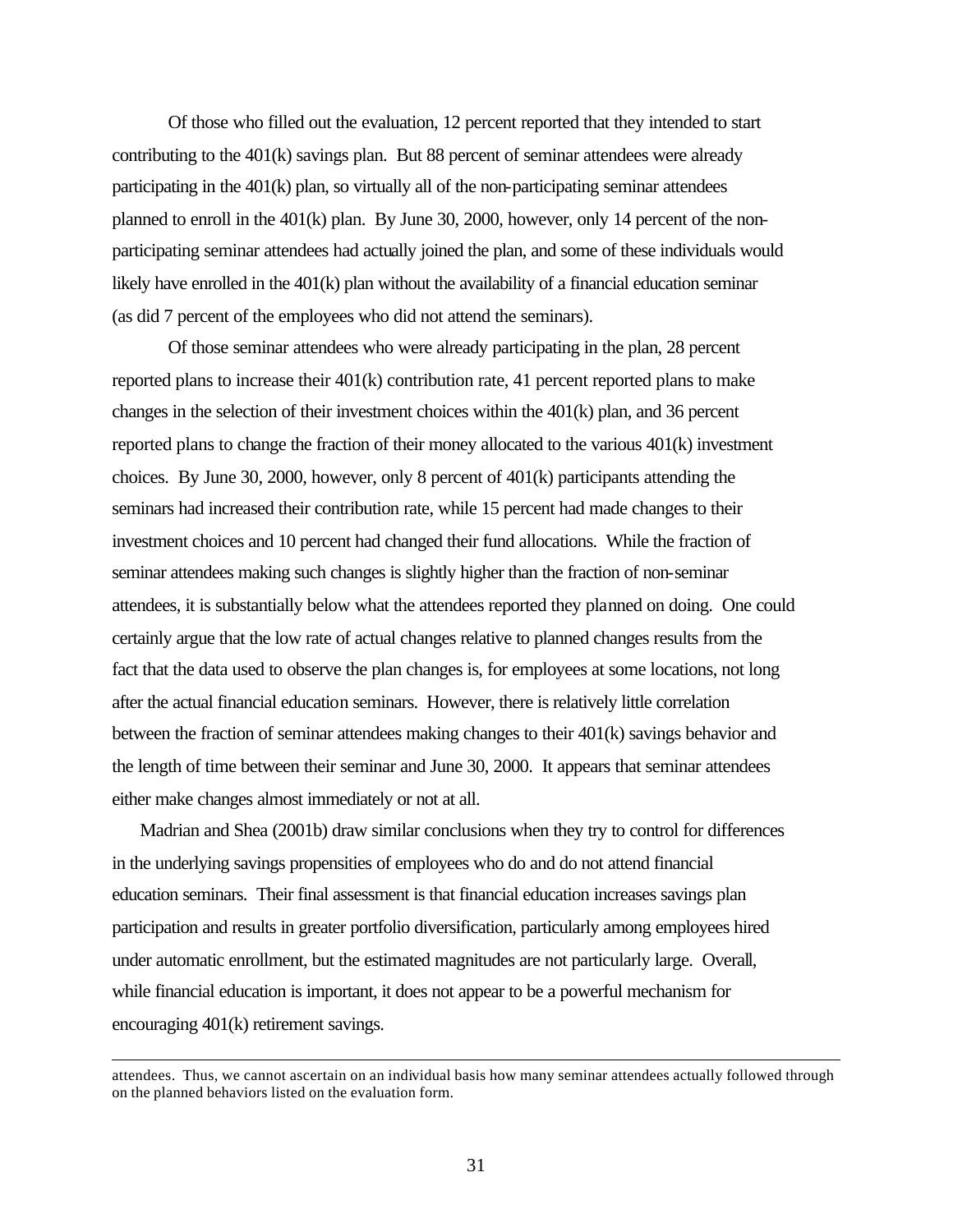Of those who filled out the evaluation, 12 percent reported that they intended to start contributing to the 401(k) savings plan. But 88 percent of seminar attendees were already participating in the 401(k) plan, so virtually all of the non-participating seminar attendees planned to enroll in the 401(k) plan. By June 30, 2000, however, only 14 percent of the non-participating seminar attendees had actually joined the plan, and some of these individuals would likely have enrolled in the 401(k) plan without the availability of a financial education seminar (as did 7 percent of the employees who did not attend the seminars).

Of those seminar attendees who were already participating in the plan, 28 percent reported plans to increase their 401(k) contribution rate, 41 percent reported plans to make changes in the selection of their investment choices within the 401(k) plan, and 36 percent reported plans to change the fraction of their money allocated to the various 401(k) investment choices. By June 30, 2000, however, only 8 percent of 401(k) participants attending the seminars had increased their contribution rate, while 15 percent had made changes to their investment choices and 10 percent had changed their fund allocations. While the fraction of seminar attendees making such changes is slightly higher than the fraction of non-seminar attendees, it is substantially below what the attendees reported they planned on doing. One could certainly argue that the low rate of actual changes relative to planned changes results from the fact that the data used to observe the plan changes is, for employees at some locations, not long after the actual financial education seminars. However, there is relatively little correlation between the fraction of seminar attendees making changes to their 401(k) savings behavior and the length of time between their seminar and June 30, 2000. It appears that seminar attendees either make changes almost immediately or not at all.

Madrian and Shea (2001b) draw similar conclusions when they try to control for differences in the underlying savings propensities of employees who do and do not attend financial education seminars. Their final assessment is that financial education increases savings plan participation and results in greater portfolio diversification, particularly among employees hired under automatic enrollment, but the estimated magnitudes are not particularly large. Overall, while financial education is important, it does not appear to be a powerful mechanism for encouraging 401(k) retirement savings.

---

attendees. Thus, we cannot ascertain on an individual basis how many seminar attendees actually followed through on the planned behaviors listed on the evaluation form.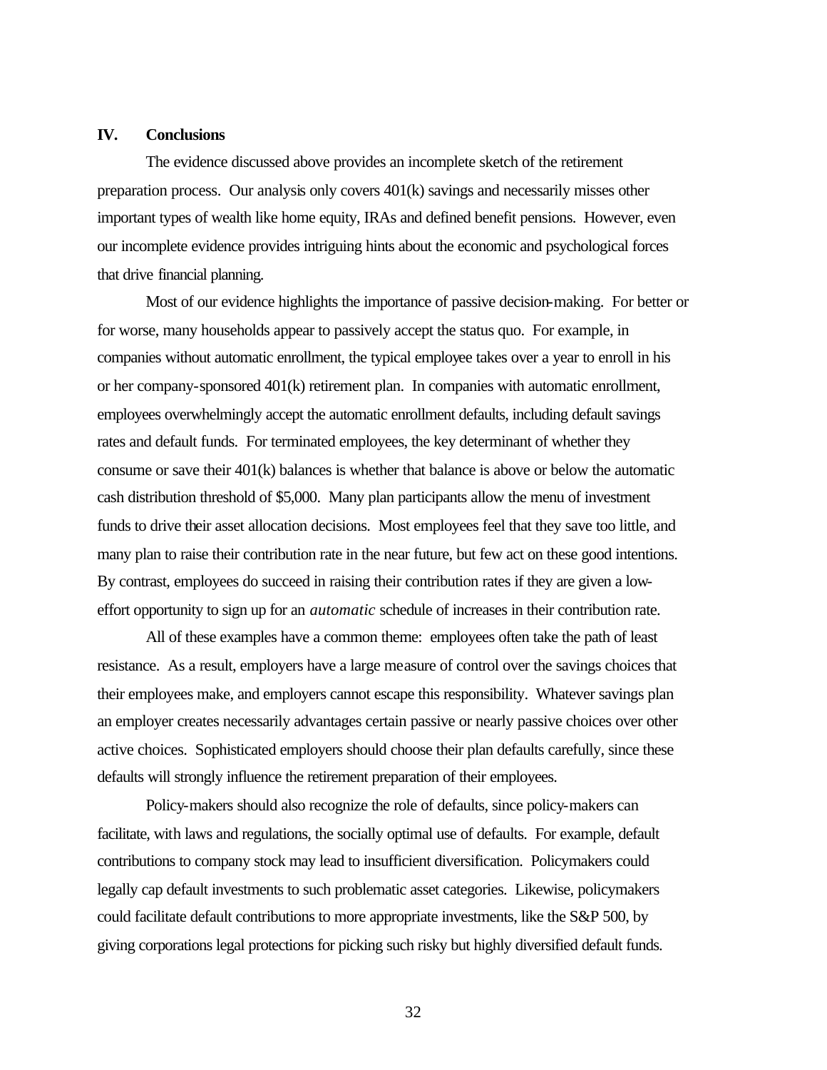## IV. Conclusions

The evidence discussed above provides an incomplete sketch of the retirement preparation process. Our analysis only covers 401(k) savings and necessarily misses other important types of wealth like home equity, IRAs and defined benefit pensions. However, even our incomplete evidence provides intriguing hints about the economic and psychological forces that drive financial planning.

Most of our evidence highlights the importance of passive decision-making. For better or for worse, many households appear to passively accept the status quo. For example, in companies without automatic enrollment, the typical employee takes over a year to enroll in his or her company-sponsored 401(k) retirement plan. In companies with automatic enrollment, employees overwhelmingly accept the automatic enrollment defaults, including default savings rates and default funds. For terminated employees, the key determinant of whether they consume or save their 401(k) balances is whether that balance is above or below the automatic cash distribution threshold of $5,000. Many plan participants allow the menu of investment funds to drive their asset allocation decisions. Most employees feel that they save too little, and many plan to raise their contribution rate in the near future, but few act on these good intentions. By contrast, employees do succeed in raising their contribution rates if they are given a low-effort opportunity to sign up for an *automatic* schedule of increases in their contribution rate.

All of these examples have a common theme: employees often take the path of least resistance. As a result, employers have a large measure of control over the savings choices that their employees make, and employers cannot escape this responsibility. Whatever savings plan an employer creates necessarily advantages certain passive or nearly passive choices over other active choices. Sophisticated employers should choose their plan defaults carefully, since these defaults will strongly influence the retirement preparation of their employees.

Policy-makers should also recognize the role of defaults, since policy-makers can facilitate, with laws and regulations, the socially optimal use of defaults. For example, default contributions to company stock may lead to insufficient diversification. Policymakers could legally cap default investments to such problematic asset categories. Likewise, policymakers could facilitate default contributions to more appropriate investments, like the S&P 500, by giving corporations legal protections for picking such risky but highly diversified default funds.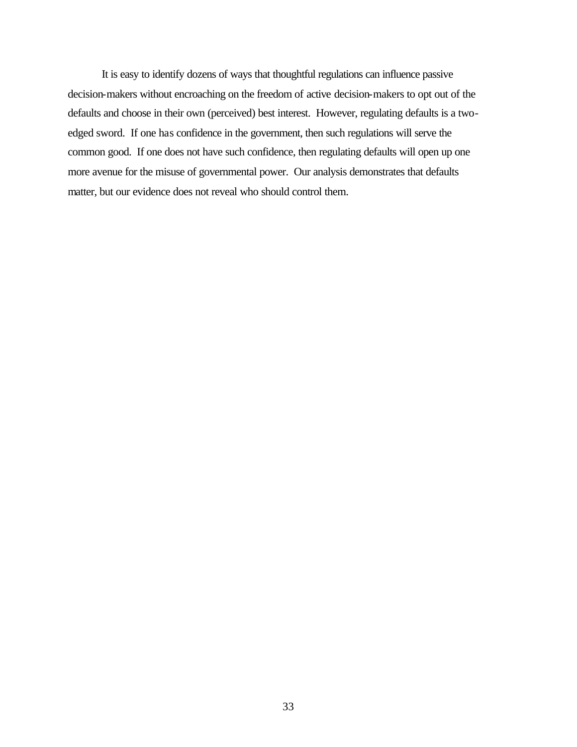It is easy to identify dozens of ways that thoughtful regulations can influence passive decision-makers without encroaching on the freedom of active decision-makers to opt out of the defaults and choose in their own (perceived) best interest. However, regulating defaults is a two-edged sword. If one has confidence in the government, then such regulations will serve the common good. If one does not have such confidence, then regulating defaults will open up one more avenue for the misuse of governmental power. Our analysis demonstrates that defaults matter, but our evidence does not reveal who should control them.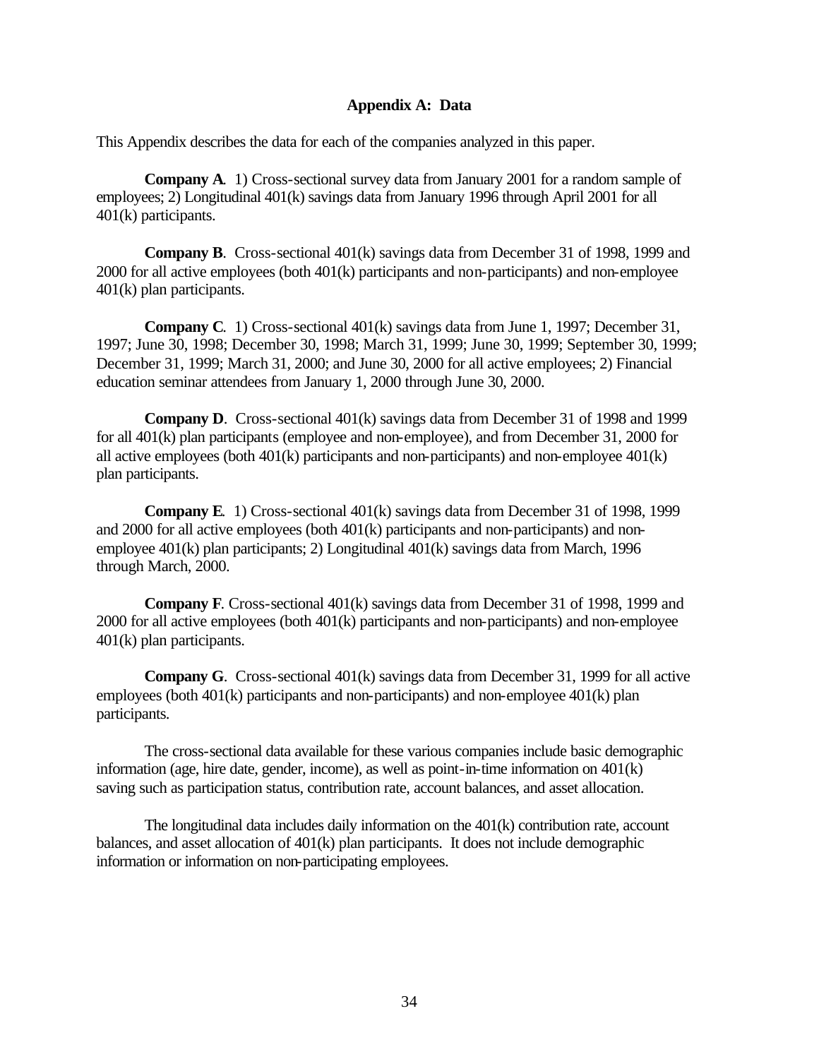## Appendix A: Data

This Appendix describes the data for each of the companies analyzed in this paper.

**Company A**. 1) Cross-sectional survey data from January 2001 for a random sample of employees; 2) Longitudinal 401(k) savings data from January 1996 through April 2001 for all 401(k) participants.

**Company B**. Cross-sectional 401(k) savings data from December 31 of 1998, 1999 and 2000 for all active employees (both 401(k) participants and non-participants) and non-employee 401(k) plan participants.

**Company C**. 1) Cross-sectional 401(k) savings data from June 1, 1997; December 31, 1997; June 30, 1998; December 30, 1998; March 31, 1999; June 30, 1999; September 30, 1999; December 31, 1999; March 31, 2000; and June 30, 2000 for all active employees; 2) Financial education seminar attendees from January 1, 2000 through June 30, 2000.

**Company D**. Cross-sectional 401(k) savings data from December 31 of 1998 and 1999 for all 401(k) plan participants (employee and non-employee), and from December 31, 2000 for all active employees (both 401(k) participants and non-participants) and non-employee 401(k) plan participants.

**Company E**. 1) Cross-sectional 401(k) savings data from December 31 of 1998, 1999 and 2000 for all active employees (both 401(k) participants and non-participants) and non-employee 401(k) plan participants; 2) Longitudinal 401(k) savings data from March, 1996 through March, 2000.

**Company F**. Cross-sectional 401(k) savings data from December 31 of 1998, 1999 and 2000 for all active employees (both 401(k) participants and non-participants) and non-employee 401(k) plan participants.

**Company G**. Cross-sectional 401(k) savings data from December 31, 1999 for all active employees (both 401(k) participants and non-participants) and non-employee 401(k) plan participants.

The cross-sectional data available for these various companies include basic demographic information (age, hire date, gender, income), as well as point-in-time information on 401(k) saving such as participation status, contribution rate, account balances, and asset allocation.

The longitudinal data includes daily information on the 401(k) contribution rate, account balances, and asset allocation of 401(k) plan participants. It does not include demographic information or information on non-participating employees.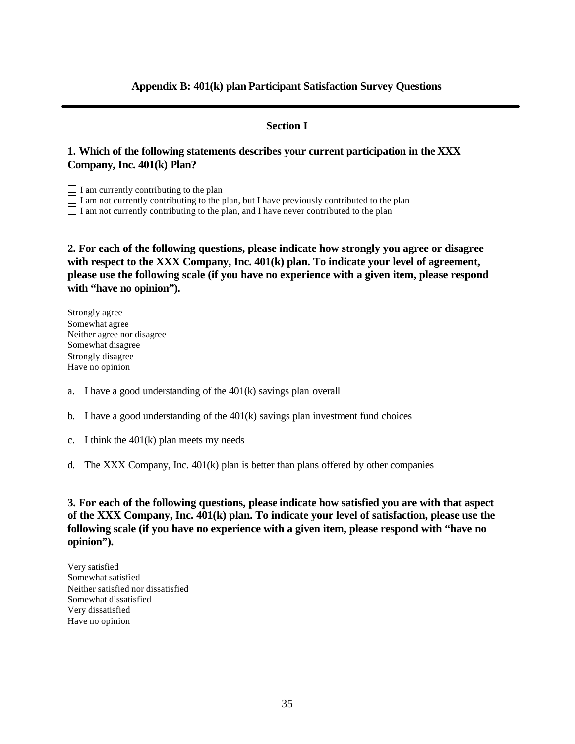## Appendix B: 401(k) plan Participant Satisfaction Survey Questions

---

### Section I

**1. Which of the following statements describes your current participation in the XXX Company, Inc. 401(k) Plan?**

- ☐ I am currently contributing to the plan
- ☐ I am not currently contributing to the plan, but I have previously contributed to the plan
- ☐ I am not currently contributing to the plan, and I have never contributed to the plan

**2. For each of the following questions, please indicate how strongly you agree or disagree with respect to the XXX Company, Inc. 401(k) plan. To indicate your level of agreement, please use the following scale (if you have no experience with a given item, please respond with "have no opinion").**

Strongly agree
Somewhat agree
Neither agree nor disagree
Somewhat disagree
Strongly disagree
Have no opinion

a. I have a good understanding of the 401(k) savings plan overall

b. I have a good understanding of the 401(k) savings plan investment fund choices

c. I think the 401(k) plan meets my needs

d. The XXX Company, Inc. 401(k) plan is better than plans offered by other companies

**3. For each of the following questions, please indicate how satisfied you are with that aspect of the XXX Company, Inc. 401(k) plan. To indicate your level of satisfaction, please use the following scale (if you have no experience with a given item, please respond with "have no opinion").**

Very satisfied
Somewhat satisfied
Neither satisfied nor dissatisfied
Somewhat dissatisfied
Very dissatisfied
Have no opinion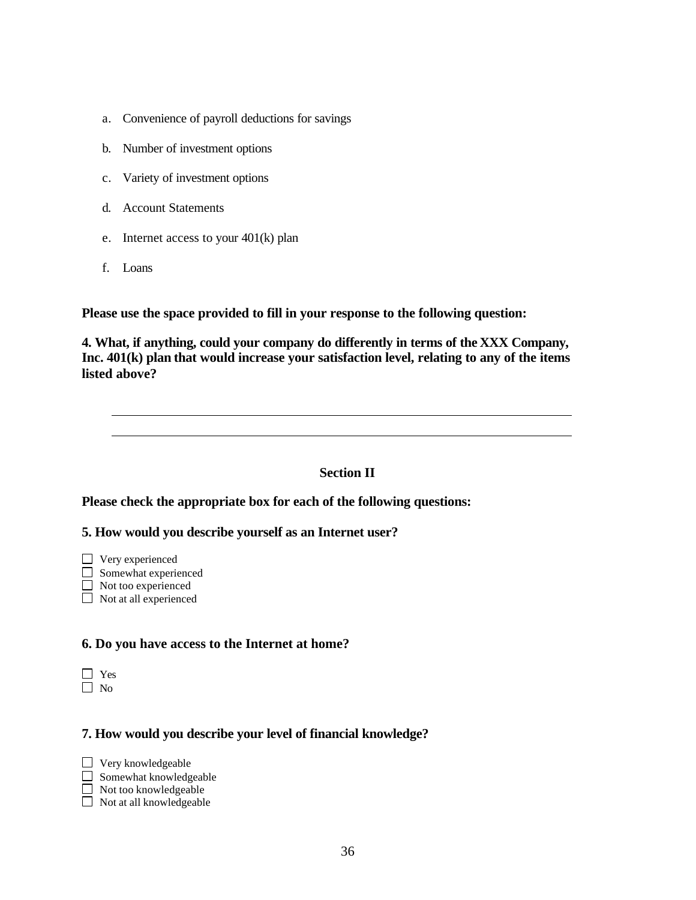a. Convenience of payroll deductions for savings

b. Number of investment options

c. Variety of investment options

d. Account Statements

e. Internet access to your 401(k) plan

f. Loans

**Please use the space provided to fill in your response to the following question:**

**4. What, if anything, could your company do differently in terms of the XXX Company, Inc. 401(k) plan that would increase your satisfaction level, relating to any of the items listed above?**

\_\_\_\_\_\_\_\_\_\_\_\_\_\_\_\_\_\_\_\_\_\_\_\_\_\_\_\_\_\_\_\_\_\_\_\_\_\_\_\_\_\_\_\_\_\_\_\_\_\_\_\_\_\_\_\_

\_\_\_\_\_\_\_\_\_\_\_\_\_\_\_\_\_\_\_\_\_\_\_\_\_\_\_\_\_\_\_\_\_\_\_\_\_\_\_\_\_\_\_\_\_\_\_\_\_\_\_\_\_\_\_\_

## Section II

**Please check the appropriate box for each of the following questions:**

**5. How would you describe yourself as an Internet user?**

- ☐ Very experienced
- ☐ Somewhat experienced
- ☐ Not too experienced
- ☐ Not at all experienced

**6. Do you have access to the Internet at home?**

- ☐ Yes
- ☐ No

**7. How would you describe your level of financial knowledge?**

- ☐ Very knowledgeable
- ☐ Somewhat knowledgeable
- ☐ Not too knowledgeable
- ☐ Not at all knowledgeable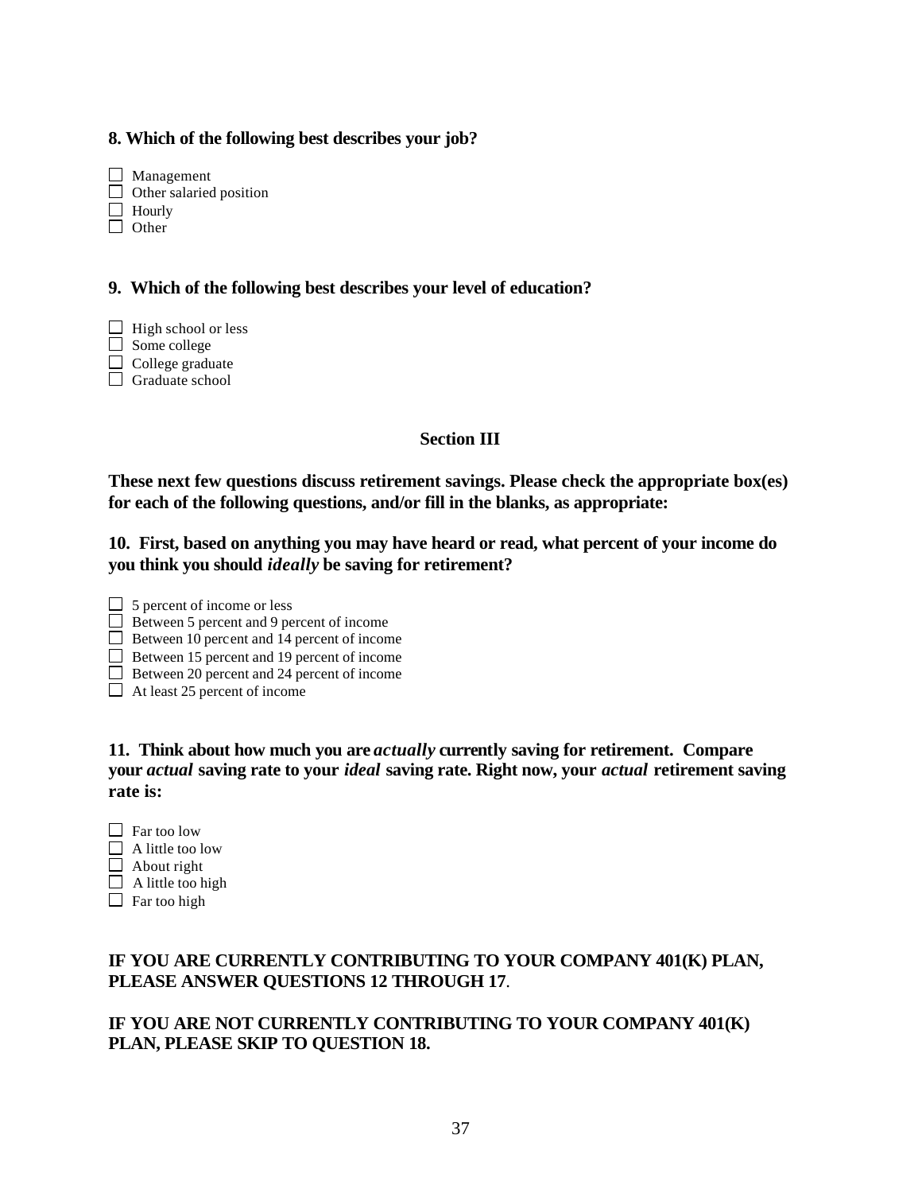**8. Which of the following best describes your job?**

- ☐ Management
- ☐ Other salaried position
- ☐ Hourly
- ☐ Other

**9. Which of the following best describes your level of education?**

- ☐ High school or less
- ☐ Some college
- ☐ College graduate
- ☐ Graduate school

## Section III

**These next few questions discuss retirement savings. Please check the appropriate box(es) for each of the following questions, and/or fill in the blanks, as appropriate:**

**10. First, based on anything you may have heard or read, what percent of your income do you think you should *ideally* be saving for retirement?**

- ☐ 5 percent of income or less
- ☐ Between 5 percent and 9 percent of income
- ☐ Between 10 percent and 14 percent of income
- ☐ Between 15 percent and 19 percent of income
- ☐ Between 20 percent and 24 percent of income
- ☐ At least 25 percent of income

**11. Think about how much you are *actually* currently saving for retirement. Compare your *actual* saving rate to your *ideal* saving rate. Right now, your *actual* retirement saving rate is:**

- ☐ Far too low
- ☐ A little too low
- ☐ About right
- ☐ A little too high
- ☐ Far too high

**IF YOU ARE CURRENTLY CONTRIBUTING TO YOUR COMPANY 401(K) PLAN, PLEASE ANSWER QUESTIONS 12 THROUGH 17**.

**IF YOU ARE NOT CURRENTLY CONTRIBUTING TO YOUR COMPANY 401(K) PLAN, PLEASE SKIP TO QUESTION 18.**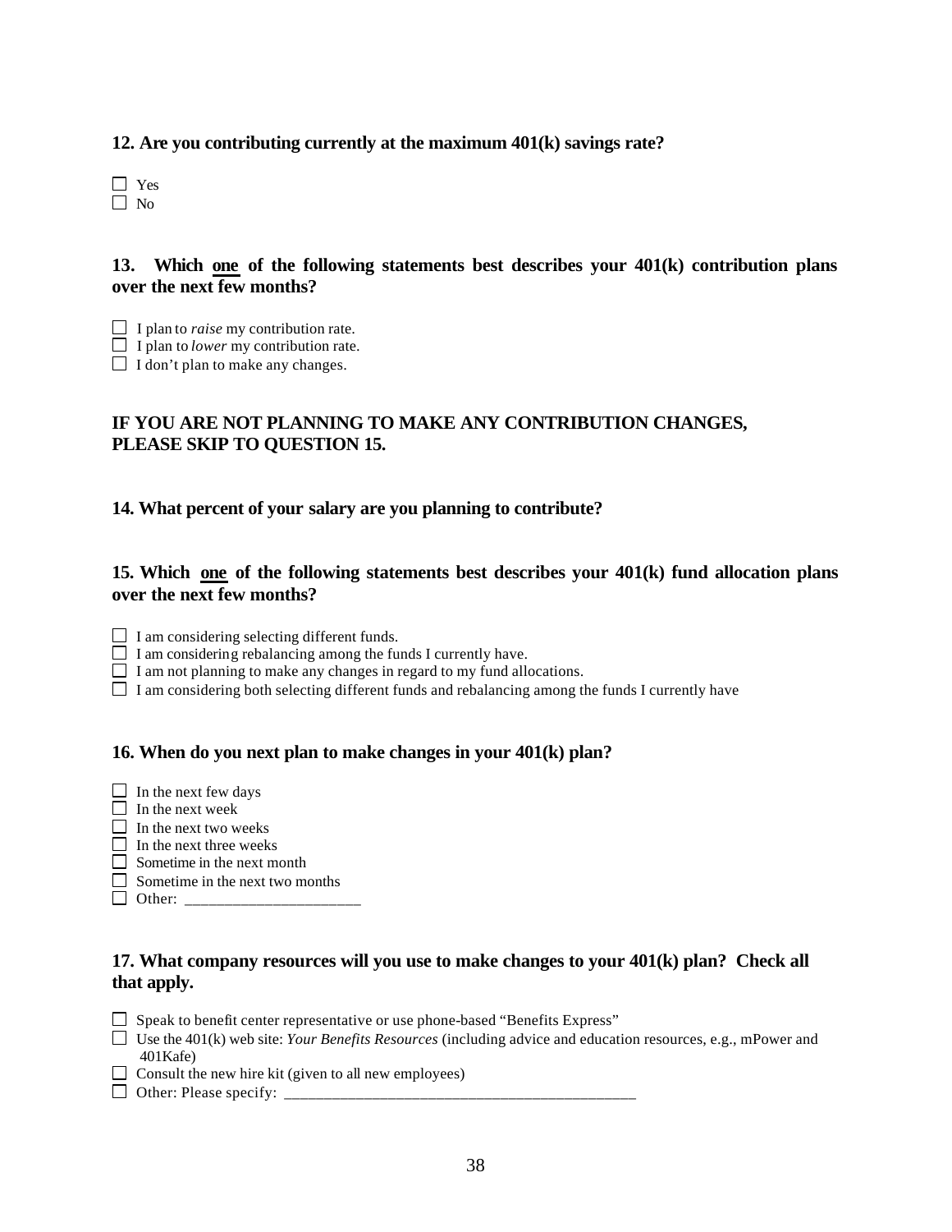**12. Are you contributing currently at the maximum 401(k) savings rate?**

- ☐ Yes
- ☐ No

**13. Which one of the following statements best describes your 401(k) contribution plans over the next few months?**

- ☐ I plan to *raise* my contribution rate.
- ☐ I plan to *lower* my contribution rate.
- ☐ I don't plan to make any changes.

**IF YOU ARE NOT PLANNING TO MAKE ANY CONTRIBUTION CHANGES, PLEASE SKIP TO QUESTION 15.**

**14. What percent of your salary are you planning to contribute?**

**15. Which one of the following statements best describes your 401(k) fund allocation plans over the next few months?**

- ☐ I am considering selecting different funds.
- ☐ I am considering rebalancing among the funds I currently have.
- ☐ I am not planning to make any changes in regard to my fund allocations.
- ☐ I am considering both selecting different funds and rebalancing among the funds I currently have

**16. When do you next plan to make changes in your 401(k) plan?**

- ☐ In the next few days
- ☐ In the next week
- ☐ In the next two weeks
- ☐ In the next three weeks
- ☐ Sometime in the next month
- ☐ Sometime in the next two months
- ☐ Other: ______________________

**17. What company resources will you use to make changes to your 401(k) plan? Check all that apply.**

- ☐ Speak to benefit center representative or use phone-based "Benefits Express"
- ☐ Use the 401(k) web site: *Your Benefits Resources* (including advice and education resources, e.g., mPower and 401Kafe)
- ☐ Consult the new hire kit (given to all new employees)
- ☐ Other: Please specify: _____________________________________________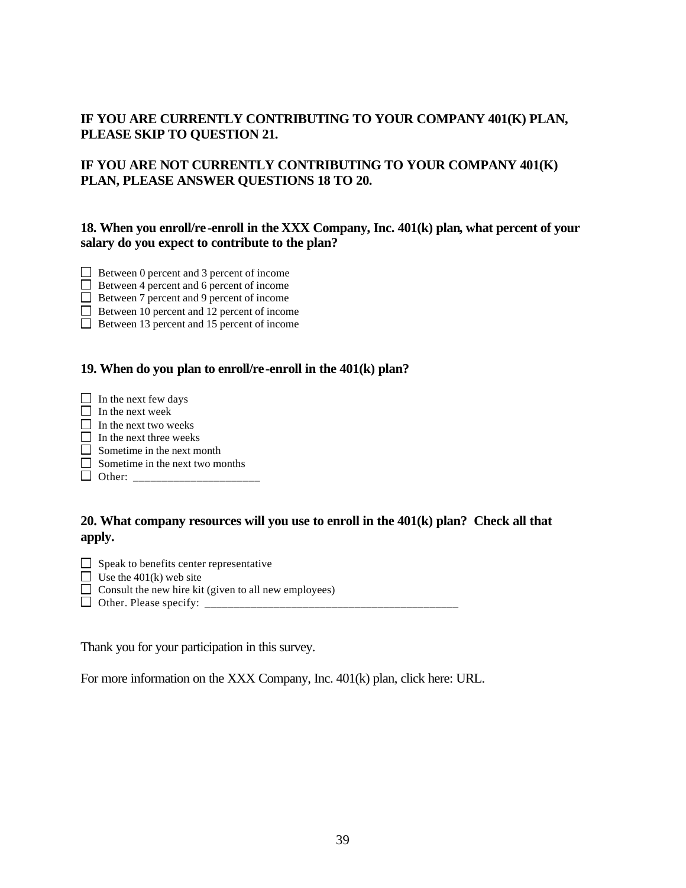**IF YOU ARE CURRENTLY CONTRIBUTING TO YOUR COMPANY 401(K) PLAN, PLEASE SKIP TO QUESTION 21.**

**IF YOU ARE NOT CURRENTLY CONTRIBUTING TO YOUR COMPANY 401(K) PLAN, PLEASE ANSWER QUESTIONS 18 TO 20.**

**18. When you enroll/re-enroll in the XXX Company, Inc. 401(k) plan, what percent of your salary do you expect to contribute to the plan?**

- ☐ Between 0 percent and 3 percent of income
- ☐ Between 4 percent and 6 percent of income
- ☐ Between 7 percent and 9 percent of income
- ☐ Between 10 percent and 12 percent of income
- ☐ Between 13 percent and 15 percent of income

**19. When do you plan to enroll/re-enroll in the 401(k) plan?**

- ☐ In the next few days
- ☐ In the next week
- ☐ In the next two weeks
- ☐ In the next three weeks
- ☐ Sometime in the next month
- ☐ Sometime in the next two months
- ☐ Other: ______________________

**20. What company resources will you use to enroll in the 401(k) plan? Check all that apply.**

- ☐ Speak to benefits center representative
- ☐ Use the 401(k) web site
- ☐ Consult the new hire kit (given to all new employees)
- ☐ Other. Please specify: _____________________________________________

Thank you for your participation in this survey.

For more information on the XXX Company, Inc. 401(k) plan, click here: URL.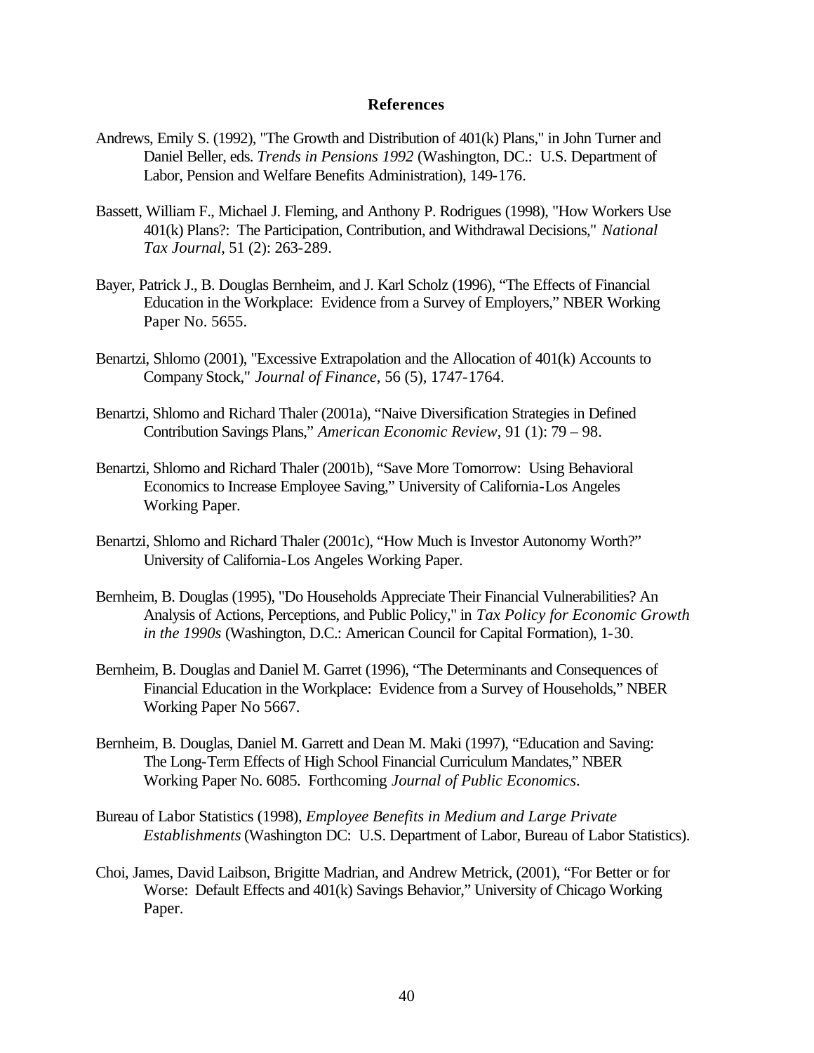# References

Andrews, Emily S. (1992), "The Growth and Distribution of 401(k) Plans," in John Turner and Daniel Beller, eds. *Trends in Pensions 1992* (Washington, DC.: U.S. Department of Labor, Pension and Welfare Benefits Administration), 149-176.

Bassett, William F., Michael J. Fleming, and Anthony P. Rodrigues (1998), "How Workers Use 401(k) Plans?: The Participation, Contribution, and Withdrawal Decisions," *National Tax Journal*, 51 (2): 263-289.

Bayer, Patrick J., B. Douglas Bernheim, and J. Karl Scholz (1996), "The Effects of Financial Education in the Workplace: Evidence from a Survey of Employers," NBER Working Paper No. 5655.

Benartzi, Shlomo (2001), "Excessive Extrapolation and the Allocation of 401(k) Accounts to Company Stock," *Journal of Finance*, 56 (5), 1747-1764.

Benartzi, Shlomo and Richard Thaler (2001a), "Naive Diversification Strategies in Defined Contribution Savings Plans," *American Economic Review*, 91 (1): 79 – 98.

Benartzi, Shlomo and Richard Thaler (2001b), "Save More Tomorrow: Using Behavioral Economics to Increase Employee Saving," University of California-Los Angeles Working Paper.

Benartzi, Shlomo and Richard Thaler (2001c), "How Much is Investor Autonomy Worth?" University of California-Los Angeles Working Paper.

Bernheim, B. Douglas (1995), "Do Households Appreciate Their Financial Vulnerabilities? An Analysis of Actions, Perceptions, and Public Policy," in *Tax Policy for Economic Growth in the 1990s* (Washington, D.C.: American Council for Capital Formation), 1-30.

Bernheim, B. Douglas and Daniel M. Garret (1996), "The Determinants and Consequences of Financial Education in the Workplace: Evidence from a Survey of Households," NBER Working Paper No 5667.

Bernheim, B. Douglas, Daniel M. Garrett and Dean M. Maki (1997), "Education and Saving: The Long-Term Effects of High School Financial Curriculum Mandates," NBER Working Paper No. 6085. Forthcoming *Journal of Public Economics*.

Bureau of Labor Statistics (1998), *Employee Benefits in Medium and Large Private Establishments* (Washington DC: U.S. Department of Labor, Bureau of Labor Statistics).

Choi, James, David Laibson, Brigitte Madrian, and Andrew Metrick, (2001), "For Better or for Worse: Default Effects and 401(k) Savings Behavior," University of Chicago Working Paper.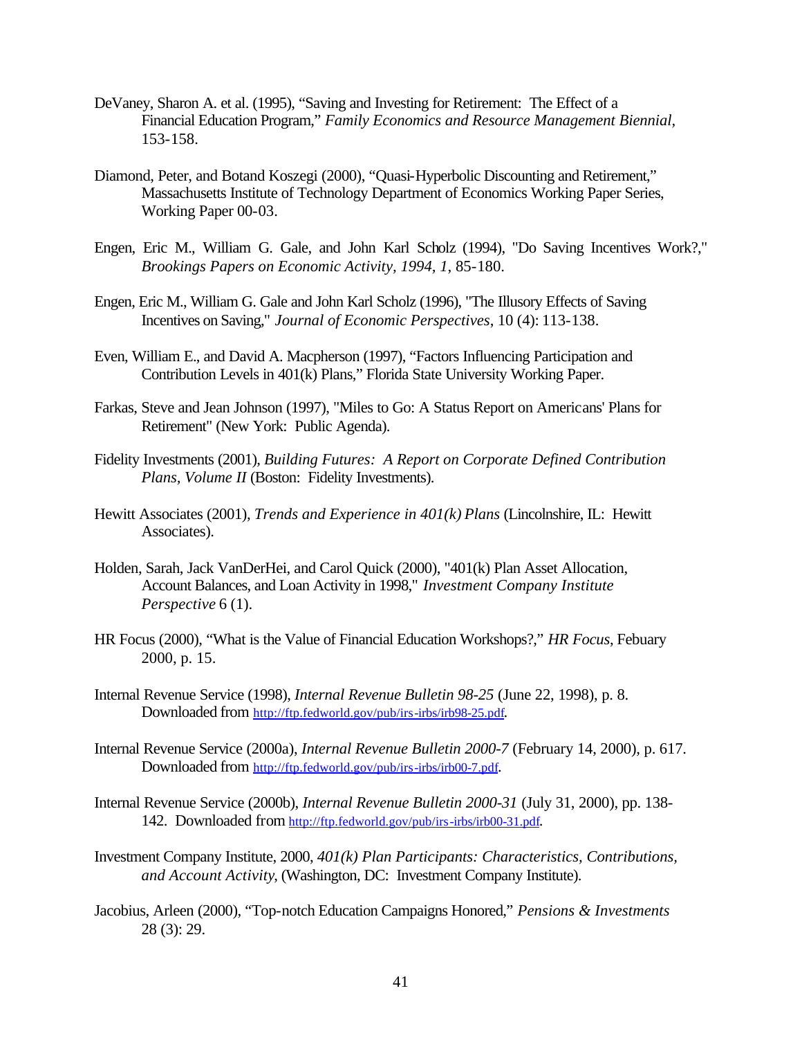DeVaney, Sharon A. et al. (1995), "Saving and Investing for Retirement: The Effect of a Financial Education Program," *Family Economics and Resource Management Biennial*, 153-158.

Diamond, Peter, and Botand Koszegi (2000), "Quasi-Hyperbolic Discounting and Retirement," Massachusetts Institute of Technology Department of Economics Working Paper Series, Working Paper 00-03.

Engen, Eric M., William G. Gale, and John Karl Scholz (1994), "Do Saving Incentives Work?," *Brookings Papers on Economic Activity, 1994, 1*, 85-180.

Engen, Eric M., William G. Gale and John Karl Scholz (1996), "The Illusory Effects of Saving Incentives on Saving," *Journal of Economic Perspectives*, 10 (4): 113-138.

Even, William E., and David A. Macpherson (1997), "Factors Influencing Participation and Contribution Levels in 401(k) Plans," Florida State University Working Paper.

Farkas, Steve and Jean Johnson (1997), "Miles to Go: A Status Report on Americans' Plans for Retirement" (New York: Public Agenda).

Fidelity Investments (2001), *Building Futures: A Report on Corporate Defined Contribution Plans, Volume II* (Boston: Fidelity Investments).

Hewitt Associates (2001), *Trends and Experience in 401(k) Plans* (Lincolnshire, IL: Hewitt Associates).

Holden, Sarah, Jack VanDerHei, and Carol Quick (2000), "401(k) Plan Asset Allocation, Account Balances, and Loan Activity in 1998," *Investment Company Institute Perspective* 6 (1).

HR Focus (2000), "What is the Value of Financial Education Workshops?," *HR Focus*, Febuary 2000, p. 15.

Internal Revenue Service (1998), *Internal Revenue Bulletin 98-25* (June 22, 1998), p. 8. Downloaded from http://ftp.fedworld.gov/pub/irs-irbs/irb98-25.pdf.

Internal Revenue Service (2000a), *Internal Revenue Bulletin 2000-7* (February 14, 2000), p. 617. Downloaded from http://ftp.fedworld.gov/pub/irs-irbs/irb00-7.pdf.

Internal Revenue Service (2000b), *Internal Revenue Bulletin 2000-31* (July 31, 2000), pp. 138-142. Downloaded from http://ftp.fedworld.gov/pub/irs-irbs/irb00-31.pdf.

Investment Company Institute, 2000, *401(k) Plan Participants: Characteristics, Contributions, and Account Activity*, (Washington, DC: Investment Company Institute).

Jacobius, Arleen (2000), "Top-notch Education Campaigns Honored," *Pensions & Investments* 28 (3): 29.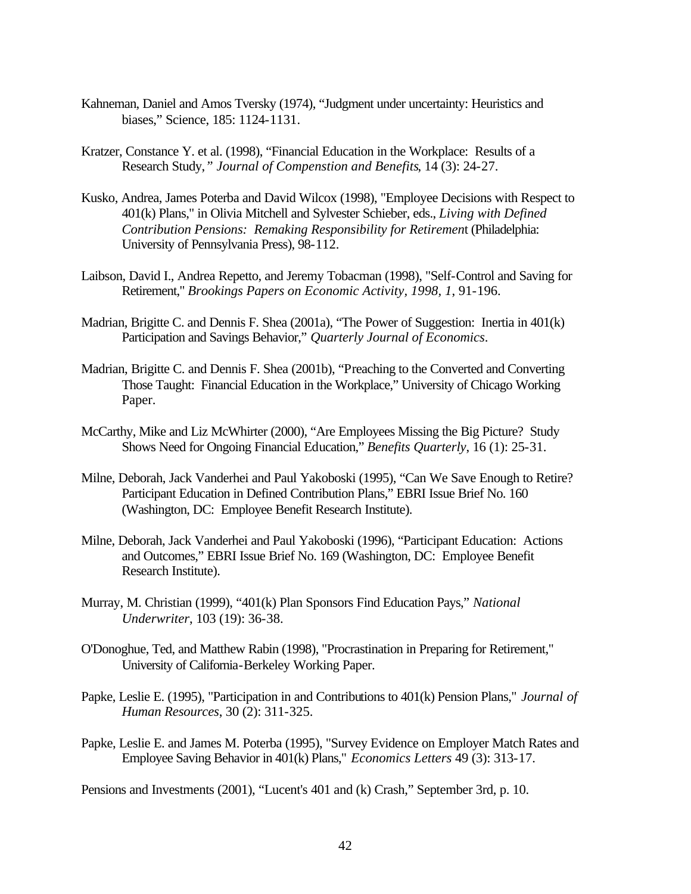Kahneman, Daniel and Amos Tversky (1974), "Judgment under uncertainty: Heuristics and biases," Science, 185: 1124-1131.

Kratzer, Constance Y. et al. (1998), "Financial Education in the Workplace: Results of a Research Study, " *Journal of Compenstion and Benefits*, 14 (3): 24-27.

Kusko, Andrea, James Poterba and David Wilcox (1998), "Employee Decisions with Respect to 401(k) Plans," in Olivia Mitchell and Sylvester Schieber, eds., *Living with Defined Contribution Pensions: Remaking Responsibility for Retiremen*t (Philadelphia: University of Pennsylvania Press), 98-112.

Laibson, David I., Andrea Repetto, and Jeremy Tobacman (1998), "Self-Control and Saving for Retirement," *Brookings Papers on Economic Activity, 1998, 1*, 91-196.

Madrian, Brigitte C. and Dennis F. Shea (2001a), "The Power of Suggestion: Inertia in 401(k) Participation and Savings Behavior," *Quarterly Journal of Economics*.

Madrian, Brigitte C. and Dennis F. Shea (2001b), "Preaching to the Converted and Converting Those Taught: Financial Education in the Workplace," University of Chicago Working Paper.

McCarthy, Mike and Liz McWhirter (2000), "Are Employees Missing the Big Picture? Study Shows Need for Ongoing Financial Education," *Benefits Quarterly*, 16 (1): 25-31.

Milne, Deborah, Jack Vanderhei and Paul Yakoboski (1995), "Can We Save Enough to Retire? Participant Education in Defined Contribution Plans," EBRI Issue Brief No. 160 (Washington, DC: Employee Benefit Research Institute).

Milne, Deborah, Jack Vanderhei and Paul Yakoboski (1996), "Participant Education: Actions and Outcomes," EBRI Issue Brief No. 169 (Washington, DC: Employee Benefit Research Institute).

Murray, M. Christian (1999), "401(k) Plan Sponsors Find Education Pays," *National Underwriter*, 103 (19): 36-38.

O'Donoghue, Ted, and Matthew Rabin (1998), "Procrastination in Preparing for Retirement," University of California-Berkeley Working Paper.

Papke, Leslie E. (1995), "Participation in and Contributions to 401(k) Pension Plans," *Journal of Human Resources*, 30 (2): 311-325.

Papke, Leslie E. and James M. Poterba (1995), "Survey Evidence on Employer Match Rates and Employee Saving Behavior in 401(k) Plans," *Economics Letters* 49 (3): 313-17.

Pensions and Investments (2001), "Lucent's 401 and (k) Crash," September 3rd, p. 10.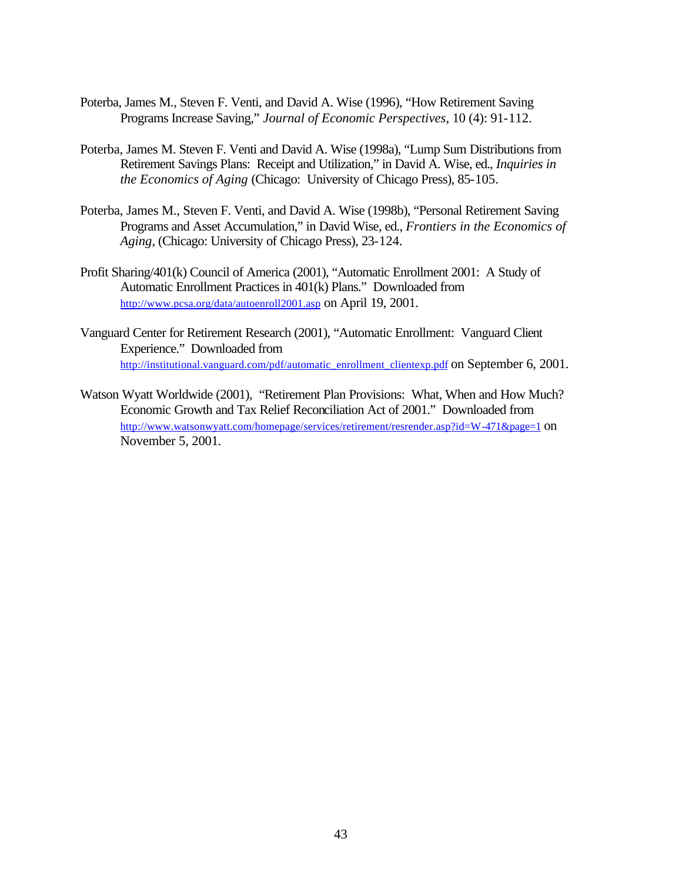Poterba, James M., Steven F. Venti, and David A. Wise (1996), "How Retirement Saving Programs Increase Saving," *Journal of Economic Perspectives*, 10 (4): 91-112.

Poterba, James M. Steven F. Venti and David A. Wise (1998a), "Lump Sum Distributions from Retirement Savings Plans: Receipt and Utilization," in David A. Wise, ed., *Inquiries in the Economics of Aging* (Chicago: University of Chicago Press), 85-105.

Poterba, James M., Steven F. Venti, and David A. Wise (1998b), "Personal Retirement Saving Programs and Asset Accumulation," in David Wise, ed., *Frontiers in the Economics of Aging*, (Chicago: University of Chicago Press), 23-124.

Profit Sharing/401(k) Council of America (2001), "Automatic Enrollment 2001: A Study of Automatic Enrollment Practices in 401(k) Plans." Downloaded from http://www.pcsa.org/data/autoenroll2001.asp on April 19, 2001.

Vanguard Center for Retirement Research (2001), "Automatic Enrollment: Vanguard Client Experience." Downloaded from http://institutional.vanguard.com/pdf/automatic_enrollment_clientexp.pdf on September 6, 2001.

Watson Wyatt Worldwide (2001), "Retirement Plan Provisions: What, When and How Much? Economic Growth and Tax Relief Reconciliation Act of 2001." Downloaded from http://www.watsonwyatt.com/homepage/services/retirement/resrender.asp?id=W-471&page=1 on November 5, 2001.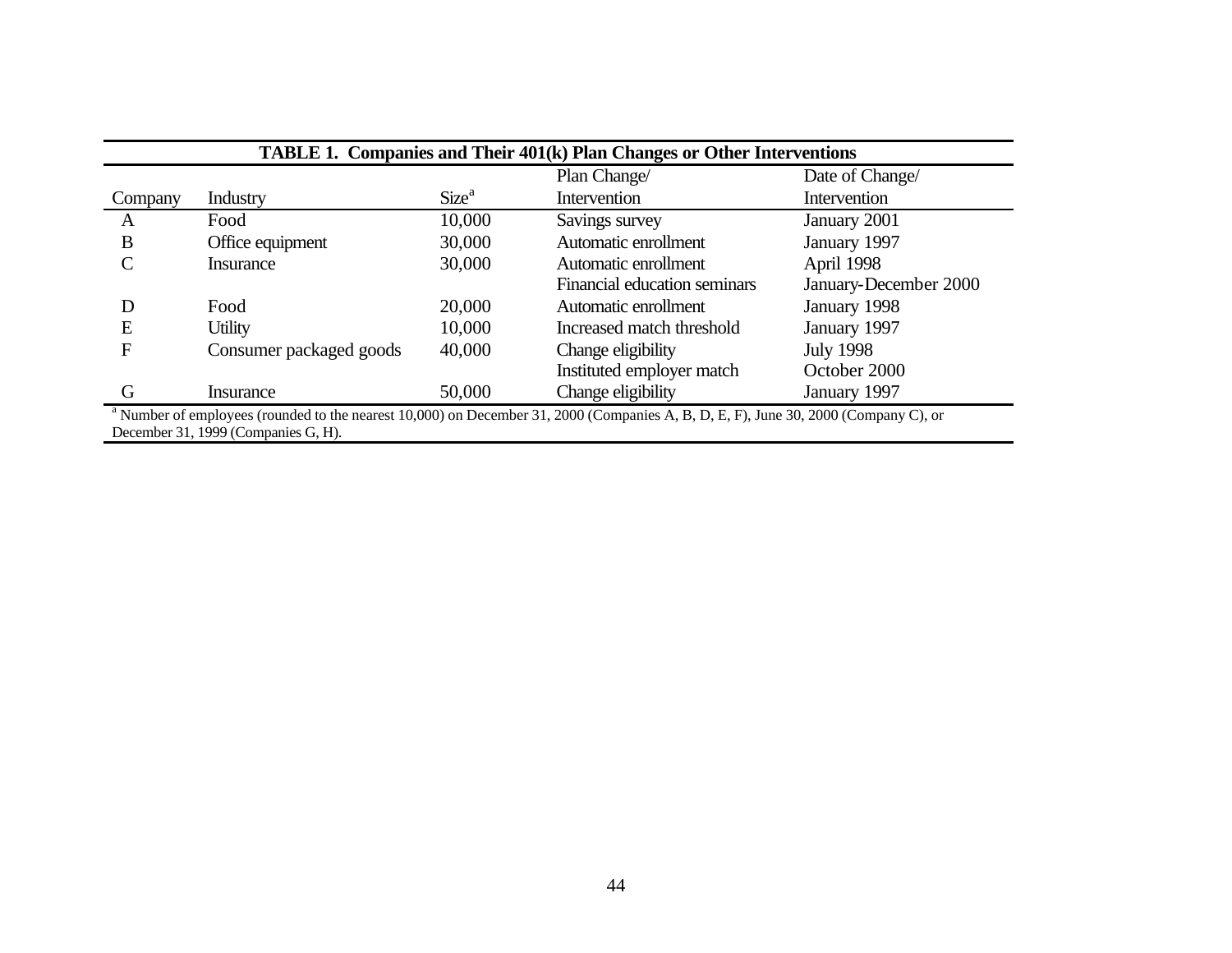**TABLE 1. Companies and Their 401(k) Plan Changes or Other Interventions**

| Company | Industry | Size[a] | Plan Change/ Intervention | Date of Change/ Intervention |
|---|---|---|---|---|
| A | Food | 10,000 | Savings survey | January 2001 |
| B | Office equipment | 30,000 | Automatic enrollment | January 1997 |
| C | Insurance | 30,000 | Automatic enrollment | April 1998 |
| | | | Financial education seminars | January-December 2000 |
| D | Food | 20,000 | Automatic enrollment | January 1998 |
| E | Utility | 10,000 | Increased match threshold | January 1997 |
| F | Consumer packaged goods | 40,000 | Change eligibility | July 1998 |
| | | | Instituted employer match | October 2000 |
| G | Insurance | 50,000 | Change eligibility | January 1997 |

[a] Number of employees (rounded to the nearest 10,000) on December 31, 2000 (Companies A, B, D, E, F), June 30, 2000 (Company C), or December 31, 1999 (Companies G, H).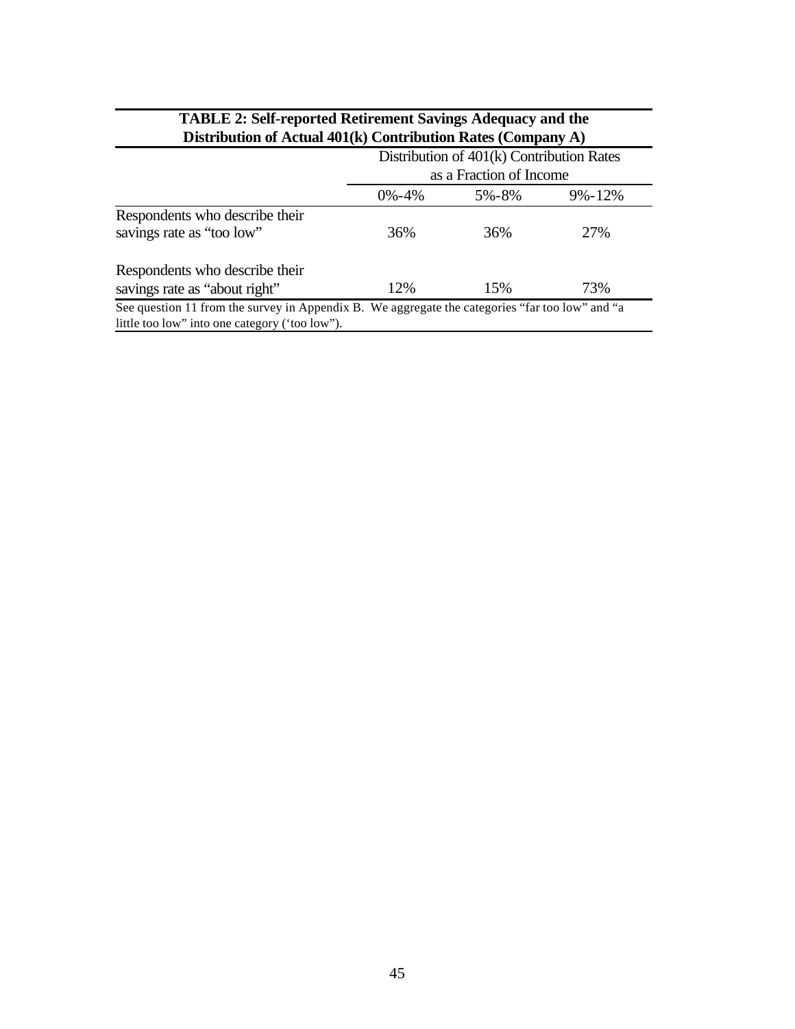**TABLE 2: Self-reported Retirement Savings Adequacy and the Distribution of Actual 401(k) Contribution Rates (Company A)**

| | Distribution of 401(k) Contribution Rates as a Fraction of Income | | |
|---|---|---|---|
| | 0%-4% | 5%-8% | 9%-12% |
| Respondents who describe their savings rate as "too low" | 36% | 36% | 27% |
| Respondents who describe their savings rate as "about right" | 12% | 15% | 73% |

See question 11 from the survey in Appendix B. We aggregate the categories "far too low" and "a little too low" into one category ('too low").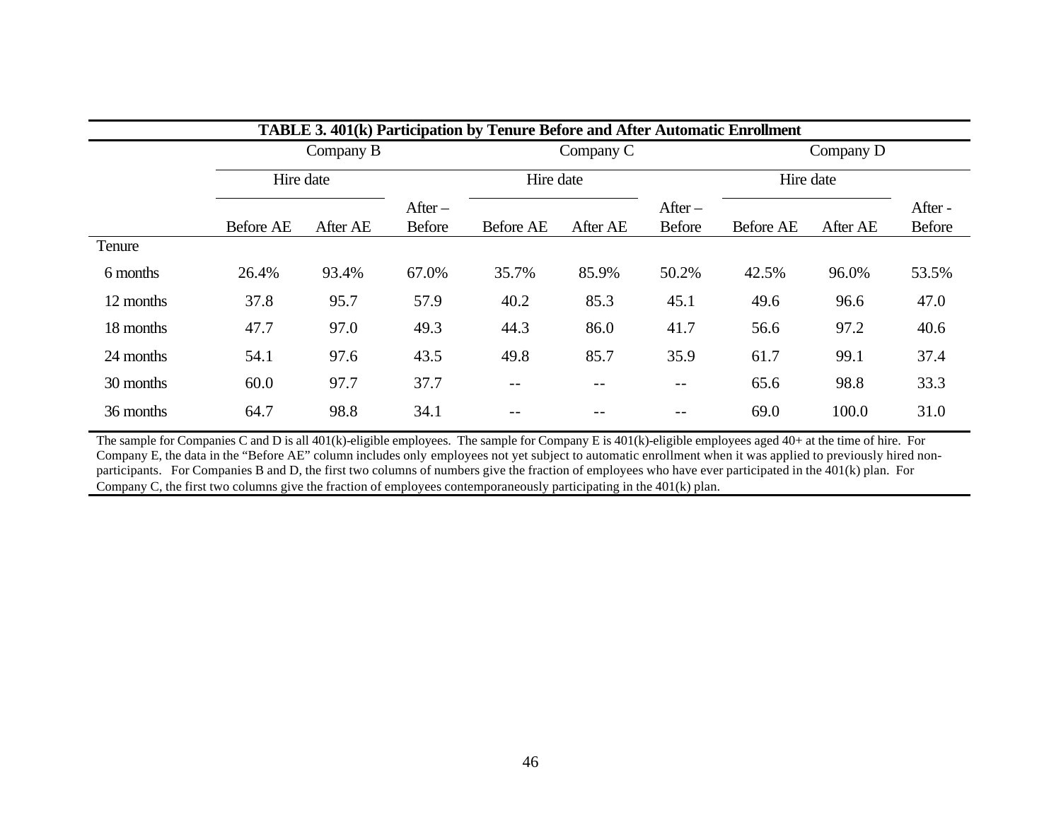**TABLE 3. 401(k) Participation by Tenure Before and After Automatic Enrollment**

| | Company B | | | Company C | | | Company D | | |
|---|---|---|---|---|---|---|---|---|---|
| | Hire date | | | Hire date | | | Hire date | | |
| | Before AE | After AE | After – Before | Before AE | After AE | After – Before | Before AE | After AE | After - Before |
| Tenure | | | | | | | | | |
| 6 months | 26.4% | 93.4% | 67.0% | 35.7% | 85.9% | 50.2% | 42.5% | 96.0% | 53.5% |
| 12 months | 37.8 | 95.7 | 57.9 | 40.2 | 85.3 | 45.1 | 49.6 | 96.6 | 47.0 |
| 18 months | 47.7 | 97.0 | 49.3 | 44.3 | 86.0 | 41.7 | 56.6 | 97.2 | 40.6 |
| 24 months | 54.1 | 97.6 | 43.5 | 49.8 | 85.7 | 35.9 | 61.7 | 99.1 | 37.4 |
| 30 months | 60.0 | 97.7 | 37.7 | -- | -- | -- | 65.6 | 98.8 | 33.3 |
| 36 months | 64.7 | 98.8 | 34.1 | -- | -- | -- | 69.0 | 100.0 | 31.0 |

The sample for Companies C and D is all 401(k)-eligible employees. The sample for Company E is 401(k)-eligible employees aged 40+ at the time of hire. For Company E, the data in the "Before AE" column includes only employees not yet subject to automatic enrollment when it was applied to previously hired non-participants. For Companies B and D, the first two columns of numbers give the fraction of employees who have ever participated in the 401(k) plan. For Company C, the first two columns give the fraction of employees contemporaneously participating in the 401(k) plan.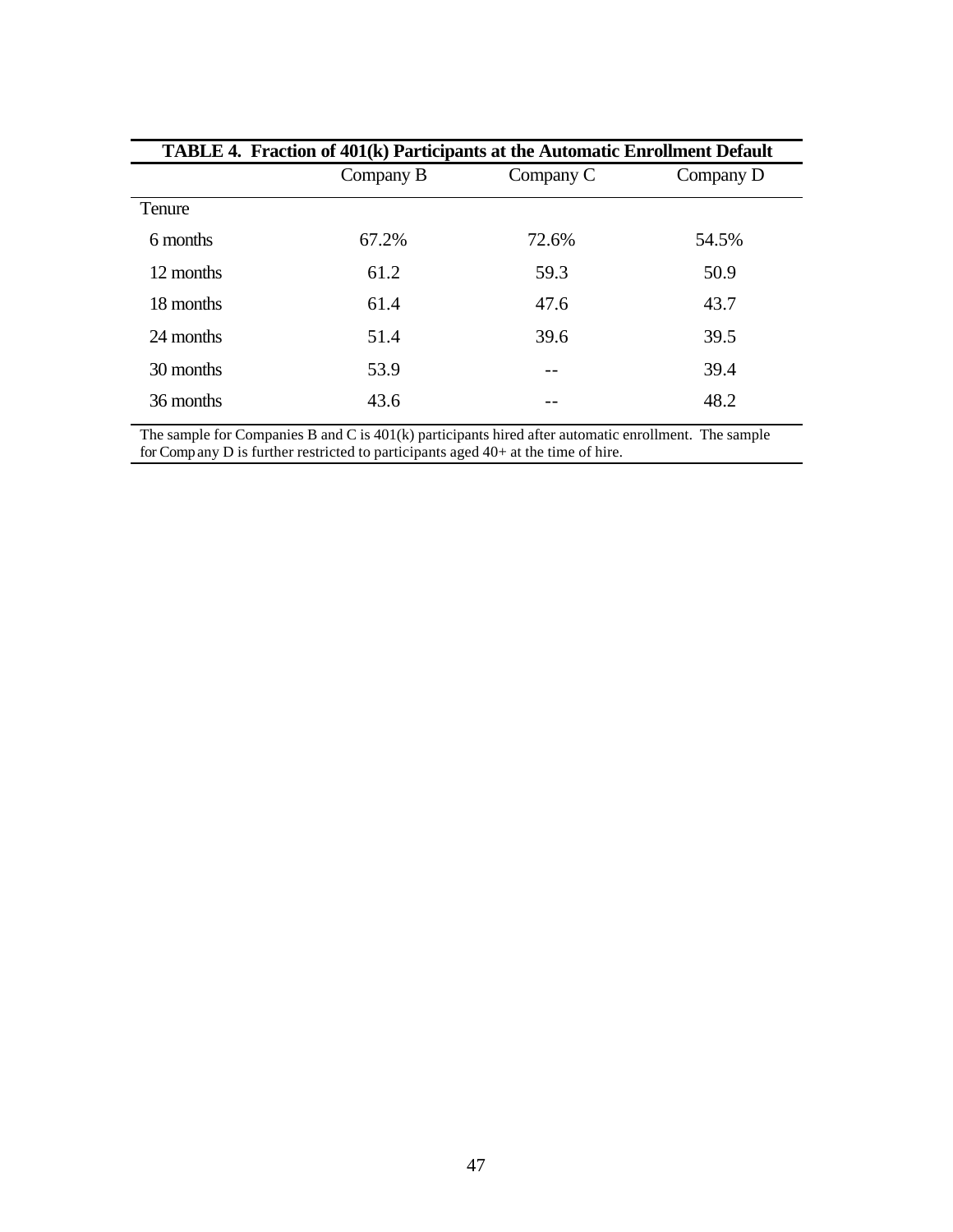**TABLE 4. Fraction of 401(k) Participants at the Automatic Enrollment Default**

| | Company B | Company C | Company D |
|---|---|---|---|
| Tenure | | | |
| 6 months | 67.2% | 72.6% | 54.5% |
| 12 months | 61.2 | 59.3 | 50.9 |
| 18 months | 61.4 | 47.6 | 43.7 |
| 24 months | 51.4 | 39.6 | 39.5 |
| 30 months | 53.9 | -- | 39.4 |
| 36 months | 43.6 | -- | 48.2 |

The sample for Companies B and C is 401(k) participants hired after automatic enrollment. The sample for Company D is further restricted to participants aged 40+ at the time of hire.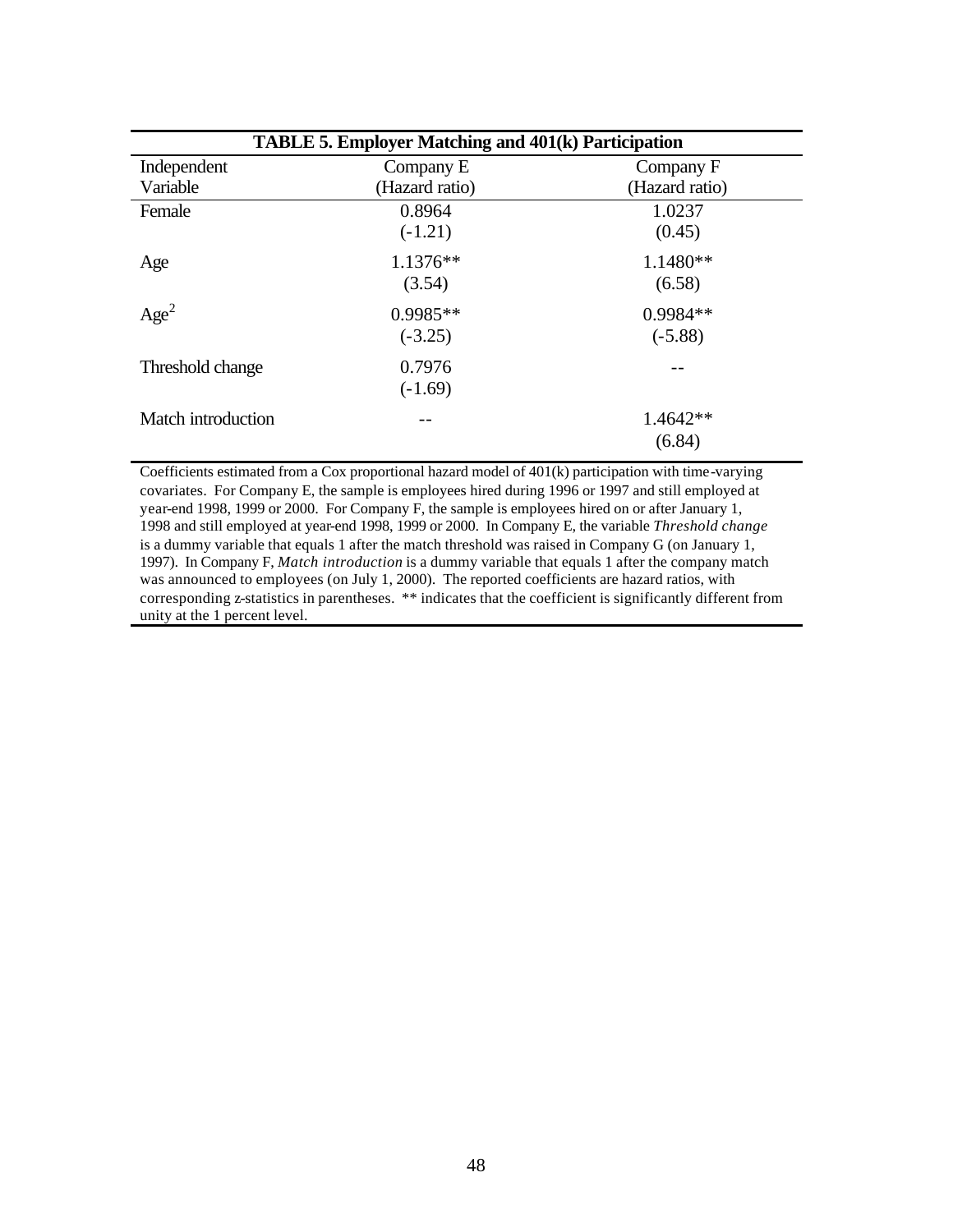**TABLE 5. Employer Matching and 401(k) Participation**

| Independent Variable | Company E (Hazard ratio) | Company F (Hazard ratio) |
|---|---|---|
| Female | 0.8964 | 1.0237 |
| | (-1.21) | (0.45) |
| Age | 1.1376** | 1.1480** |
| | (3.54) | (6.58) |
| $Age^2$ | 0.9985** | 0.9984** |
| | (-3.25) | (-5.88) |
| Threshold change | 0.7976 | -- |
| | (-1.69) | |
| Match introduction | -- | 1.4642** |
| | | (6.84) |

Coefficients estimated from a Cox proportional hazard model of 401(k) participation with time-varying covariates. For Company E, the sample is employees hired during 1996 or 1997 and still employed at year-end 1998, 1999 or 2000. For Company F, the sample is employees hired on or after January 1, 1998 and still employed at year-end 1998, 1999 or 2000. In Company E, the variable *Threshold change* is a dummy variable that equals 1 after the match threshold was raised in Company G (on January 1, 1997). In Company F, *Match introduction* is a dummy variable that equals 1 after the company match was announced to employees (on July 1, 2000). The reported coefficients are hazard ratios, with corresponding z-statistics in parentheses. ** indicates that the coefficient is significantly different from unity at the 1 percent level.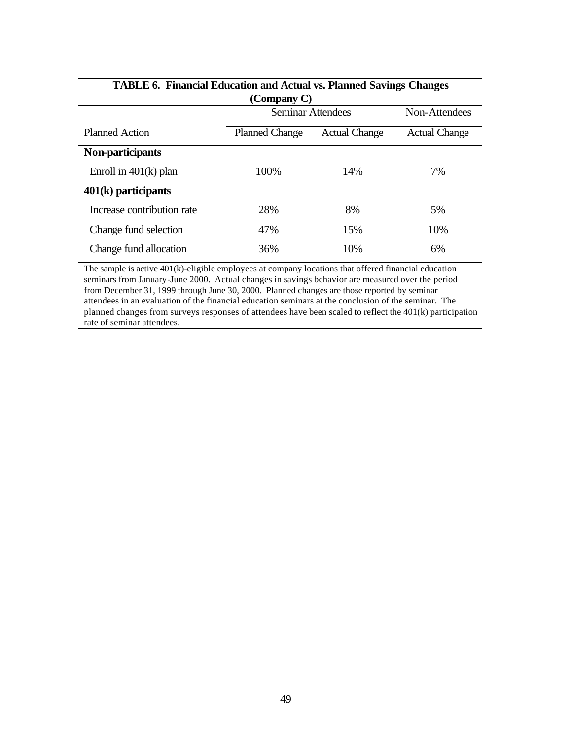**TABLE 6. Financial Education and Actual vs. Planned Savings Changes (Company C)**

| | Seminar Attendees | | Non-Attendees |
|---|---|---|---|
| Planned Action | Planned Change | Actual Change | Actual Change |
| **Non-participants** | | | |
| Enroll in 401(k) plan | 100% | 14% | 7% |
| **401(k) participants** | | | |
| Increase contribution rate | 28% | 8% | 5% |
| Change fund selection | 47% | 15% | 10% |
| Change fund allocation | 36% | 10% | 6% |

The sample is active 401(k)-eligible employees at company locations that offered financial education seminars from January-June 2000. Actual changes in savings behavior are measured over the period from December 31, 1999 through June 30, 2000. Planned changes are those reported by seminar attendees in an evaluation of the financial education seminars at the conclusion of the seminar. The planned changes from surveys responses of attendees have been scaled to reflect the 401(k) participation rate of seminar attendees.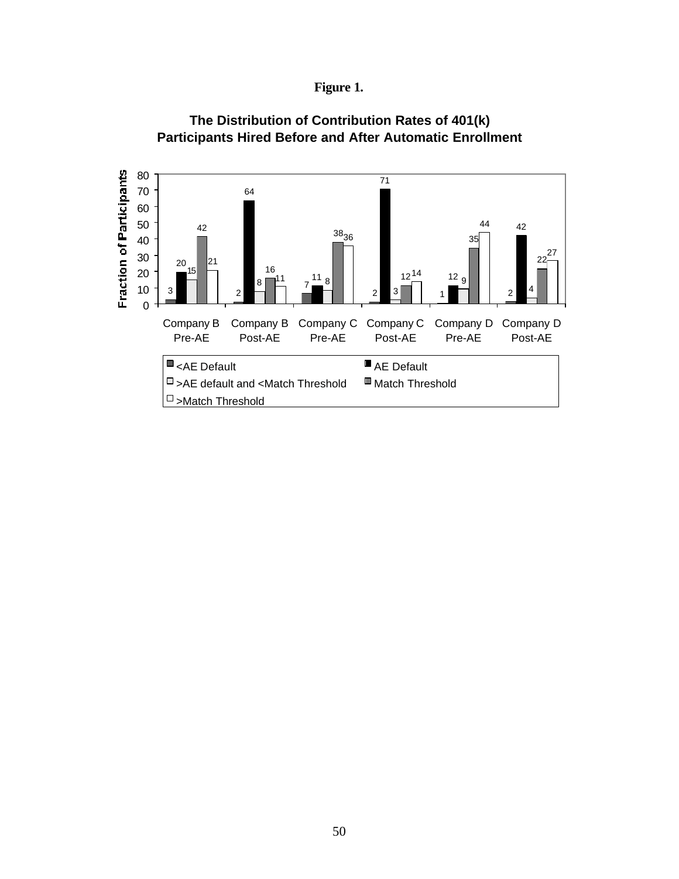**Figure 1.**

**The Distribution of Contribution Rates of 401(k) Participants Hired Before and After Automatic Enrollment**

| Fraction of Participants | <AE Default | AE Default | >AE default and <Match Threshold | Match Threshold | >Match Threshold |
|---|---|---|---|---|---|
| Company B Pre-AE | 3 | 20 | 15 | 42 | 21 |
| Company B Post-AE | 2 | 64 | 8 | 16 | 11 |
| Company C Pre-AE | 7 | 11 | 8 | 38 | 36 |
| Company C Post-AE | 2 | 71 | 3 | 12 | 14 |
| Company D Pre-AE | 1 | 12 | 9 | 35 | 44 |
| Company D Post-AE | 2 | 42 | 4 | 22 | 27 |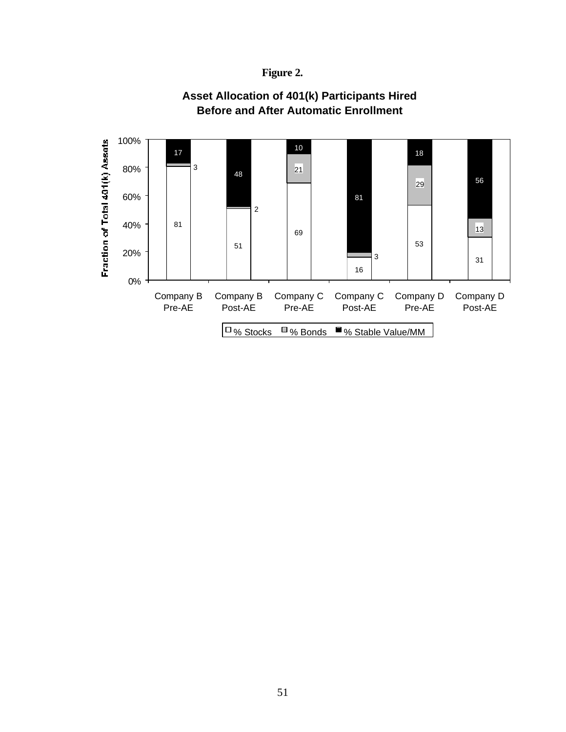**Figure 2.**

**Asset Allocation of 401(k) Participants Hired Before and After Automatic Enrollment**

| | % Stocks | % Bonds | % Stable Value/MM |
|---|---|---|---|
| Company B Pre-AE | 81 | 3 | 17 |
| Company B Post-AE | 51 | 2 | 48 |
| Company C Pre-AE | 69 | 21 | 10 |
| Company C Post-AE | 16 | 3 | 81 |
| Company D Pre-AE | 53 | 29 | 18 |
| Company D Post-AE | 31 | 13 | 56 |

Fraction of Total 401(k) Assets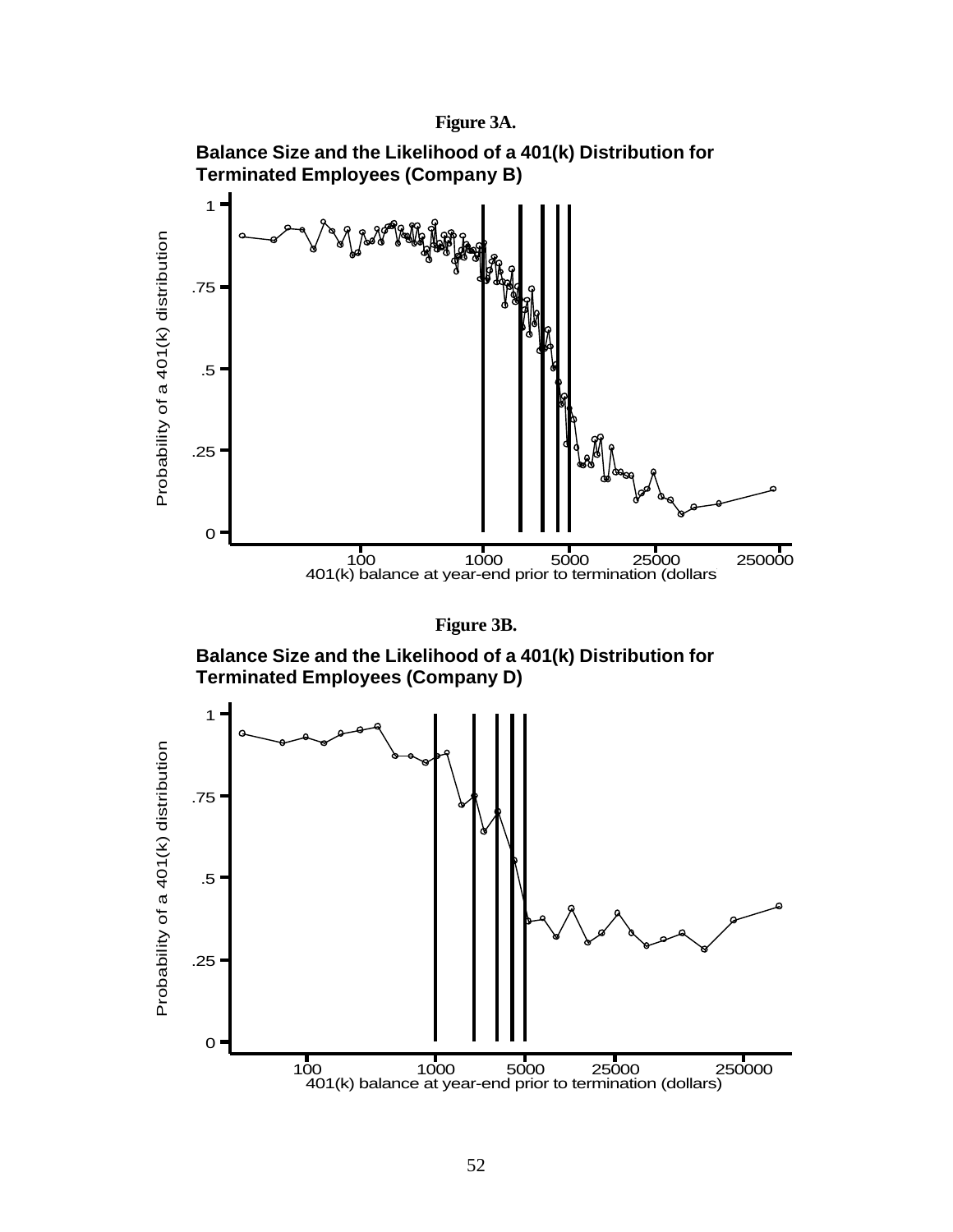**Figure 3A.**

**Balance Size and the Likelihood of a 401(k) Distribution for Terminated Employees (Company B)**

Probability of a 401(k) distribution

401(k) balance at year-end prior to termination (dollars

**Figure 3B.**

**Balance Size and the Likelihood of a 401(k) Distribution for Terminated Employees (Company D)**

Probability of a 401(k) distribution

401(k) balance at year-end prior to termination (dollars)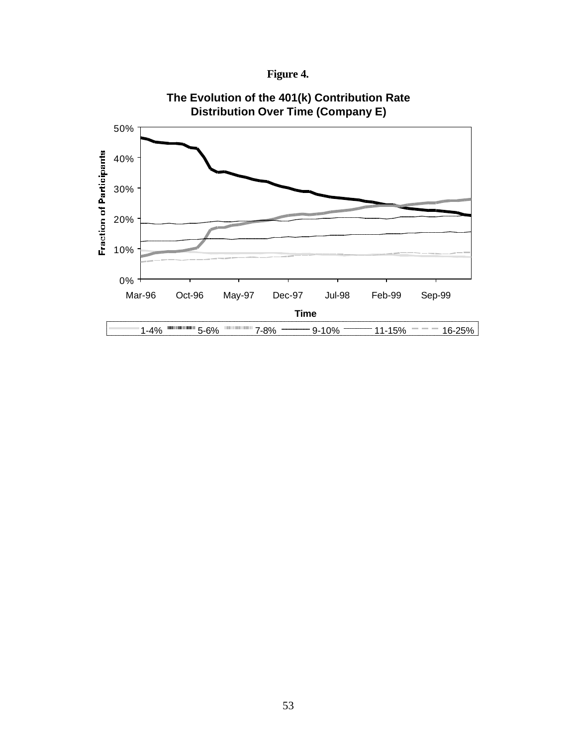**Figure 4.**

**The Evolution of the 401(k) Contribution Rate Distribution Over Time (Company E)**

Fraction of Participants: 0%, 10%, 20%, 30%, 40%, 50%

Time: Mar-96, Oct-96, May-97, Dec-97, Jul-98, Feb-99, Sep-99

Legend: 1-4%, 5-6%, 7-8%, 9-10%, 11-15%, 16-25%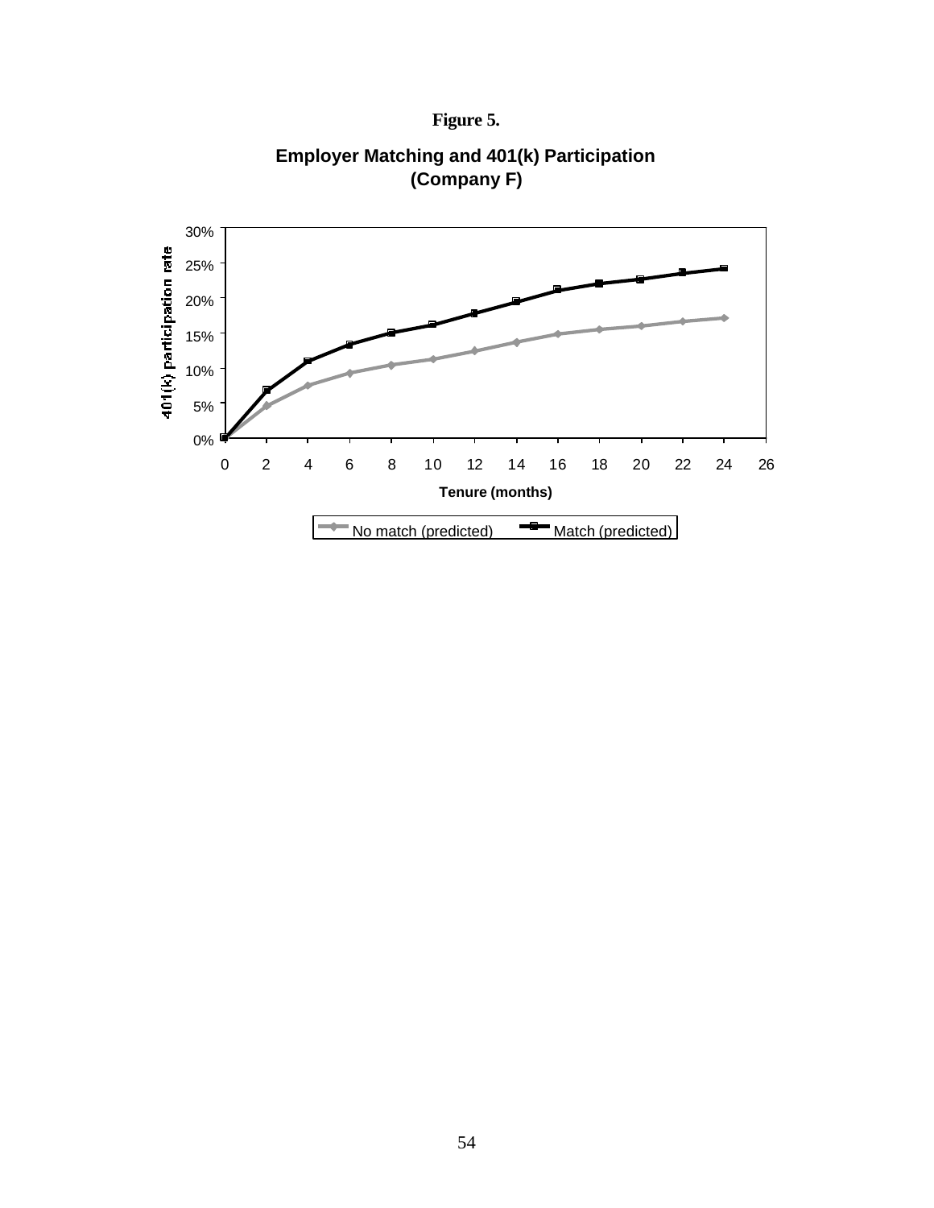**Figure 5.**

**Employer Matching and 401(k) Participation (Company F)**

401(k) participation rate

30%
25%
20%
15%
10%
5%
0%

0 2 4 6 8 10 12 14 16 18 20 22 24 26

**Tenure (months)**

No match (predicted) Match (predicted)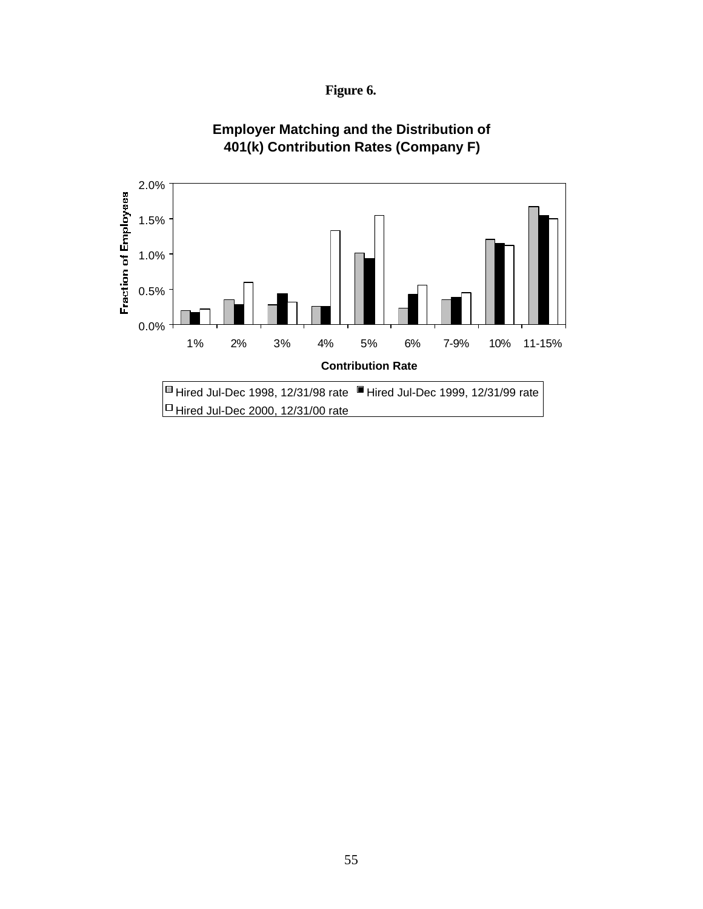**Figure 6.**

**Employer Matching and the Distribution of 401(k) Contribution Rates (Company F)**

Fraction of Employees

2.0%
1.5%
1.0%
0.5%
0.0%

1% 2% 3% 4% 5% 6% 7-9% 10% 11-15%

**Contribution Rate**

Hired Jul-Dec 1998, 12/31/98 rate
Hired Jul-Dec 1999, 12/31/99 rate
Hired Jul-Dec 2000, 12/31/00 rate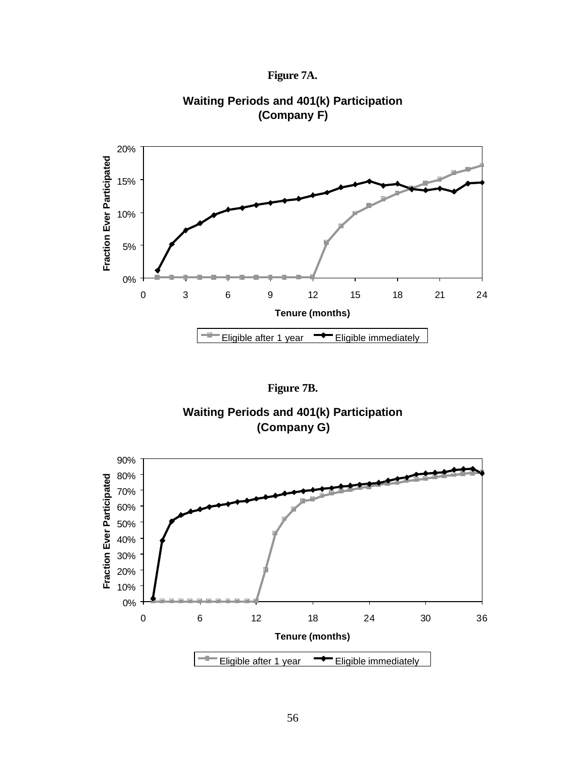**Figure 7A.**

**Waiting Periods and 401(k) Participation (Company F)**

Fraction Ever Participated

20%
15%
10%
5%
0%

0 3 6 9 12 15 18 21 24

Tenure (months)

Eligible after 1 year
Eligible immediately

**Figure 7B.**

**Waiting Periods and 401(k) Participation (Company G)**

Fraction Ever Participated

90%
80%
70%
60%
50%
40%
30%
20%
10%
0%

0 6 12 18 24 30 36

Tenure (months)

Eligible after 1 year
Eligible immediately